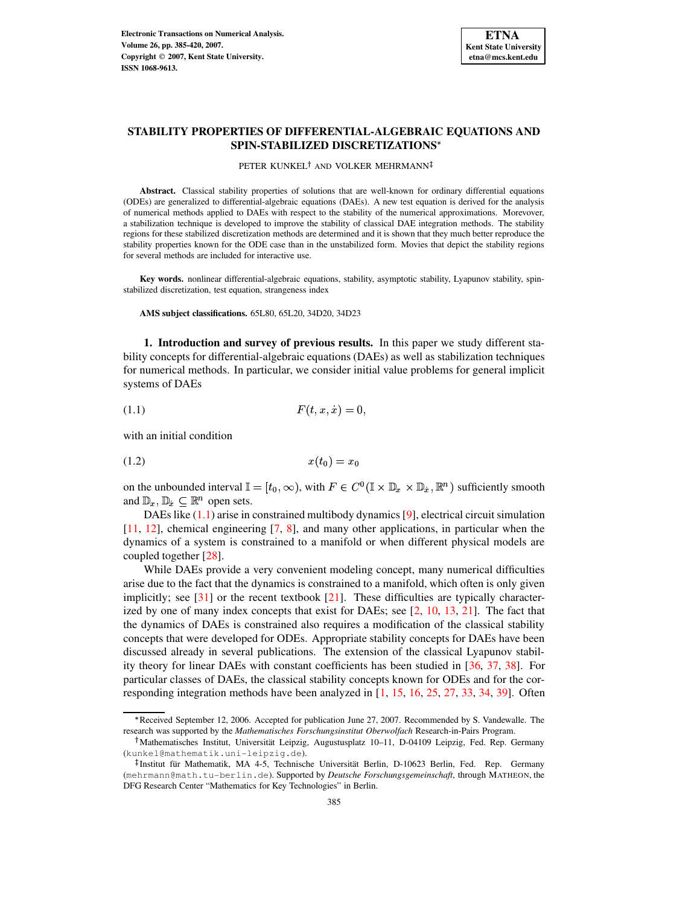# STABILITY PROPERTIES OF DIFFERENTIAL-ALGEBRAIC EQUATIONS AND SPIN-STABILIZED DISCRETIZATIONS*

PETER KUNKEL† AND VOLKER MEHRMANN‡

**Abstract.** Classical stability properties of solutions that are well-known for ordinary differential equations (ODEs) are generalized to differential-algebraic equations (DAEs). A new test equation is derived for the analysis of numerical methods applied to DAEs with respect to the stability of the numerical approximations. Moreover, a stabilization technique is developed to improve the stability of classical DAE integration methods. The stability regions for these stabilized discretization methods are determined and it is shown that they much better reproduce the stability properties known for the ODE case than in the unstabilized form. Movies that depict the stability regions for several methods are included for interactive use.

**Key words.** nonlinear differential-algebraic equations, stability, asymptotic stability, Lyapunov stability, spin-stabilized discretization, test equation, strangeness index

**AMS subject classifications.** 65L80, 65L20, 34D20, 34D23

## 1. Introduction and survey of previous results.

In this paper we study different stability concepts for differential-algebraic equations (DAEs) as well as stabilization techniques for numerical methods. In particular, we consider initial value problems for general implicit systems of DAEs

$$F(t, x, \dot{x}) = 0, \tag{1.1}$$

with an initial condition

$$x(t_0) = x_0 \tag{1.2}$$

on the unbounded interval $\mathbb{I} = [t_0, \infty)$, with $F \in C^0(\mathbb{I} \times \mathbb{D}_x \times \mathbb{D}_{\dot{x}}, \mathbb{R}^n)$ sufficiently smooth and $\mathbb{D}_x, \mathbb{D}_{\dot{x}} \subseteq \mathbb{R}^n$ open sets.

DAEs like (1.1) arise in constrained multibody dynamics [9], electrical circuit simulation [11, 12], chemical engineering [7, 8], and many other applications, in particular when the dynamics of a system is constrained to a manifold or when different physical models are coupled together [28].

While DAEs provide a very convenient modeling concept, many numerical difficulties arise due to the fact that the dynamics is constrained to a manifold, which often is only given implicitly; see [31] or the recent textbook [21]. These difficulties are typically characterized by one of many index concepts that exist for DAEs; see [2, 10, 13, 21]. The fact that the dynamics of DAEs is constrained also requires a modification of the classical stability concepts that were developed for ODEs. Appropriate stability concepts for DAEs have been discussed already in several publications. The extension of the classical Lyapunov stability theory for linear DAEs with constant coefficients has been studied in [36, 37, 38]. For particular classes of DAEs, the classical stability concepts known for ODEs and for the corresponding integration methods have been analyzed in [1, 15, 16, 25, 27, 33, 34, 39]. Often

---

*Received September 12, 2006. Accepted for publication June 27, 2007. Recommended by S. Vandewalle. The research was supported by the *Mathematisches Forschungsinstitut Oberwolfach* Research-in-Pairs Program.

†Mathematisches Institut, Universität Leipzig, Augustusplatz 10–11, D-04109 Leipzig, Fed. Rep. Germany (kunkel@mathematik.uni-leipzig.de).

‡Institut für Mathematik, MA 4-5, Technische Universität Berlin, D-10623 Berlin, Fed. Rep. Germany (mehrmann@math.tu-berlin.de). Supported by *Deutsche Forschungsgemeinschaft*, through MATHEON, the DFG Research Center "Mathematics for Key Technologies" in Berlin.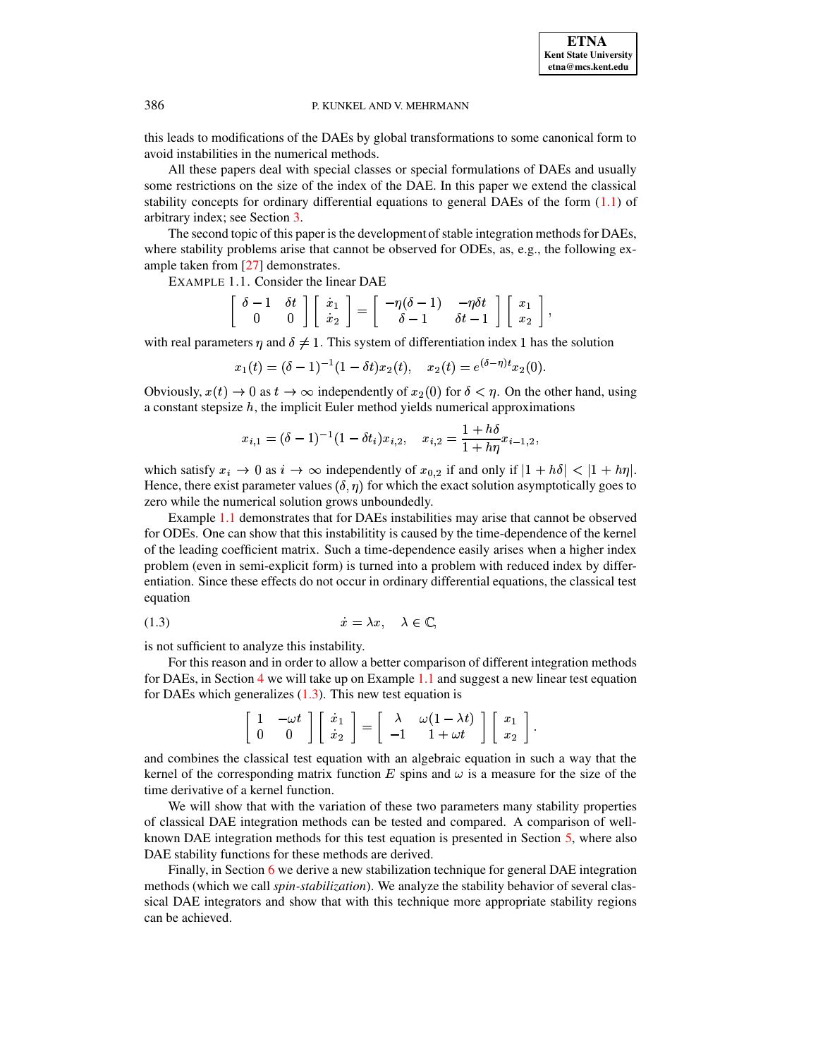this leads to modifications of the DAEs by global transformations to some canonical form to avoid instabilities in the numerical methods.

All these papers deal with special classes or special formulations of DAEs and usually some restrictions on the size of the index of the DAE. In this paper we extend the classical stability concepts for ordinary differential equations to general DAEs of the form (1.1) of arbitrary index; see Section 3.

The second topic of this paper is the development of stable integration methods for DAEs, where stability problems arise that cannot be observed for ODEs, as, e.g., the following example taken from [27] demonstrates.

EXAMPLE 1.1. Consider the linear DAE

$$\begin{bmatrix} \delta-1 & \delta t \\ 0 & 0 \end{bmatrix} \begin{bmatrix} \dot{x}_1 \\ \dot{x}_2 \end{bmatrix} = \begin{bmatrix} -\eta(\delta-1) & -\eta\delta t \\ \delta-1 & \delta t-1 \end{bmatrix} \begin{bmatrix} x_1 \\ x_2 \end{bmatrix},$$

with real parameters $\eta$ and $\delta \neq 1$. This system of differentiation index 1 has the solution

$$x_1(t) = (\delta-1)^{-1}(1-\delta t)x_2(t), \quad x_2(t) = e^{(\delta-\eta)t}x_2(0).$$

Obviously, $x(t) \to 0$ as $t \to \infty$ independently of $x_2(0)$ for $\delta < \eta$. On the other hand, using a constant stepsize $h$, the implicit Euler method yields numerical approximations

$$x_{i,1} = (\delta-1)^{-1}(1-\delta t_i)x_{i,2}, \quad x_{i,2} = \frac{1+h\delta}{1+h\eta}x_{i-1,2},$$

which satisfy $x_i \to 0$ as $i \to \infty$ independently of $x_{0,2}$ if and only if $|1+h\delta| < |1+h\eta|$. Hence, there exist parameter values $(\delta, \eta)$ for which the exact solution asymptotically goes to zero while the numerical solution grows unboundedly.

Example 1.1 demonstrates that for DAEs instabilities may arise that cannot be observed for ODEs. One can show that this instabilitity is caused by the time-dependence of the kernel of the leading coefficient matrix. Such a time-dependence easily arises when a higher index problem (even in semi-explicit form) is turned into a problem with reduced index by differentiation. Since these effects do not occur in ordinary differential equations, the classical test equation

$$\dot{x} = \lambda x, \quad \lambda \in \mathbb{C}, \tag{1.3}$$

is not sufficient to analyze this instability.

For this reason and in order to allow a better comparison of different integration methods for DAEs, in Section 4 we will take up on Example 1.1 and suggest a new linear test equation for DAEs which generalizes (1.3). This new test equation is

$$\begin{bmatrix} 1 & -\omega t \\ 0 & 0 \end{bmatrix} \begin{bmatrix} \dot{x}_1 \\ \dot{x}_2 \end{bmatrix} = \begin{bmatrix} \lambda & \omega(1-\lambda t) \\ -1 & 1+\omega t \end{bmatrix} \begin{bmatrix} x_1 \\ x_2 \end{bmatrix}.$$

and combines the classical test equation with an algebraic equation in such a way that the kernel of the corresponding matrix function $E$ spins and $\omega$ is a measure for the size of the time derivative of a kernel function.

We will show that with the variation of these two parameters many stability properties of classical DAE integration methods can be tested and compared. A comparison of well-known DAE integration methods for this test equation is presented in Section 5, where also DAE stability functions for these methods are derived.

Finally, in Section 6 we derive a new stabilization technique for general DAE integration methods (which we call *spin-stabilization*). We analyze the stability behavior of several classical DAE integrators and show that with this technique more appropriate stability regions can be achieved.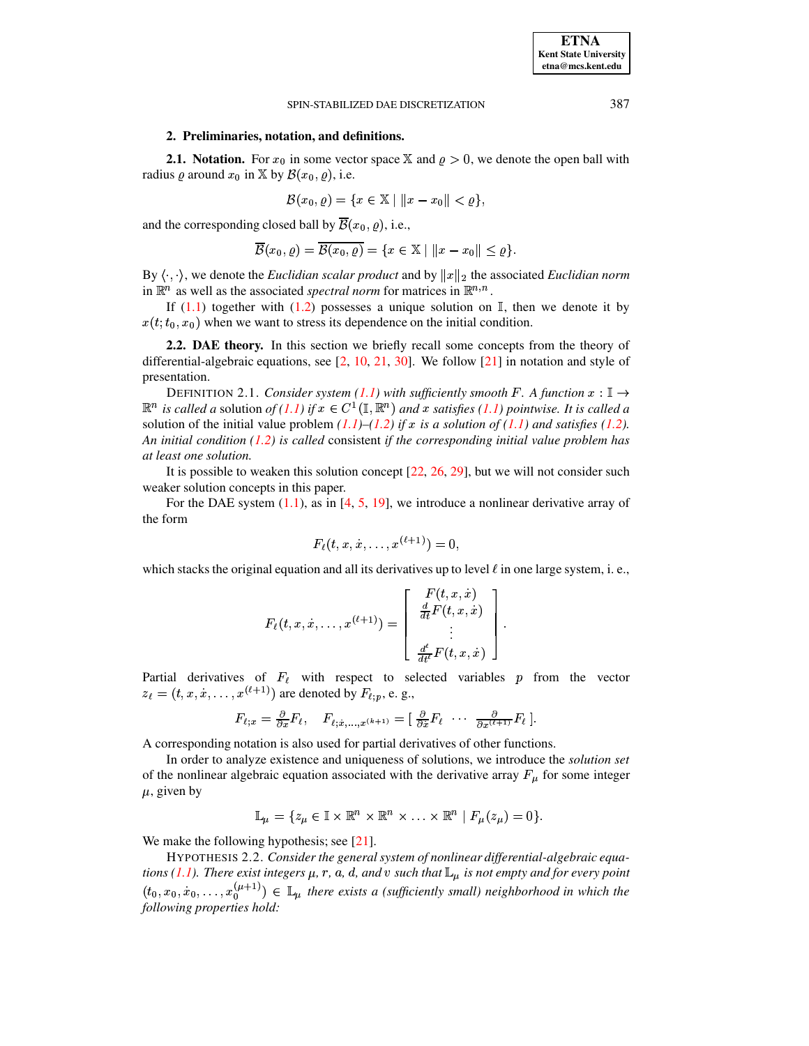## 2. Preliminaries, notation, and definitions.

**2.1. Notation.** For $x_0$ in some vector space $\mathbb{X}$ and $\varrho > 0$, we denote the open ball with radius $\varrho$ around $x_0$ in $\mathbb{X}$ by $\mathcal{B}(x_0, \varrho)$, i.e.

$$\mathcal{B}(x_0, \varrho) = \{x \in \mathbb{X} \mid \|x - x_0\| < \varrho\},$$

and the corresponding closed ball by $\overline{\mathcal{B}}(x_0, \varrho)$, i.e.,

$$\overline{\mathcal{B}}(x_0, \varrho) = \overline{\mathcal{B}(x_0, \varrho)} = \{x \in \mathbb{X} \mid \|x - x_0\| \leq \varrho\}.$$

By $\langle \cdot, \cdot \rangle$, we denote the *Euclidian scalar product* and by $\|x\|_2$ the associated *Euclidian norm* in $\mathbb{R}^n$ as well as the associated *spectral norm* for matrices in $\mathbb{R}^{n,n}$.

If (1.1) together with (1.2) possesses a unique solution on $\mathbb{I}$, then we denote it by $x(t; t_0, x_0)$ when we want to stress its dependence on the initial condition.

**2.2. DAE theory.** In this section we briefly recall some concepts from the theory of differential-algebraic equations, see [2, 10, 21, 30]. We follow [21] in notation and style of presentation.

DEFINITION 2.1. *Consider system (1.1) with sufficiently smooth $F$. A function $x : \mathbb{I} \to \mathbb{R}^n$ is called a* solution *of (1.1) if $x \in C^1(\mathbb{I}, \mathbb{R}^n)$ and $x$ satisfies (1.1) pointwise. It is called a* solution of the initial value problem *(1.1)–(1.2) if $x$ is a solution of (1.1) and satisfies (1.2). An initial condition (1.2) is called* consistent *if the corresponding initial value problem has at least one solution.*

It is possible to weaken this solution concept [22, 26, 29], but we will not consider such weaker solution concepts in this paper.

For the DAE system (1.1), as in [4, 5, 19], we introduce a nonlinear derivative array of the form

$$F_\ell(t, x, \dot{x}, \dots, x^{(\ell+1)}) = 0,$$

which stacks the original equation and all its derivatives up to level $\ell$ in one large system, i. e.,

$$F_\ell(t, x, \dot{x}, \dots, x^{(\ell+1)}) = \begin{bmatrix} F(t, x, \dot{x}) \\ \frac{d}{dt} F(t, x, \dot{x}) \\ \vdots \\ \frac{d^\ell}{dt^\ell} F(t, x, \dot{x}) \end{bmatrix}.$$

Partial derivatives of $F_\ell$ with respect to selected variables $p$ from the vector $z_\ell = (t, x, \dot{x}, \dots, x^{(\ell+1)})$ are denoted by $F_{\ell;p}$, e. g.,

$$F_{\ell;x} = \tfrac{\partial}{\partial x} F_\ell, \quad F_{\ell;\dot{x},\dots,x^{(k+1)}} = [\, \tfrac{\partial}{\partial \dot{x}} F_\ell \ \cdots \ \tfrac{\partial}{\partial x^{(\ell+1)}} F_\ell \,].$$

A corresponding notation is also used for partial derivatives of other functions.

In order to analyze existence and uniqueness of solutions, we introduce the *solution set* of the nonlinear algebraic equation associated with the derivative array $F_\mu$ for some integer $\mu$, given by

$$\mathbb{L}_\mu = \{z_\mu \in \mathbb{I} \times \mathbb{R}^n \times \mathbb{R}^n \times \ldots \times \mathbb{R}^n \mid F_\mu(z_\mu) = 0\}.$$

We make the following hypothesis; see [21].

HYPOTHESIS 2.2. *Consider the general system of nonlinear differential-algebraic equations (1.1). There exist integers $\mu$, $r$, $a$, $d$, and $v$ such that $\mathbb{L}_\mu$ is not empty and for every point $(t_0, x_0, \dot{x}_0, \dots, x_0^{(\mu+1)}) \in \mathbb{L}_\mu$ there exists a (sufficiently small) neighborhood in which the following properties hold:*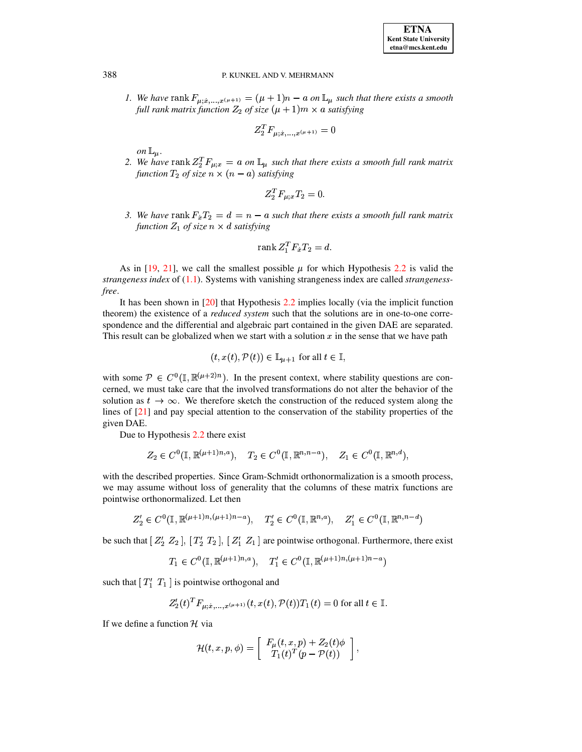1. *We have* $\operatorname{rank} F_{\mu;\dot{x},\ldots,x^{(\mu+1)}} = (\mu+1)n - a$ *on* $\mathbb{L}_\mu$ *such that there exists a smooth full rank matrix function* $Z_2$ *of size* $(\mu+1)m \times a$ *satisfying*

$$Z_2^T F_{\mu;\dot{x},\ldots,x^{(\mu+1)}} = 0$$

*on* $\mathbb{L}_\mu$.

2. *We have* $\operatorname{rank} Z_2^T F_{\mu;x} = a$ *on* $\mathbb{L}_\mu$ *such that there exists a smooth full rank matrix function* $T_2$ *of size* $n \times (n-a)$ *satisfying*

$$Z_2^T F_{\mu;x} T_2 = 0.$$

3. *We have* $\operatorname{rank} F_{\dot{x}} T_2 = d = n - a$ *such that there exists a smooth full rank matrix function* $Z_1$ *of size* $n \times d$ *satisfying*

$$\operatorname{rank} Z_1^T F_{\dot{x}} T_2 = d.$$

As in [19, 21], we call the smallest possible $\mu$ for which Hypothesis 2.2 is valid the *strangeness index* of (1.1). Systems with vanishing strangeness index are called *strangeness-free*.

It has been shown in [20] that Hypothesis 2.2 implies locally (via the implicit function theorem) the existence of a *reduced system* such that the solutions are in one-to-one correspondence and the differential and algebraic part contained in the given DAE are separated. This result can be globalized when we start with a solution $x$ in the sense that we have path

$$(t, x(t), \mathcal{P}(t)) \in \mathbb{L}_{\mu+1} \text{ for all } t \in \mathbb{I},$$

with some $\mathcal{P} \in C^0(\mathbb{I}, \mathbb{R}^{(\mu+2)n})$. In the present context, where stability questions are concerned, we must take care that the involved transformations do not alter the behavior of the solution as $t \to \infty$. We therefore sketch the construction of the reduced system along the lines of [21] and pay special attention to the conservation of the stability properties of the given DAE.

Due to Hypothesis 2.2 there exist

$$Z_2 \in C^0(\mathbb{I}, \mathbb{R}^{(\mu+1)n,a}), \quad T_2 \in C^0(\mathbb{I}, \mathbb{R}^{n,n-a}), \quad Z_1 \in C^0(\mathbb{I}, \mathbb{R}^{n,d}),$$

with the described properties. Since Gram-Schmidt orthonormalization is a smooth process, we may assume without loss of generality that the columns of these matrix functions are pointwise orthonormalized. Let then

$$Z_2' \in C^0(\mathbb{I}, \mathbb{R}^{(\mu+1)n,(\mu+1)n-a}), \quad T_2' \in C^0(\mathbb{I}, \mathbb{R}^{n,a}), \quad Z_1' \in C^0(\mathbb{I}, \mathbb{R}^{n,n-d})$$

be such that $[\, Z_2' \; Z_2 \,]$, $[\, T_2' \; T_2 \,]$, $[\, Z_1' \; Z_1 \,]$ are pointwise orthogonal. Furthermore, there exist

$$T_1 \in C^0(\mathbb{I}, \mathbb{R}^{(\mu+1)n,a}), \quad T_1' \in C^0(\mathbb{I}, \mathbb{R}^{(\mu+1)n,(\mu+1)n-a})$$

such that $[\, T_1' \; T_1 \,]$ is pointwise orthogonal and

$$Z_2'(t)^T F_{\mu;\dot{x},\ldots,x^{(\mu+1)}}(t, x(t), \mathcal{P}(t)) T_1(t) = 0 \text{ for all } t \in \mathbb{I}.$$

If we define a function $\mathcal{H}$ via

$$\mathcal{H}(t, x, p, \phi) = \begin{bmatrix} F_\mu(t, x, p) + Z_2(t)\phi \\ T_1(t)^T (p - \mathcal{P}(t)) \end{bmatrix},$$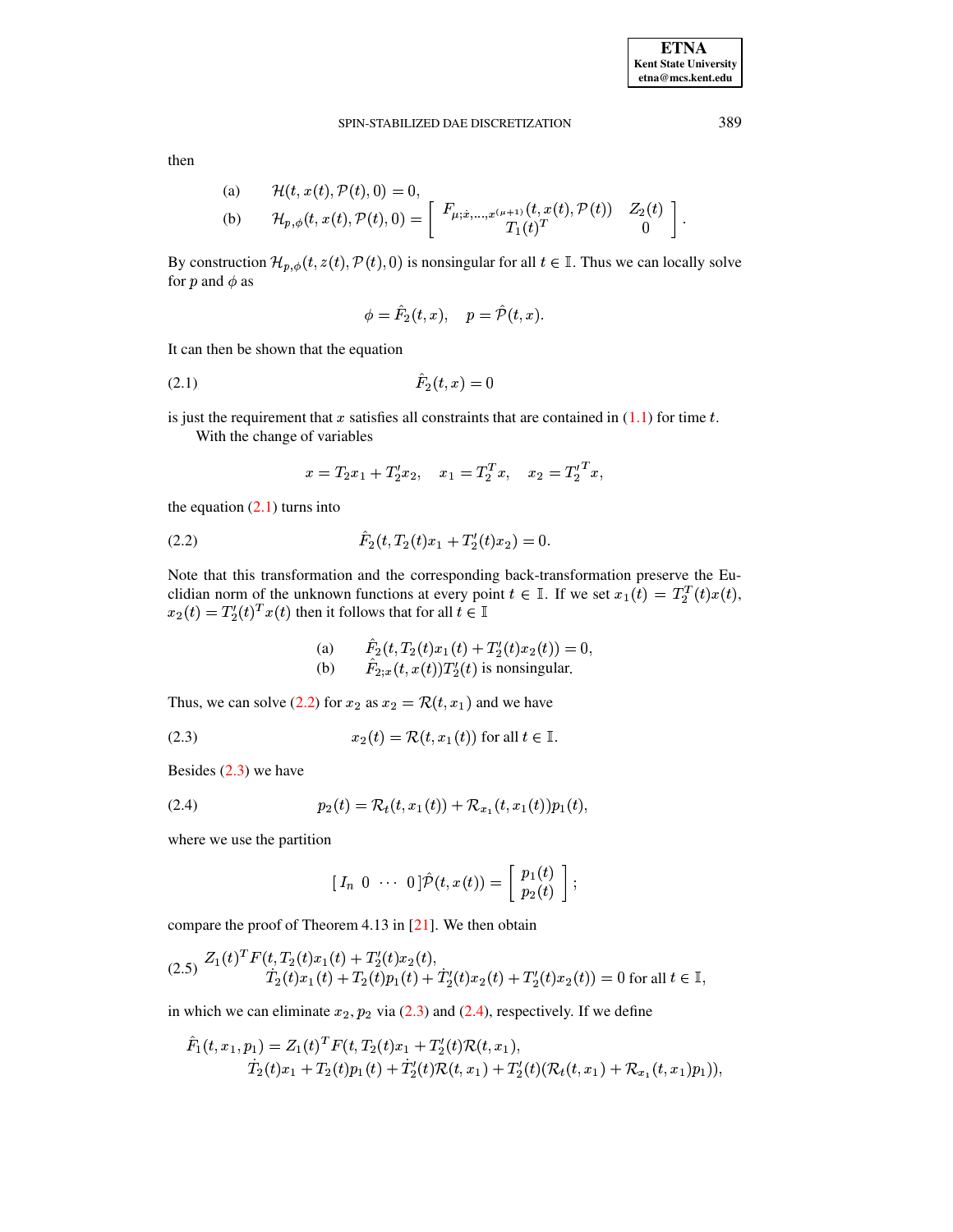then

$$
\begin{aligned}
&\text{(a)} \qquad \mathcal{H}(t, x(t), \mathcal{P}(t), 0) = 0,\\
&\text{(b)} \qquad \mathcal{H}_{p,\phi}(t, x(t), \mathcal{P}(t), 0) = \begin{bmatrix} F_{\mu;\dot{x},\ldots,x^{(\mu+1)}}(t, x(t), \mathcal{P}(t)) & Z_2(t) \\ T_1(t)^T & 0 \end{bmatrix}.
\end{aligned}
$$

By construction $\mathcal{H}_{p,\phi}(t, z(t), \mathcal{P}(t), 0)$ is nonsingular for all $t \in \mathbb{I}$. Thus we can locally solve for $p$ and $\phi$ as

$$
\phi = \hat{F}_2(t, x), \quad p = \hat{\mathcal{P}}(t, x).
$$

It can then be shown that the equation

$$
\hat{F}_2(t, x) = 0 \tag{2.1}
$$

is just the requirement that $x$ satisfies all constraints that are contained in (1.1) for time $t$.

With the change of variables

$$
x = T_2 x_1 + T_2' x_2, \quad x_1 = T_2^T x, \quad x_2 = {T_2'}^T x,
$$

the equation (2.1) turns into

$$
\hat{F}_2(t, T_2(t)x_1 + T_2'(t)x_2) = 0. \tag{2.2}
$$

Note that this transformation and the corresponding back-transformation preserve the Euclidian norm of the unknown functions at every point $t \in \mathbb{I}$. If we set $x_1(t) = T_2^T(t)x(t)$, $x_2(t) = T_2'(t)^T x(t)$ then it follows that for all $t \in \mathbb{I}$

$$
\begin{aligned}
&\text{(a)} \qquad \hat{F}_2(t, T_2(t)x_1(t) + T_2'(t)x_2(t)) = 0,\\
&\text{(b)} \qquad \hat{F}_{2;x}(t, x(t))T_2'(t) \text{ is nonsingular.}
\end{aligned}
$$

Thus, we can solve (2.2) for $x_2$ as $x_2 = \mathcal{R}(t, x_1)$ and we have

$$
x_2(t) = \mathcal{R}(t, x_1(t)) \text{ for all } t \in \mathbb{I}. \tag{2.3}
$$

Besides (2.3) we have

$$
p_2(t) = \mathcal{R}_t(t, x_1(t)) + \mathcal{R}_{x_1}(t, x_1(t))p_1(t), \tag{2.4}
$$

where we use the partition

$$
[\, I_n \;\; 0 \;\; \cdots \;\; 0\,]\hat{\mathcal{P}}(t, x(t)) = \begin{bmatrix} p_1(t) \\ p_2(t) \end{bmatrix};
$$

compare the proof of Theorem 4.13 in [21]. We then obtain

$$
\begin{aligned}
Z_1(t)^T F(t, T_2(t)x_1(t) + T_2'(t)x_2(t),\\
\dot{T}_2(t)x_1(t) + T_2(t)p_1(t) + \dot{T}_2'(t)x_2(t) + T_2'(t)x_2(t)) = 0 \text{ for all } t \in \mathbb{I},
\end{aligned} \tag{2.5}
$$

in which we can eliminate $x_2, p_2$ via (2.3) and (2.4), respectively. If we define

$$
\begin{aligned}
\hat{F}_1(t, x_1, p_1) = Z_1(t)^T F(t, T_2(t)x_1 + T_2'(t)\mathcal{R}(t, x_1),\\
\dot{T}_2(t)x_1 + T_2(t)p_1(t) + \dot{T}_2'(t)\mathcal{R}(t, x_1) + T_2'(t)(\mathcal{R}_t(t, x_1) + \mathcal{R}_{x_1}(t, x_1)p_1)),
\end{aligned}
$$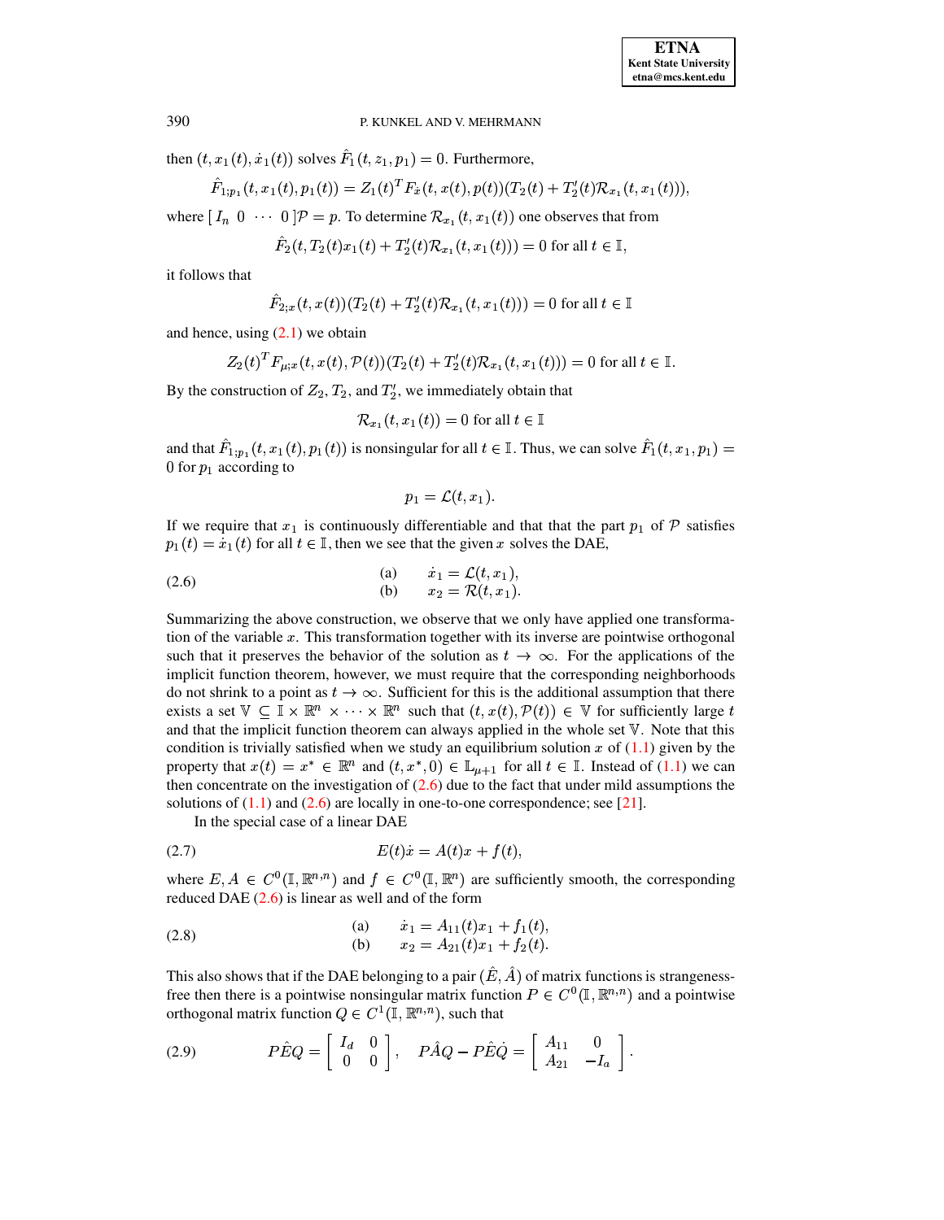then $(t, x_1(t), \dot{x}_1(t))$ solves $\hat{F}_1(t, z_1, p_1) = 0$. Furthermore,

$$\hat{F}_{1;p_1}(t, x_1(t), p_1(t)) = Z_1(t)^T F_{\dot{x}}(t, x(t), p(t))(T_2(t) + T_2'(t)\mathcal{R}_{x_1}(t, x_1(t))),$$

where $[\, I_n \;\; 0 \;\; \cdots \;\; 0 \,]\mathcal{P} = p$. To determine $\mathcal{R}_{x_1}(t, x_1(t))$ one observes that from

$$\hat{F}_2(t, T_2(t)x_1(t) + T_2'(t)\mathcal{R}_{x_1}(t, x_1(t))) = 0 \text{ for all } t \in \mathbb{I},$$

it follows that

$$\hat{F}_{2;x}(t, x(t))(T_2(t) + T_2'(t)\mathcal{R}_{x_1}(t, x_1(t))) = 0 \text{ for all } t \in \mathbb{I}$$

and hence, using (2.1) we obtain

$$Z_2(t)^T F_{\mu;x}(t, x(t), \mathcal{P}(t))(T_2(t) + T_2'(t)\mathcal{R}_{x_1}(t, x_1(t))) = 0 \text{ for all } t \in \mathbb{I}.$$

By the construction of $Z_2$, $T_2$, and $T_2'$, we immediately obtain that

$$\mathcal{R}_{x_1}(t, x_1(t)) = 0 \text{ for all } t \in \mathbb{I}$$

and that $\hat{F}_{1;p_1}(t, x_1(t), p_1(t))$ is nonsingular for all $t \in \mathbb{I}$. Thus, we can solve $\hat{F}_1(t, x_1, p_1) = 0$ for $p_1$ according to

$$p_1 = \mathcal{L}(t, x_1).$$

If we require that $x_1$ is continuously differentiable and that that the part $p_1$ of $\mathcal{P}$ satisfies $p_1(t) = \dot{x}_1(t)$ for all $t \in \mathbb{I}$, then we see that the given $x$ solves the DAE,

$$\text{(2.6)} \qquad \begin{array}{ll} \text{(a)} & \dot{x}_1 = \mathcal{L}(t, x_1), \\ \text{(b)} & x_2 = \mathcal{R}(t, x_1). \end{array}$$

Summarizing the above construction, we observe that we only have applied one transformation of the variable $x$. This transformation together with its inverse are pointwise orthogonal such that it preserves the behavior of the solution as $t \to \infty$. For the applications of the implicit function theorem, however, we must require that the corresponding neighborhoods do not shrink to a point as $t \to \infty$. Sufficient for this is the additional assumption that there exists a set $\mathbb{V} \subseteq \mathbb{I} \times \mathbb{R}^n \times \cdots \times \mathbb{R}^n$ such that $(t, x(t), \mathcal{P}(t)) \in \mathbb{V}$ for sufficiently large $t$ and that the implicit function theorem can always applied in the whole set $\mathbb{V}$. Note that this condition is trivially satisfied when we study an equilibrium solution $x$ of (1.1) given by the property that $x(t) = x^* \in \mathbb{R}^n$ and $(t, x^*, 0) \in \mathbb{L}_{\mu+1}$ for all $t \in \mathbb{I}$. Instead of (1.1) we can then concentrate on the investigation of (2.6) due to the fact that under mild assumptions the solutions of (1.1) and (2.6) are locally in one-to-one correspondence; see [21].

In the special case of a linear DAE

$$\text{(2.7)} \qquad E(t)\dot{x} = A(t)x + f(t),$$

where $E, A \in C^0(\mathbb{I}, \mathbb{R}^{n,n})$ and $f \in C^0(\mathbb{I}, \mathbb{R}^n)$ are sufficiently smooth, the corresponding reduced DAE (2.6) is linear as well and of the form

$$\text{(2.8)} \qquad \begin{array}{ll} \text{(a)} & \dot{x}_1 = A_{11}(t)x_1 + f_1(t), \\ \text{(b)} & x_2 = A_{21}(t)x_1 + f_2(t). \end{array}$$

This also shows that if the DAE belonging to a pair $(\hat{E}, \hat{A})$ of matrix functions is strangeness-free then there is a pointwise nonsingular matrix function $P \in C^0(\mathbb{I}, \mathbb{R}^{n,n})$ and a pointwise orthogonal matrix function $Q \in C^1(\mathbb{I}, \mathbb{R}^{n,n})$, such that

$$\text{(2.9)} \qquad P\hat{E}Q = \begin{bmatrix} I_d & 0 \\ 0 & 0 \end{bmatrix}, \quad P\hat{A}Q - P\hat{E}\dot{Q} = \begin{bmatrix} A_{11} & 0 \\ A_{21} & -I_a \end{bmatrix}.$$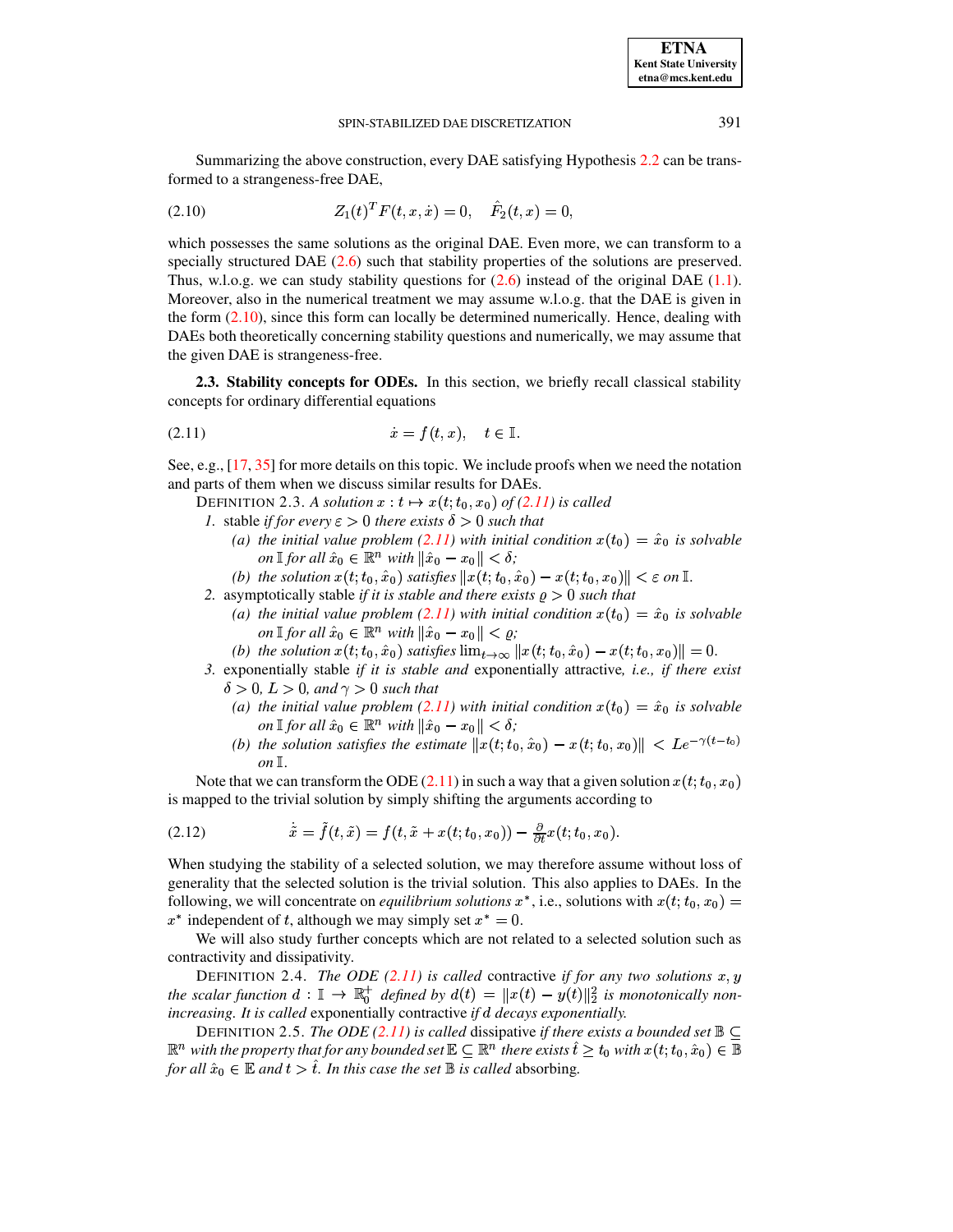Summarizing the above construction, every DAE satisfying Hypothesis 2.2 can be transformed to a strangeness-free DAE,

$$Z_1(t)^T F(t, x, \dot{x}) = 0, \quad \hat{F}_2(t, x) = 0, \tag{2.10}$$

which possesses the same solutions as the original DAE. Even more, we can transform to a specially structured DAE (2.6) such that stability properties of the solutions are preserved. Thus, w.l.o.g. we can study stability questions for (2.6) instead of the original DAE (1.1). Moreover, also in the numerical treatment we may assume w.l.o.g. that the DAE is given in the form (2.10), since this form can locally be determined numerically. Hence, dealing with DAEs both theoretically concerning stability questions and numerically, we may assume that the given DAE is strangeness-free.

**2.3. Stability concepts for ODEs.** In this section, we briefly recall classical stability concepts for ordinary differential equations

$$\dot{x} = f(t, x), \quad t \in \mathbb{I}. \tag{2.11}$$

See, e.g., [17, 35] for more details on this topic. We include proofs when we need the notation and parts of them when we discuss similar results for DAEs.

DEFINITION 2.3. *A solution $x : t \mapsto x(t; t_0, x_0)$ of (2.11) is called*

1. stable *if for every $\varepsilon > 0$ there exists $\delta > 0$ such that*
   - *(a) the initial value problem (2.11) with initial condition $x(t_0) = \hat{x}_0$ is solvable on $\mathbb{I}$ for all $\hat{x}_0 \in \mathbb{R}^n$ with $\|\hat{x}_0 - x_0\| < \delta$;*
   - *(b) the solution $x(t; t_0, \hat{x}_0)$ satisfies $\|x(t; t_0, \hat{x}_0) - x(t; t_0, x_0)\| < \varepsilon$ on $\mathbb{I}$.*
2. asymptotically stable *if it is stable and there exists $\varrho > 0$ such that*
   - *(a) the initial value problem (2.11) with initial condition $x(t_0) = \hat{x}_0$ is solvable on $\mathbb{I}$ for all $\hat{x}_0 \in \mathbb{R}^n$ with $\|\hat{x}_0 - x_0\| < \varrho$;*
   - *(b) the solution $x(t; t_0, \hat{x}_0)$ satisfies $\lim_{t\to\infty} \|x(t; t_0, \hat{x}_0) - x(t; t_0, x_0)\| = 0$.*
3. exponentially stable *if it is stable and* exponentially attractive*, i.e., if there exist $\delta > 0$, $L > 0$, and $\gamma > 0$ such that*
   - *(a) the initial value problem (2.11) with initial condition $x(t_0) = \hat{x}_0$ is solvable on $\mathbb{I}$ for all $\hat{x}_0 \in \mathbb{R}^n$ with $\|\hat{x}_0 - x_0\| < \delta$;*
   - *(b) the solution satisfies the estimate $\|x(t; t_0, \hat{x}_0) - x(t; t_0, x_0)\| < Le^{-\gamma(t-t_0)}$ on $\mathbb{I}$.*

Note that we can transform the ODE (2.11) in such a way that a given solution $x(t; t_0, x_0)$ is mapped to the trivial solution by simply shifting the arguments according to

$$\dot{\tilde{x}} = \tilde{f}(t, \tilde{x}) = f(t, \tilde{x} + x(t; t_0, x_0)) - \tfrac{\partial}{\partial t} x(t; t_0, x_0). \tag{2.12}$$

When studying the stability of a selected solution, we may therefore assume without loss of generality that the selected solution is the trivial solution. This also applies to DAEs. In the following, we will concentrate on *equilibrium solutions* $x^*$, i.e., solutions with $x(t; t_0, x_0) = x^*$ independent of $t$, although we may simply set $x^* = 0$.

We will also study further concepts which are not related to a selected solution such as contractivity and dissipativity.

DEFINITION 2.4. *The ODE (2.11) is called* contractive *if for any two solutions $x, y$ the scalar function $d : \mathbb{I} \to \mathbb{R}_0^+$ defined by $d(t) = \|x(t) - y(t)\|_2^2$ is monotonically non-increasing. It is called* exponentially contractive *if $d$ decays exponentially.*

DEFINITION 2.5. *The ODE (2.11) is called* dissipative *if there exists a bounded set $\mathbb{B} \subseteq \mathbb{R}^n$ with the property that for any bounded set $\mathbb{E} \subseteq \mathbb{R}^n$ there exists $\hat{t} \geq t_0$ with $x(t; t_0, \hat{x}_0) \in \mathbb{B}$ for all $\hat{x}_0 \in \mathbb{E}$ and $t > \hat{t}$. In this case the set $\mathbb{B}$ is called* absorbing.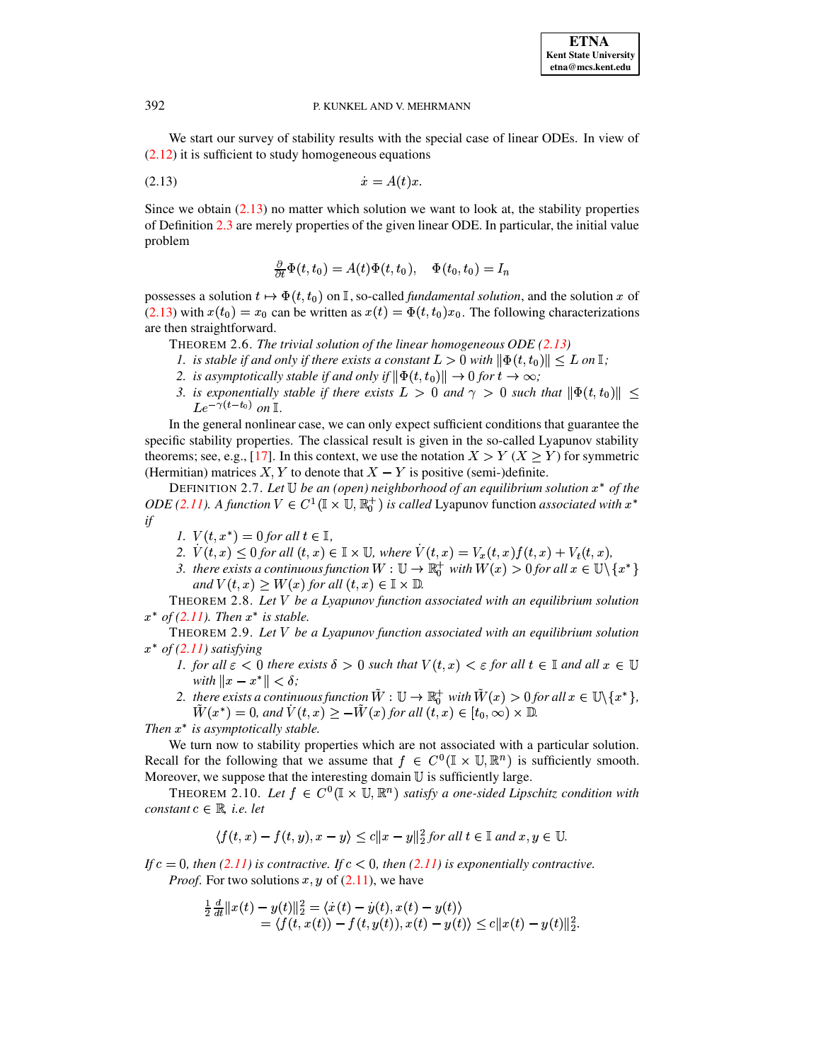We start our survey of stability results with the special case of linear ODEs. In view of (2.12) it is sufficient to study homogeneous equations

$$\dot{x} = A(t)x. \tag{2.13}$$

Since we obtain (2.13) no matter which solution we want to look at, the stability properties of Definition 2.3 are merely properties of the given linear ODE. In particular, the initial value problem

$$\tfrac{\partial}{\partial t}\Phi(t,t_0) = A(t)\Phi(t,t_0), \quad \Phi(t_0,t_0) = I_n$$

possesses a solution $t \mapsto \Phi(t,t_0)$ on $\mathbb{I}$, so-called *fundamental solution*, and the solution $x$ of (2.13) with $x(t_0) = x_0$ can be written as $x(t) = \Phi(t,t_0)x_0$. The following characterizations are then straightforward.

THEOREM 2.6. *The trivial solution of the linear homogeneous ODE (2.13)*

1. *is stable if and only if there exists a constant $L > 0$ with $\|\Phi(t,t_0)\| \leq L$ on $\mathbb{I}$;*
2. *is asymptotically stable if and only if $\|\Phi(t,t_0)\| \to 0$ for $t \to \infty$;*
3. *is exponentially stable if there exists $L > 0$ and $\gamma > 0$ such that $\|\Phi(t,t_0)\| \leq Le^{-\gamma(t-t_0)}$ on $\mathbb{I}$.*

In the general nonlinear case, we can only expect sufficient conditions that guarantee the specific stability properties. The classical result is given in the so-called Lyapunov stability theorems; see, e.g., [17]. In this context, we use the notation $X > Y$ ($X \geq Y$) for symmetric (Hermitian) matrices $X, Y$ to denote that $X - Y$ is positive (semi-)definite.

DEFINITION 2.7. *Let $\mathbb{U}$ be an (open) neighborhood of an equilibrium solution $x^*$ of the ODE (2.11). A function $V \in C^1(\mathbb{I} \times \mathbb{U}, \mathbb{R}_0^+)$ is called* Lyapunov function *associated with $x^*$ if*

1. *$V(t,x^*) = 0$ for all $t \in \mathbb{I}$,*
2. *$\dot{V}(t,x) \leq 0$ for all $(t,x) \in \mathbb{I} \times \mathbb{U}$, where $\dot{V}(t,x) = V_x(t,x)f(t,x) + V_t(t,x)$,*
3. *there exists a continuous function $W : \mathbb{U} \to \mathbb{R}_0^+$ with $W(x) > 0$ for all $x \in \mathbb{U}\backslash\{x^*\}$ and $V(t,x) \geq W(x)$ for all $(t,x) \in \mathbb{I} \times \mathbb{D}$.*

THEOREM 2.8. *Let $V$ be a Lyapunov function associated with an equilibrium solution $x^*$ of (2.11). Then $x^*$ is stable.*

THEOREM 2.9. *Let $V$ be a Lyapunov function associated with an equilibrium solution $x^*$ of (2.11) satisfying*

1. *for all $\varepsilon < 0$ there exists $\delta > 0$ such that $V(t,x) < \varepsilon$ for all $t \in \mathbb{I}$ and all $x \in \mathbb{U}$ with $\|x - x^*\| < \delta$;*
2. *there exists a continuous function $\tilde{W} : \mathbb{U} \to \mathbb{R}_0^+$ with $\tilde{W}(x) > 0$ for all $x \in \mathbb{U}\backslash\{x^*\}$, $\tilde{W}(x^*) = 0$, and $\dot{V}(t,x) \geq -\tilde{W}(x)$ for all $(t,x) \in [t_0,\infty) \times \mathbb{D}$.*

*Then $x^*$ is asymptotically stable.*

We turn now to stability properties which are not associated with a particular solution. Recall for the following that we assume that $f \in C^0(\mathbb{I} \times \mathbb{U}, \mathbb{R}^n)$ is sufficiently smooth. Moreover, we suppose that the interesting domain $\mathbb{U}$ is sufficiently large.

THEOREM 2.10. *Let $f \in C^0(\mathbb{I} \times \mathbb{U}, \mathbb{R}^n)$ satisfy a one-sided Lipschitz condition with constant $c \in \mathbb{R}$, i.e. let*

$$\langle f(t,x) - f(t,y), x - y\rangle \leq c\|x - y\|_2^2 \text{ for all } t \in \mathbb{I} \text{ and } x, y \in \mathbb{U}.$$

*If $c = 0$, then (2.11) is contractive. If $c < 0$, then (2.11) is exponentially contractive.*

*Proof.* For two solutions $x, y$ of (2.11), we have

$$\begin{aligned}
\tfrac{1}{2}\tfrac{d}{dt}\|x(t) - y(t)\|_2^2 &= \langle \dot{x}(t) - \dot{y}(t), x(t) - y(t)\rangle \\
&= \langle f(t,x(t)) - f(t,y(t)), x(t) - y(t)\rangle \leq c\|x(t) - y(t)\|_2^2.
\end{aligned}$$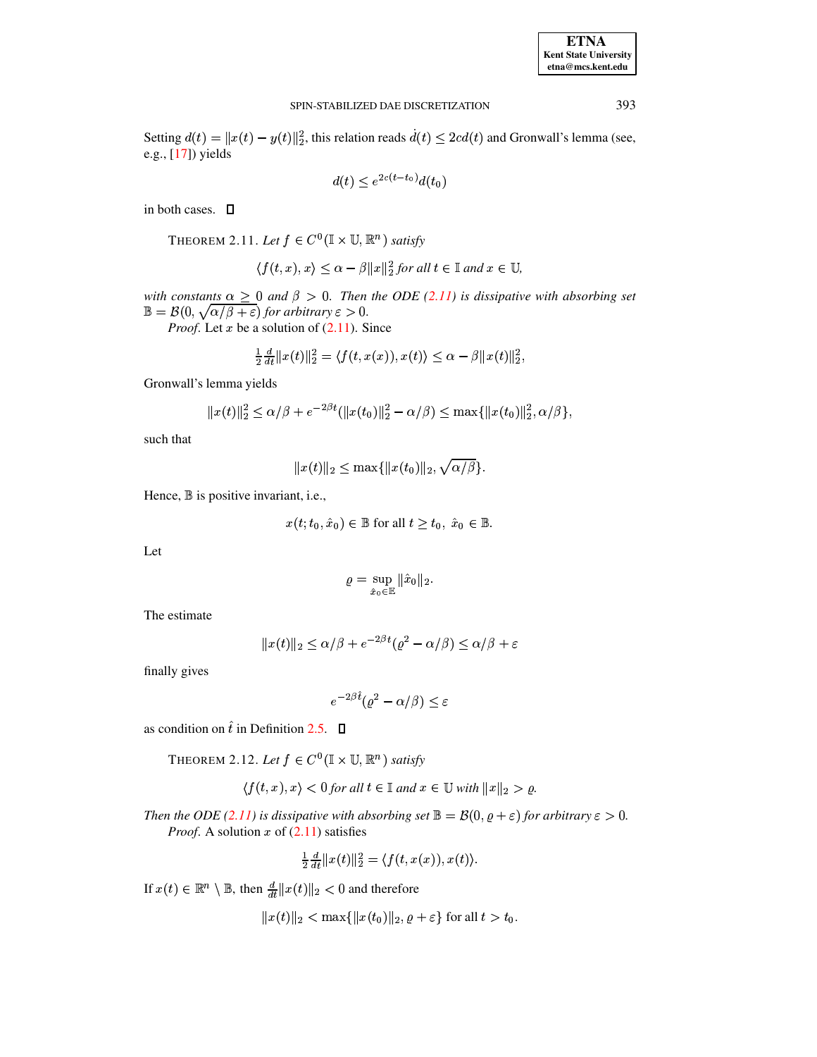Setting $d(t) = \|x(t) - y(t)\|_2^2$, this relation reads $\dot{d}(t) \le 2cd(t)$ and Gronwall's lemma (see, e.g., [17]) yields

$$d(t) \le e^{2c(t-t_0)} d(t_0)$$

in both cases. □

THEOREM 2.11. *Let $f \in C^0(\mathbb{I} \times \mathbb{U}, \mathbb{R}^n)$ satisfy*

$$\langle f(t,x), x\rangle \le \alpha - \beta \|x\|_2^2 \text{ for all } t \in \mathbb{I} \text{ and } x \in \mathbb{U},$$

*with constants $\alpha \ge 0$ and $\beta > 0$. Then the ODE (2.11) is dissipative with absorbing set $\mathbb{B} = \mathcal{B}(0, \sqrt{\alpha/\beta + \varepsilon})$ for arbitrary $\varepsilon > 0$.*

*Proof*. Let $x$ be a solution of (2.11). Since

$$\tfrac{1}{2}\tfrac{d}{dt}\|x(t)\|_2^2 = \langle f(t, x(x)), x(t)\rangle \le \alpha - \beta\|x(t)\|_2^2,$$

Gronwall's lemma yields

$$\|x(t)\|_2^2 \le \alpha/\beta + e^{-2\beta t}(\|x(t_0)\|_2^2 - \alpha/\beta) \le \max\{\|x(t_0)\|_2^2, \alpha/\beta\},$$

such that

$$\|x(t)\|_2 \le \max\{\|x(t_0)\|_2, \sqrt{\alpha/\beta}\}.$$

Hence, $\mathbb{B}$ is positive invariant, i.e.,

$$x(t; t_0, \hat{x}_0) \in \mathbb{B} \text{ for all } t \ge t_0,\ \hat{x}_0 \in \mathbb{B}.$$

Let

$$\varrho = \sup_{\hat{x}_0 \in \mathbb{E}} \|\hat{x}_0\|_2.$$

The estimate

$$\|x(t)\|_2 \le \alpha/\beta + e^{-2\beta t}(\varrho^2 - \alpha/\beta) \le \alpha/\beta + \varepsilon$$

finally gives

$$e^{-2\beta \hat{t}}(\varrho^2 - \alpha/\beta) \le \varepsilon$$

as condition on $\hat{t}$ in Definition 2.5. □

THEOREM 2.12. *Let $f \in C^0(\mathbb{I} \times \mathbb{U}, \mathbb{R}^n)$ satisfy*

$$\langle f(t,x), x\rangle < 0 \text{ for all } t \in \mathbb{I} \text{ and } x \in \mathbb{U} \text{ with } \|x\|_2 > \varrho.$$

*Then the ODE (2.11) is dissipative with absorbing set $\mathbb{B} = \mathcal{B}(0, \varrho + \varepsilon)$ for arbitrary $\varepsilon > 0$.*

*Proof*. A solution $x$ of (2.11) satisfies

$$\tfrac{1}{2}\tfrac{d}{dt}\|x(t)\|_2^2 = \langle f(t, x(x)), x(t)\rangle.$$

If $x(t) \in \mathbb{R}^n \setminus \mathbb{B}$, then $\frac{d}{dt}\|x(t)\|_2 < 0$ and therefore

$$\|x(t)\|_2 < \max\{\|x(t_0)\|_2, \varrho + \varepsilon\} \text{ for all } t > t_0.$$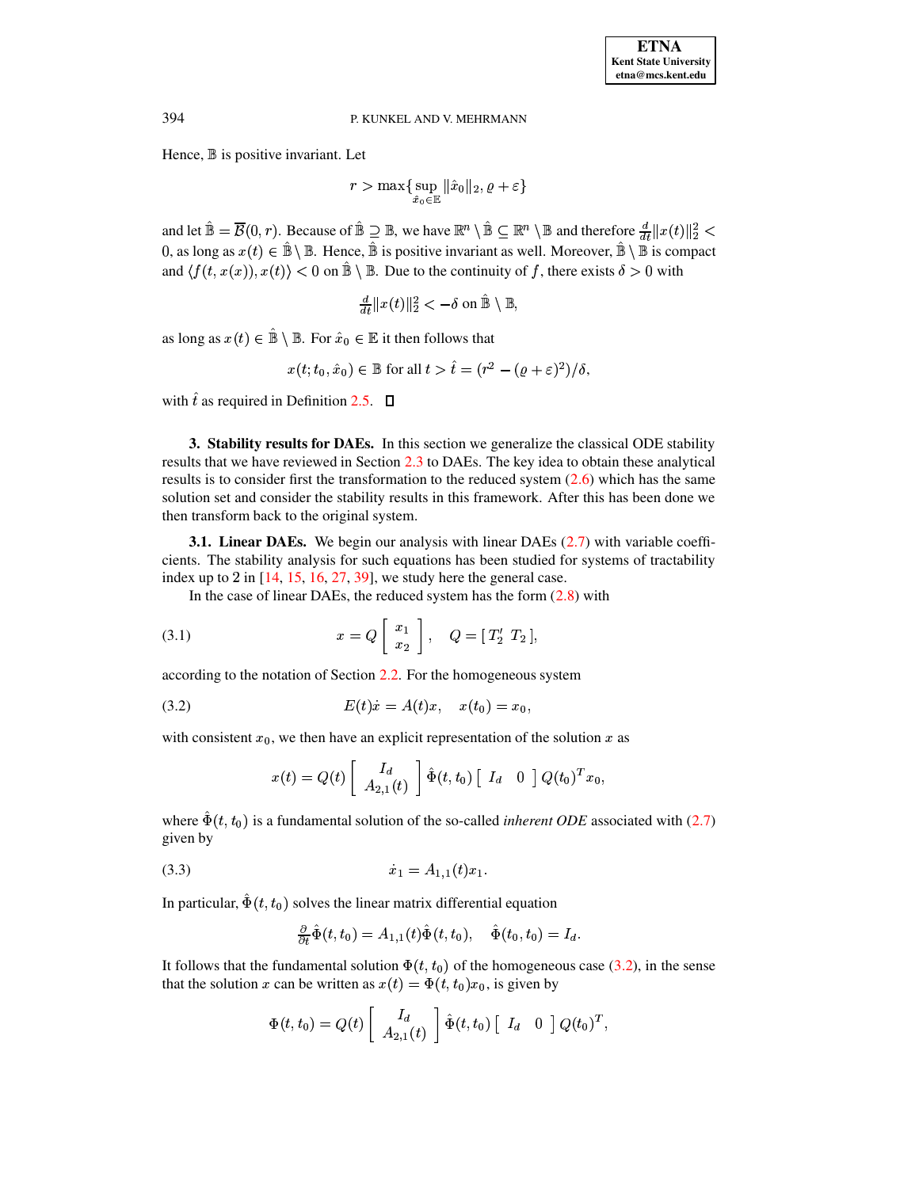Hence, $\mathbb{B}$ is positive invariant. Let

$$r > \max\{\sup_{\hat{x}_0 \in \mathbb{E}} \|\hat{x}_0\|_2, \varrho + \varepsilon\}$$

and let $\hat{\mathbb{B}} = \overline{\mathcal{B}}(0, r)$. Because of $\hat{\mathbb{B}} \supseteq \mathbb{B}$, we have $\mathbb{R}^n \setminus \hat{\mathbb{B}} \subseteq \mathbb{R}^n \setminus \mathbb{B}$ and therefore $\frac{d}{dt}\|x(t)\|_2^2 < 0$, as long as $x(t) \in \hat{\mathbb{B}} \setminus \mathbb{B}$. Hence, $\hat{\mathbb{B}}$ is positive invariant as well. Moreover, $\hat{\mathbb{B}} \setminus \mathbb{B}$ is compact and $\langle f(t, x(x)), x(t)\rangle < 0$ on $\hat{\mathbb{B}} \setminus \mathbb{B}$. Due to the continuity of $f$, there exists $\delta > 0$ with

$$\tfrac{d}{dt}\|x(t)\|_2^2 < -\delta \text{ on } \hat{\mathbb{B}} \setminus \mathbb{B},$$

as long as $x(t) \in \hat{\mathbb{B}} \setminus \mathbb{B}$. For $\hat{x}_0 \in \mathbb{E}$ it then follows that

$$x(t; t_0, \hat{x}_0) \in \mathbb{B} \text{ for all } t > \hat{t} = (r^2 - (\varrho + \varepsilon)^2)/\delta,$$

with $\hat{t}$ as required in Definition 2.5. $\square$

## 3. Stability results for DAEs.

In this section we generalize the classical ODE stability results that we have reviewed in Section 2.3 to DAEs. The key idea to obtain these analytical results is to consider first the transformation to the reduced system (2.6) which has the same solution set and consider the stability results in this framework. After this has been done we then transform back to the original system.

### 3.1. Linear DAEs.

We begin our analysis with linear DAEs (2.7) with variable coefficients. The stability analysis for such equations has been studied for systems of tractability index up to 2 in [14, 15, 16, 27, 39], we study here the general case.

In the case of linear DAEs, the reduced system has the form (2.8) with

$$x = Q\begin{bmatrix} x_1 \\ x_2 \end{bmatrix}, \quad Q = [\, T_2' \;\; T_2 \,], \tag{3.1}$$

according to the notation of Section 2.2. For the homogeneous system

$$E(t)\dot{x} = A(t)x, \quad x(t_0) = x_0, \tag{3.2}$$

with consistent $x_0$, we then have an explicit representation of the solution $x$ as

$$x(t) = Q(t)\begin{bmatrix} I_d \\ A_{2,1}(t) \end{bmatrix}\hat{\Phi}(t, t_0)\begin{bmatrix} I_d & 0 \end{bmatrix}Q(t_0)^T x_0,$$

where $\hat{\Phi}(t, t_0)$ is a fundamental solution of the so-called *inherent ODE* associated with (2.7) given by

$$\dot{x}_1 = A_{1,1}(t)x_1. \tag{3.3}$$

In particular, $\hat{\Phi}(t, t_0)$ solves the linear matrix differential equation

$$\tfrac{\partial}{\partial t}\hat{\Phi}(t, t_0) = A_{1,1}(t)\hat{\Phi}(t, t_0), \quad \hat{\Phi}(t_0, t_0) = I_d.$$

It follows that the fundamental solution $\Phi(t, t_0)$ of the homogeneous case (3.2), in the sense that the solution $x$ can be written as $x(t) = \Phi(t, t_0)x_0$, is given by

$$\Phi(t, t_0) = Q(t)\begin{bmatrix} I_d \\ A_{2,1}(t) \end{bmatrix}\hat{\Phi}(t, t_0)\begin{bmatrix} I_d & 0 \end{bmatrix}Q(t_0)^T,$$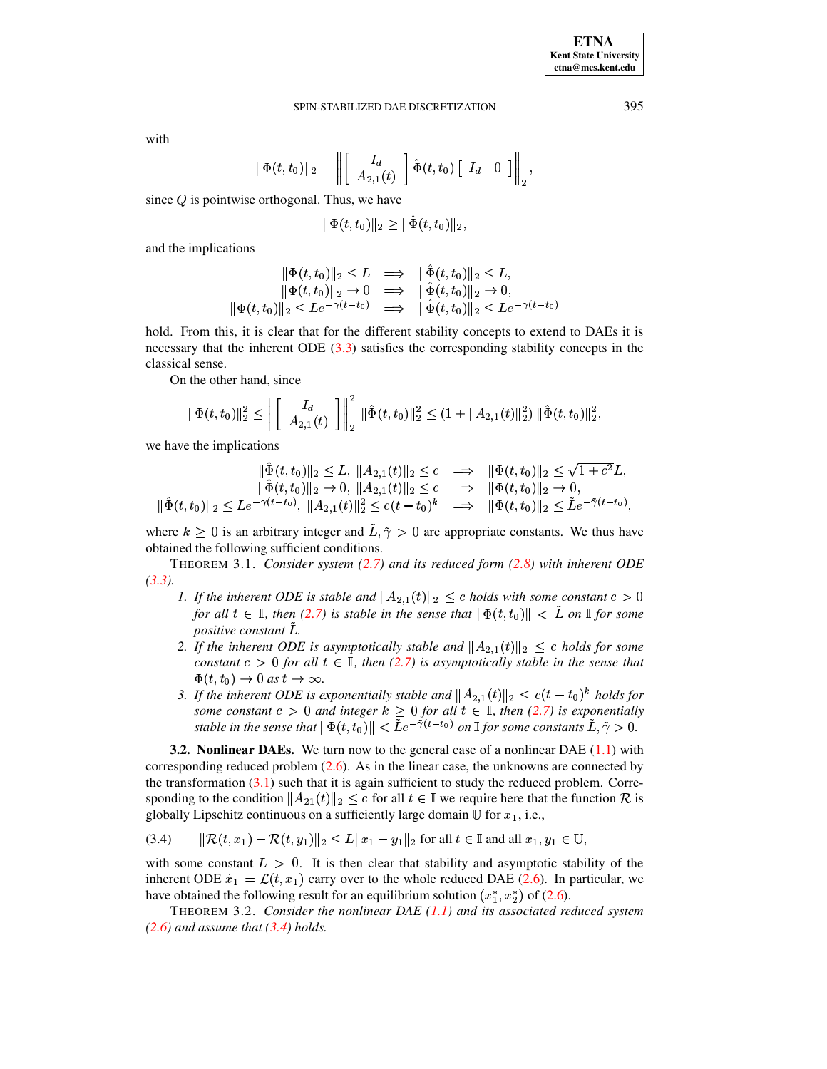with

$$\|\Phi(t,t_0)\|_2 = \left\| \begin{bmatrix} I_d \\ A_{2,1}(t) \end{bmatrix} \hat{\Phi}(t,t_0) \begin{bmatrix} I_d & 0 \end{bmatrix} \right\|_2,$$

since $Q$ is pointwise orthogonal. Thus, we have

$$\|\Phi(t,t_0)\|_2 \geq \|\hat{\Phi}(t,t_0)\|_2,$$

and the implications

$$\begin{aligned}
\|\Phi(t,t_0)\|_2 \leq L \quad &\Longrightarrow \quad \|\hat{\Phi}(t,t_0)\|_2 \leq L, \\
\|\Phi(t,t_0)\|_2 \to 0 \quad &\Longrightarrow \quad \|\hat{\Phi}(t,t_0)\|_2 \to 0, \\
\|\Phi(t,t_0)\|_2 \leq Le^{-\gamma(t-t_0)} \quad &\Longrightarrow \quad \|\hat{\Phi}(t,t_0)\|_2 \leq Le^{-\gamma(t-t_0)}
\end{aligned}$$

hold. From this, it is clear that for the different stability concepts to extend to DAEs it is necessary that the inherent ODE (3.3) satisfies the corresponding stability concepts in the classical sense.

On the other hand, since

$$\|\Phi(t,t_0)\|_2^2 \leq \left\| \begin{bmatrix} I_d \\ A_{2,1}(t) \end{bmatrix} \right\|_2^2 \|\hat{\Phi}(t,t_0)\|_2^2 \leq (1 + \|A_{2,1}(t)\|_2^2) \, \|\hat{\Phi}(t,t_0)\|_2^2,$$

we have the implications

$$\begin{aligned}
\|\hat{\Phi}(t,t_0)\|_2 \leq L,\ \|A_{2,1}(t)\|_2 \leq c \quad &\Longrightarrow \quad \|\Phi(t,t_0)\|_2 \leq \sqrt{1+c^2}L, \\
\|\hat{\Phi}(t,t_0)\|_2 \to 0,\ \|A_{2,1}(t)\|_2 \leq c \quad &\Longrightarrow \quad \|\Phi(t,t_0)\|_2 \to 0, \\
\|\hat{\Phi}(t,t_0)\|_2 \leq Le^{-\gamma(t-t_0)},\ \|A_{2,1}(t)\|_2^2 \leq c(t-t_0)^k \quad &\Longrightarrow \quad \|\Phi(t,t_0)\|_2 \leq \tilde{L}e^{-\tilde{\gamma}(t-t_0)},
\end{aligned}$$

where $k \geq 0$ is an arbitrary integer and $\tilde{L}, \tilde{\gamma} > 0$ are appropriate constants. We thus have obtained the following sufficient conditions.

THEOREM 3.1. *Consider system (2.7) and its reduced form (2.8) with inherent ODE (3.3).*

1. *If the inherent ODE is stable and $\|A_{2,1}(t)\|_2 \leq c$ holds with some constant $c > 0$ for all $t \in \mathbb{I}$, then (2.7) is stable in the sense that $\|\Phi(t,t_0)\| < \tilde{L}$ on $\mathbb{I}$ for some positive constant $\tilde{L}$.*
2. *If the inherent ODE is asymptotically stable and $\|A_{2,1}(t)\|_2 \leq c$ holds for some constant $c > 0$ for all $t \in \mathbb{I}$, then (2.7) is asymptotically stable in the sense that $\Phi(t,t_0) \to 0$ as $t \to \infty$.*
3. *If the inherent ODE is exponentially stable and $\|A_{2,1}(t)\|_2 \leq c(t-t_0)^k$ holds for some constant $c > 0$ and integer $k \geq 0$ for all $t \in \mathbb{I}$, then (2.7) is exponentially stable in the sense that $\|\Phi(t,t_0)\| < \tilde{L}e^{-\tilde{\gamma}(t-t_0)}$ on $\mathbb{I}$ for some constants $\tilde{L}, \tilde{\gamma} > 0$.*

**3.2. Nonlinear DAEs.** We turn now to the general case of a nonlinear DAE (1.1) with corresponding reduced problem (2.6). As in the linear case, the unknowns are connected by the transformation (3.1) such that it is again sufficient to study the reduced problem. Corresponding to the condition $\|A_{21}(t)\|_2 \leq c$ for all $t \in \mathbb{I}$ we require here that the function $\mathcal{R}$ is globally Lipschitz continuous on a sufficiently large domain $\mathbb{U}$ for $x_1$, i.e.,

$$\|\mathcal{R}(t,x_1) - \mathcal{R}(t,y_1)\|_2 \leq L\|x_1 - y_1\|_2 \text{ for all } t \in \mathbb{I} \text{ and all } x_1, y_1 \in \mathbb{U}, \tag{3.4}$$

with some constant $L > 0$. It is then clear that stability and asymptotic stability of the inherent ODE $\dot{x}_1 = \mathcal{L}(t,x_1)$ carry over to the whole reduced DAE (2.6). In particular, we have obtained the following result for an equilibrium solution $(x_1^*, x_2^*)$ of (2.6).

THEOREM 3.2. *Consider the nonlinear DAE (1.1) and its associated reduced system (2.6) and assume that (3.4) holds.*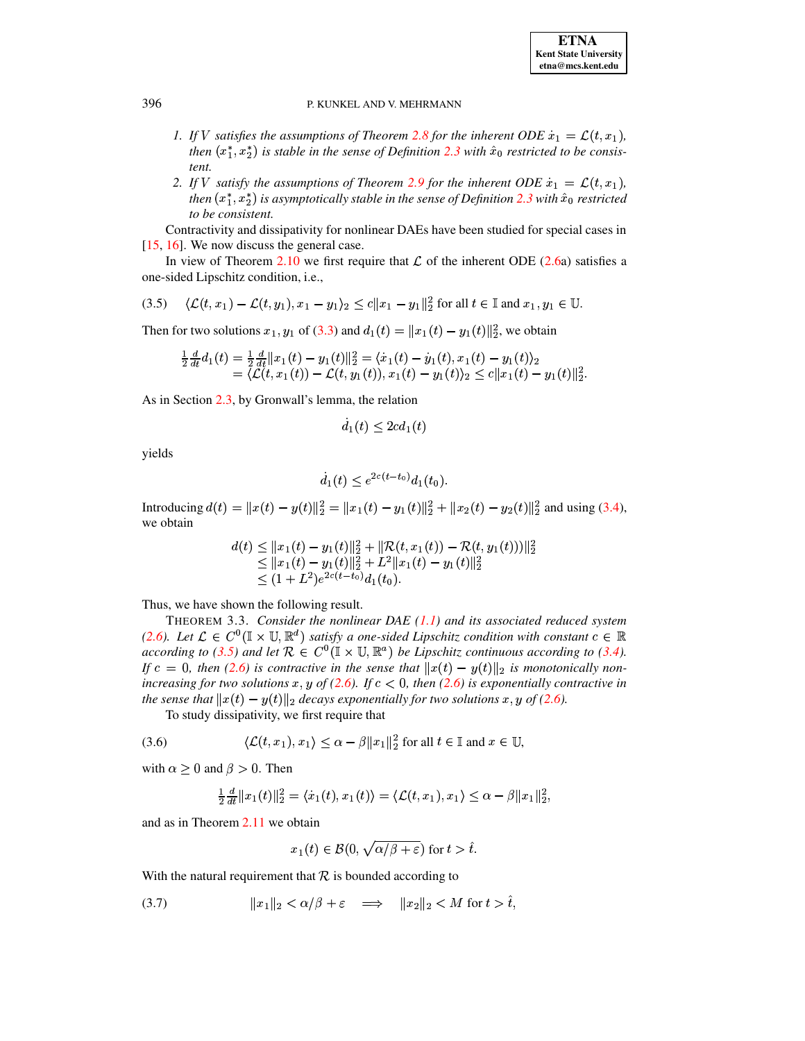1. *If $V$ satisfies the assumptions of Theorem 2.8 for the inherent ODE $\dot{x}_1 = \mathcal{L}(t, x_1)$, then $(x_1^*, x_2^*)$ is stable in the sense of Definition 2.3 with $\hat{x}_0$ restricted to be consistent.*
2. *If $V$ satisfy the assumptions of Theorem 2.9 for the inherent ODE $\dot{x}_1 = \mathcal{L}(t, x_1)$, then $(x_1^*, x_2^*)$ is asymptotically stable in the sense of Definition 2.3 with $\hat{x}_0$ restricted to be consistent.*

Contractivity and dissipativity for nonlinear DAEs have been studied for special cases in [15, 16]. We now discuss the general case.

In view of Theorem 2.10 we first require that $\mathcal{L}$ of the inherent ODE (2.6a) satisfies a one-sided Lipschitz condition, i.e.,

$$\langle \mathcal{L}(t, x_1) - \mathcal{L}(t, y_1), x_1 - y_1 \rangle_2 \leq c \|x_1 - y_1\|_2^2 \text{ for all } t \in \mathbb{I} \text{ and } x_1, y_1 \in \mathbb{U}. \tag{3.5}$$

Then for two solutions $x_1, y_1$ of (3.3) and $d_1(t) = \|x_1(t) - y_1(t)\|_2^2$, we obtain

$$\begin{aligned} \tfrac{1}{2}\tfrac{d}{dt} d_1(t) &= \tfrac{1}{2}\tfrac{d}{dt}\|x_1(t) - y_1(t)\|_2^2 = \langle \dot{x}_1(t) - \dot{y}_1(t), x_1(t) - y_1(t) \rangle_2 \\ &= \langle \mathcal{L}(t, x_1(t)) - \mathcal{L}(t, y_1(t)), x_1(t) - y_1(t) \rangle_2 \leq c\|x_1(t) - y_1(t)\|_2^2. \end{aligned}$$

As in Section 2.3, by Gronwall's lemma, the relation

$$\dot{d}_1(t) \leq 2c d_1(t)$$

yields

$$\dot{d}_1(t) \leq e^{2c(t-t_0)} d_1(t_0).$$

Introducing $d(t) = \|x(t) - y(t)\|_2^2 = \|x_1(t) - y_1(t)\|_2^2 + \|x_2(t) - y_2(t)\|_2^2$ and using (3.4), we obtain

$$\begin{aligned} d(t) &\leq \|x_1(t) - y_1(t)\|_2^2 + \|\mathcal{R}(t, x_1(t)) - \mathcal{R}(t, y_1(t)))\|_2^2 \\ &\leq \|x_1(t) - y_1(t)\|_2^2 + L^2\|x_1(t) - y_1(t)\|_2^2 \\ &\leq (1 + L^2)e^{2c(t-t_0)} d_1(t_0). \end{aligned}$$

Thus, we have shown the following result.

THEOREM 3.3. *Consider the nonlinear DAE (1.1) and its associated reduced system (2.6). Let $\mathcal{L} \in C^0(\mathbb{I} \times \mathbb{U}, \mathbb{R}^d)$ satisfy a one-sided Lipschitz condition with constant $c \in \mathbb{R}$ according to (3.5) and let $\mathcal{R} \in C^0(\mathbb{I} \times \mathbb{U}, \mathbb{R}^a)$ be Lipschitz continuous according to (3.4). If $c = 0$, then (2.6) is contractive in the sense that $\|x(t) - y(t)\|_2$ is monotonically non-increasing for two solutions $x, y$ of (2.6). If $c < 0$, then (2.6) is exponentially contractive in the sense that $\|x(t) - y(t)\|_2$ decays exponentially for two solutions $x, y$ of (2.6).*

To study dissipativity, we first require that

$$\langle \mathcal{L}(t, x_1), x_1 \rangle \leq \alpha - \beta\|x_1\|_2^2 \text{ for all } t \in \mathbb{I} \text{ and } x \in \mathbb{U}, \tag{3.6}$$

with $\alpha \geq 0$ and $\beta > 0$. Then

$$\tfrac{1}{2}\tfrac{d}{dt}\|x_1(t)\|_2^2 = \langle \dot{x}_1(t), x_1(t) \rangle = \langle \mathcal{L}(t, x_1), x_1 \rangle \leq \alpha - \beta\|x_1\|_2^2,$$

and as in Theorem 2.11 we obtain

$$x_1(t) \in \mathcal{B}(0, \sqrt{\alpha/\beta + \varepsilon}) \text{ for } t > \hat{t}.$$

With the natural requirement that $\mathcal{R}$ is bounded according to

$$\|x_1\|_2 < \alpha/\beta + \varepsilon \implies \|x_2\|_2 < M \text{ for } t > \hat{t}, \tag{3.7}$$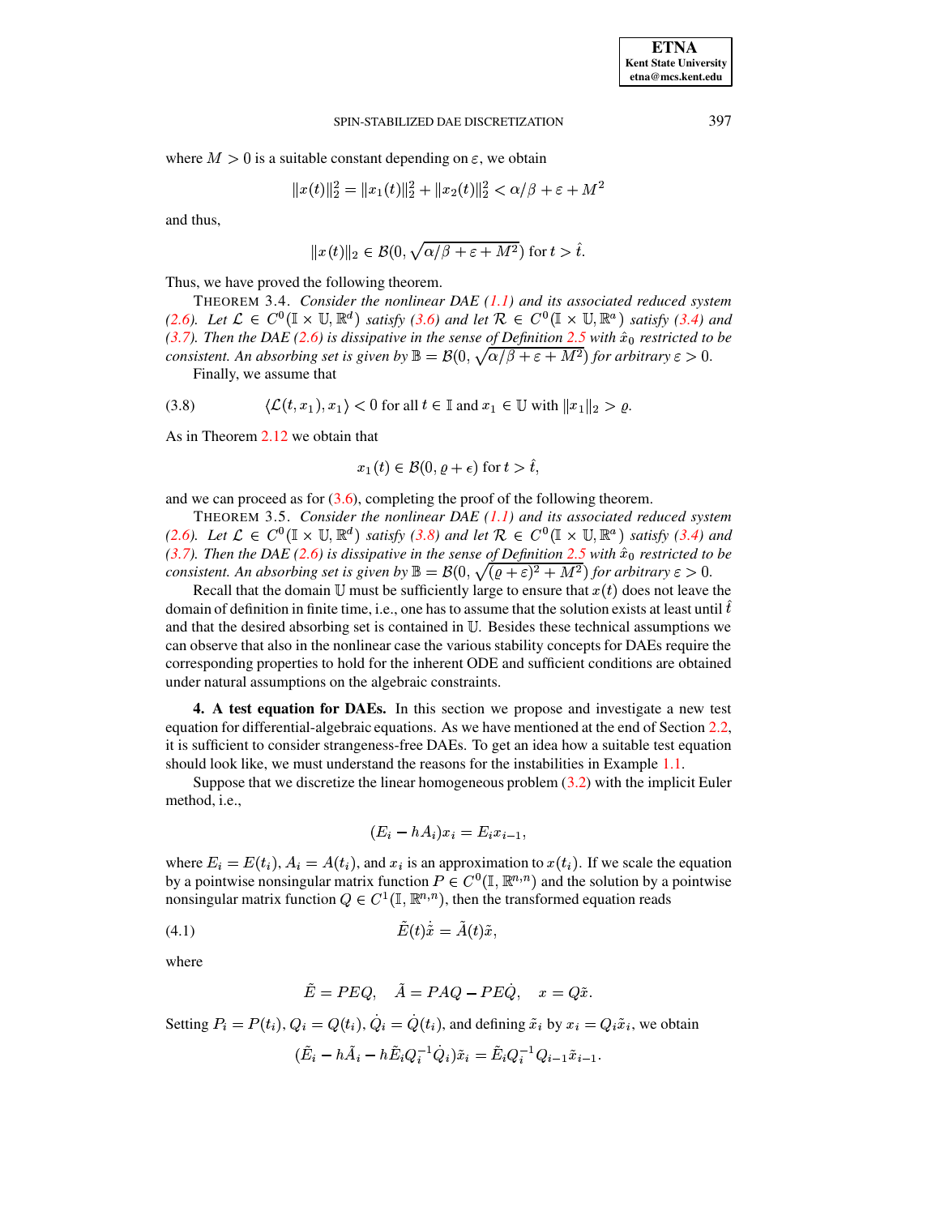where $M > 0$ is a suitable constant depending on $\varepsilon$, we obtain

$$\|x(t)\|_2^2 = \|x_1(t)\|_2^2 + \|x_2(t)\|_2^2 < \alpha/\beta + \varepsilon + M^2$$

and thus,

$$\|x(t)\|_2 \in \mathcal{B}(0, \sqrt{\alpha/\beta + \varepsilon + M^2}) \text{ for } t > \hat{t}.$$

Thus, we have proved the following theorem.

THEOREM 3.4. *Consider the nonlinear DAE (1.1) and its associated reduced system (2.6). Let $\mathcal{L} \in C^0(\mathbb{I} \times \mathbb{U}, \mathbb{R}^d)$ satisfy (3.6) and let $\mathcal{R} \in C^0(\mathbb{I} \times \mathbb{U}, \mathbb{R}^a)$ satisfy (3.4) and (3.7). Then the DAE (2.6) is dissipative in the sense of Definition 2.5 with $\hat{x}_0$ restricted to be consistent. An absorbing set is given by $\mathbb{B} = \mathcal{B}(0, \sqrt{\alpha/\beta + \varepsilon + M^2})$ for arbitrary $\varepsilon > 0$.*

Finally, we assume that

$$\langle \mathcal{L}(t, x_1), x_1 \rangle < 0 \text{ for all } t \in \mathbb{I} \text{ and } x_1 \in \mathbb{U} \text{ with } \|x_1\|_2 > \varrho. \tag{3.8}$$

As in Theorem 2.12 we obtain that

$$x_1(t) \in \mathcal{B}(0, \varrho + \epsilon) \text{ for } t > \hat{t},$$

and we can proceed as for (3.6), completing the proof of the following theorem.

THEOREM 3.5. *Consider the nonlinear DAE (1.1) and its associated reduced system (2.6). Let $\mathcal{L} \in C^0(\mathbb{I} \times \mathbb{U}, \mathbb{R}^d)$ satisfy (3.8) and let $\mathcal{R} \in C^0(\mathbb{I} \times \mathbb{U}, \mathbb{R}^a)$ satisfy (3.4) and (3.7). Then the DAE (2.6) is dissipative in the sense of Definition 2.5 with $\hat{x}_0$ restricted to be consistent. An absorbing set is given by $\mathbb{B} = \mathcal{B}(0, \sqrt{(\varrho + \varepsilon)^2 + M^2})$ for arbitrary $\varepsilon > 0$.*

Recall that the domain $\mathbb{U}$ must be sufficiently large to ensure that $x(t)$ does not leave the domain of definition in finite time, i.e., one has to assume that the solution exists at least until $\hat{t}$ and that the desired absorbing set is contained in $\mathbb{U}$. Besides these technical assumptions we can observe that also in the nonlinear case the various stability concepts for DAEs require the corresponding properties to hold for the inherent ODE and sufficient conditions are obtained under natural assumptions on the algebraic constraints.

## 4. A test equation for DAEs.

In this section we propose and investigate a new test equation for differential-algebraic equations. As we have mentioned at the end of Section 2.2, it is sufficient to consider strangeness-free DAEs. To get an idea how a suitable test equation should look like, we must understand the reasons for the instabilities in Example 1.1.

Suppose that we discretize the linear homogeneous problem (3.2) with the implicit Euler method, i.e.,

$$(E_i - hA_i)x_i = E_i x_{i-1},$$

where $E_i = E(t_i)$, $A_i = A(t_i)$, and $x_i$ is an approximation to $x(t_i)$. If we scale the equation by a pointwise nonsingular matrix function $P \in C^0(\mathbb{I}, \mathbb{R}^{n,n})$ and the solution by a pointwise nonsingular matrix function $Q \in C^1(\mathbb{I}, \mathbb{R}^{n,n})$, then the transformed equation reads

$$\tilde{E}(t)\dot{\tilde{x}} = \tilde{A}(t)\tilde{x}, \tag{4.1}$$

where

$$\tilde{E} = PEQ, \quad \tilde{A} = PAQ - PE\dot{Q}, \quad x = Q\tilde{x}.$$

Setting $P_i = P(t_i)$, $Q_i = Q(t_i)$, $\dot{Q}_i = \dot{Q}(t_i)$, and defining $\tilde{x}_i$ by $x_i = Q_i\tilde{x}_i$, we obtain

$$(\tilde{E}_i - h\tilde{A}_i - h\tilde{E}_i Q_i^{-1}\dot{Q}_i)\tilde{x}_i = \tilde{E}_i Q_i^{-1} Q_{i-1}\tilde{x}_{i-1}.$$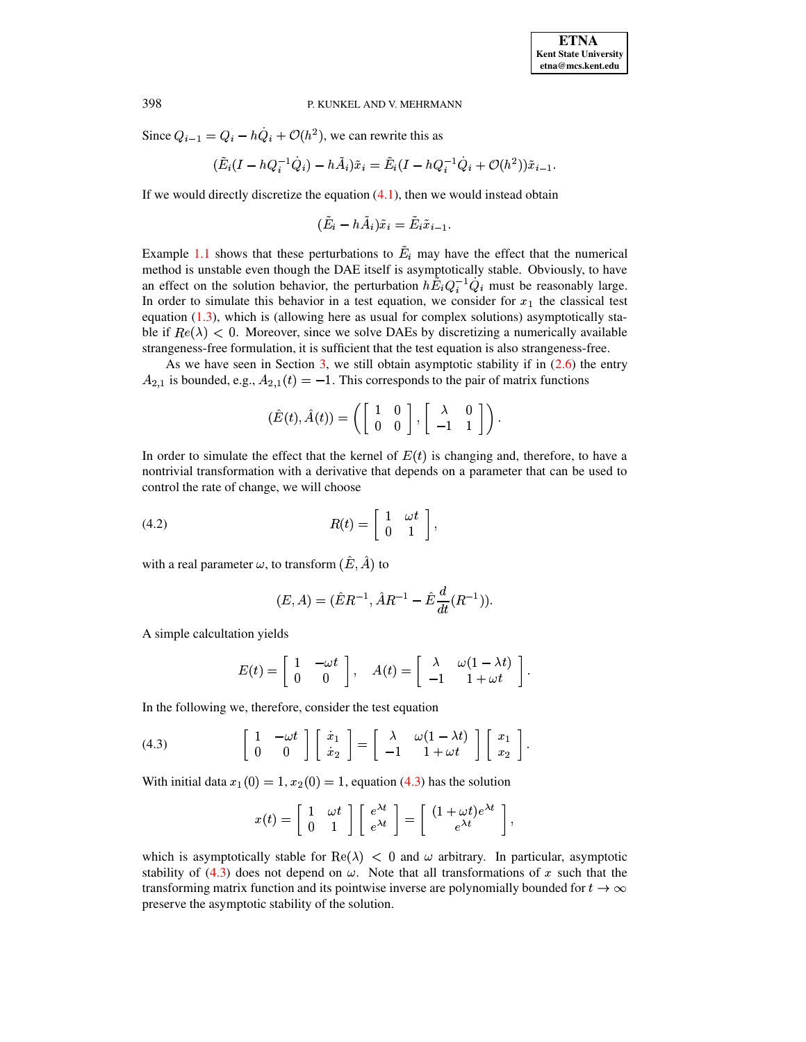Since $Q_{i-1} = Q_i - h\dot{Q}_i + \mathcal{O}(h^2)$, we can rewrite this as

$$(\tilde{E}_i(I - hQ_i^{-1}\dot{Q}_i) - h\tilde{A}_i)\tilde{x}_i = \tilde{E}_i(I - hQ_i^{-1}\dot{Q}_i + \mathcal{O}(h^2))\tilde{x}_{i-1}.$$

If we would directly discretize the equation (4.1), then we would instead obtain

$$(\tilde{E}_i - h\tilde{A}_i)\tilde{x}_i = \tilde{E}_i\tilde{x}_{i-1}.$$

Example 1.1 shows that these perturbations to $\tilde{E}_i$ may have the effect that the numerical method is unstable even though the DAE itself is asymptotically stable. Obviously, to have an effect on the solution behavior, the perturbation $h\tilde{E}_iQ_i^{-1}\dot{Q}_i$ must be reasonably large. In order to simulate this behavior in a test equation, we consider for $x_1$ the classical test equation (1.3), which is (allowing here as usual for complex solutions) asymptotically stable if $Re(\lambda) < 0$. Moreover, since we solve DAEs by discretizing a numerically available strangeness-free formulation, it is sufficient that the test equation is also strangeness-free.

As we have seen in Section 3, we still obtain asymptotic stability if in (2.6) the entry $A_{2,1}$ is bounded, e.g., $A_{2,1}(t) = -1$. This corresponds to the pair of matrix functions

$$(\hat{E}(t), \hat{A}(t)) = \left( \begin{bmatrix} 1 & 0 \\ 0 & 0 \end{bmatrix}, \begin{bmatrix} \lambda & 0 \\ -1 & 1 \end{bmatrix} \right).$$

In order to simulate the effect that the kernel of $E(t)$ is changing and, therefore, to have a nontrivial transformation with a derivative that depends on a parameter that can be used to control the rate of change, we will choose

$$R(t) = \begin{bmatrix} 1 & \omega t \\ 0 & 1 \end{bmatrix}, \tag{4.2}$$

with a real parameter $\omega$, to transform $(\hat{E}, \hat{A})$ to

$$(E, A) = (\hat{E}R^{-1}, \hat{A}R^{-1} - \hat{E}\frac{d}{dt}(R^{-1})).$$

A simple calcultation yields

$$E(t) = \begin{bmatrix} 1 & -\omega t \\ 0 & 0 \end{bmatrix}, \quad A(t) = \begin{bmatrix} \lambda & \omega(1 - \lambda t) \\ -1 & 1 + \omega t \end{bmatrix}.$$

In the following we, therefore, consider the test equation

$$\begin{bmatrix} 1 & -\omega t \\ 0 & 0 \end{bmatrix} \begin{bmatrix} \dot{x}_1 \\ \dot{x}_2 \end{bmatrix} = \begin{bmatrix} \lambda & \omega(1 - \lambda t) \\ -1 & 1 + \omega t \end{bmatrix} \begin{bmatrix} x_1 \\ x_2 \end{bmatrix}. \tag{4.3}$$

With initial data $x_1(0) = 1, x_2(0) = 1$, equation (4.3) has the solution

$$x(t) = \begin{bmatrix} 1 & \omega t \\ 0 & 1 \end{bmatrix} \begin{bmatrix} e^{\lambda t} \\ e^{\lambda t} \end{bmatrix} = \begin{bmatrix} (1 + \omega t)e^{\lambda t} \\ e^{\lambda t} \end{bmatrix},$$

which is asymptotically stable for $\mathrm{Re}(\lambda) < 0$ and $\omega$ arbitrary. In particular, asymptotic stability of (4.3) does not depend on $\omega$. Note that all transformations of $x$ such that the transforming matrix function and its pointwise inverse are polynomially bounded for $t \to \infty$ preserve the asymptotic stability of the solution.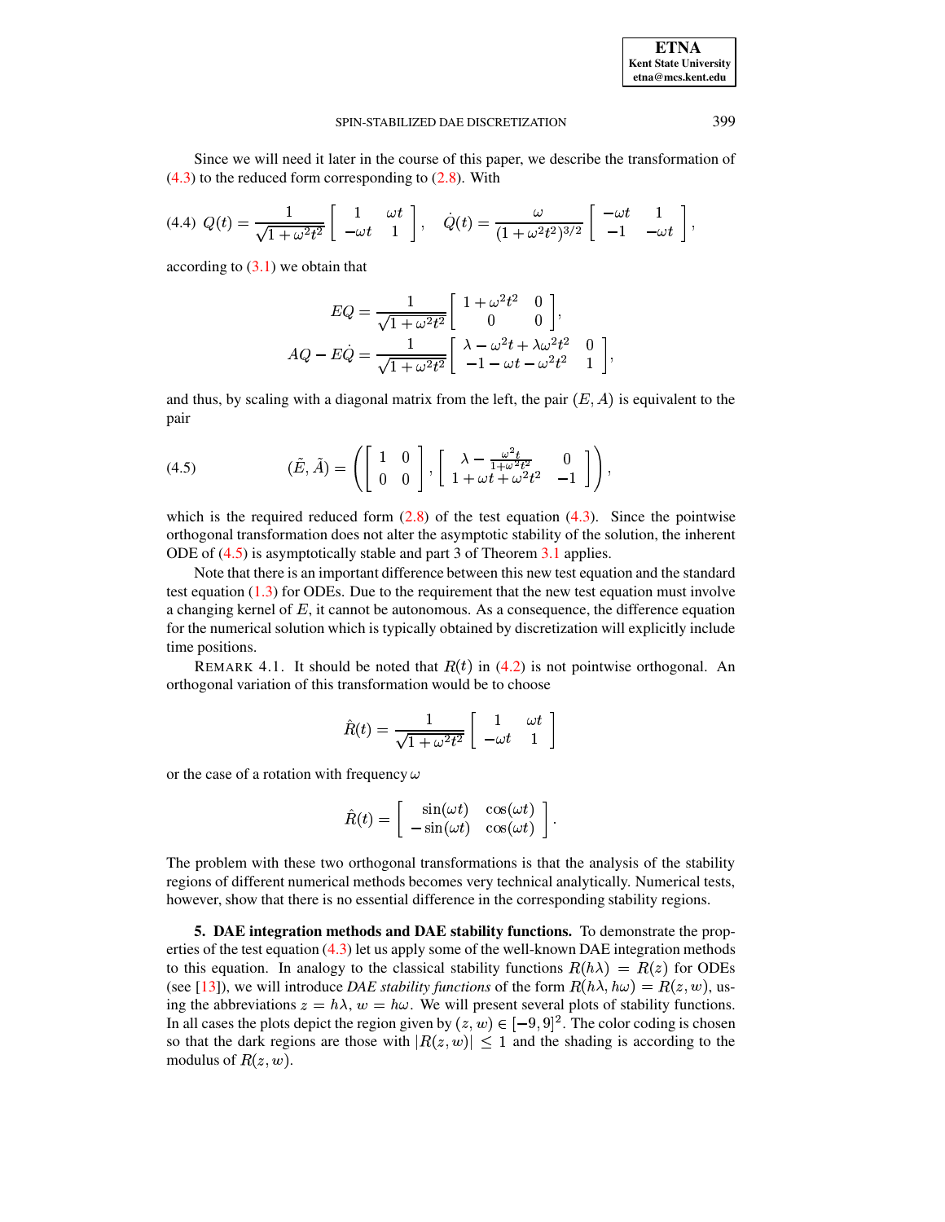Since we will need it later in the course of this paper, we describe the transformation of (4.3) to the reduced form corresponding to (2.8). With

$$
(4.4)\quad Q(t) = \frac{1}{\sqrt{1+\omega^2 t^2}} \begin{bmatrix} 1 & \omega t \\ -\omega t & 1 \end{bmatrix}, \quad \dot{Q}(t) = \frac{\omega}{(1+\omega^2 t^2)^{3/2}} \begin{bmatrix} -\omega t & 1 \\ -1 & -\omega t \end{bmatrix},
$$

according to (3.1) we obtain that

$$
\begin{aligned}
EQ &= \frac{1}{\sqrt{1+\omega^2 t^2}} \begin{bmatrix} 1+\omega^2 t^2 & 0 \\ 0 & 0 \end{bmatrix}, \\
AQ - E\dot{Q} &= \frac{1}{\sqrt{1+\omega^2 t^2}} \begin{bmatrix} \lambda - \omega^2 t + \lambda \omega^2 t^2 & 0 \\ -1 - \omega t - \omega^2 t^2 & 1 \end{bmatrix},
\end{aligned}
$$

and thus, by scaling with a diagonal matrix from the left, the pair $(E, A)$ is equivalent to the pair

$$
(4.5)\qquad (\tilde{E}, \tilde{A}) = \left( \begin{bmatrix} 1 & 0 \\ 0 & 0 \end{bmatrix}, \begin{bmatrix} \lambda - \frac{\omega^2 t}{1+\omega^2 t^2} & 0 \\ 1 + \omega t + \omega^2 t^2 & -1 \end{bmatrix} \right),
$$

which is the required reduced form (2.8) of the test equation (4.3). Since the pointwise orthogonal transformation does not alter the asymptotic stability of the solution, the inherent ODE of (4.5) is asymptotically stable and part 3 of Theorem 3.1 applies.

Note that there is an important difference between this new test equation and the standard test equation (1.3) for ODEs. Due to the requirement that the new test equation must involve a changing kernel of $E$, it cannot be autonomous. As a consequence, the difference equation for the numerical solution which is typically obtained by discretization will explicitly include time positions.

REMARK 4.1. It should be noted that $R(t)$ in (4.2) is not pointwise orthogonal. An orthogonal variation of this transformation would be to choose

$$
\hat{R}(t) = \frac{1}{\sqrt{1+\omega^2 t^2}} \begin{bmatrix} 1 & \omega t \\ -\omega t & 1 \end{bmatrix}
$$

or the case of a rotation with frequency $\omega$

$$
\hat{R}(t) = \begin{bmatrix} \sin(\omega t) & \cos(\omega t) \\ -\sin(\omega t) & \cos(\omega t) \end{bmatrix}.
$$

The problem with these two orthogonal transformations is that the analysis of the stability regions of different numerical methods becomes very technical analytically. Numerical tests, however, show that there is no essential difference in the corresponding stability regions.

## 5. DAE integration methods and DAE stability functions.

To demonstrate the properties of the test equation (4.3) let us apply some of the well-known DAE integration methods to this equation. In analogy to the classical stability functions $R(h\lambda) = R(z)$ for ODEs (see [13]), we will introduce *DAE stability functions* of the form $R(h\lambda, h\omega) = R(z, w)$, using the abbreviations $z = h\lambda$, $w = h\omega$. We will present several plots of stability functions. In all cases the plots depict the region given by $(z, w) \in [-9, 9]^2$. The color coding is chosen so that the dark regions are those with $|R(z, w)| \leq 1$ and the shading is according to the modulus of $R(z, w)$.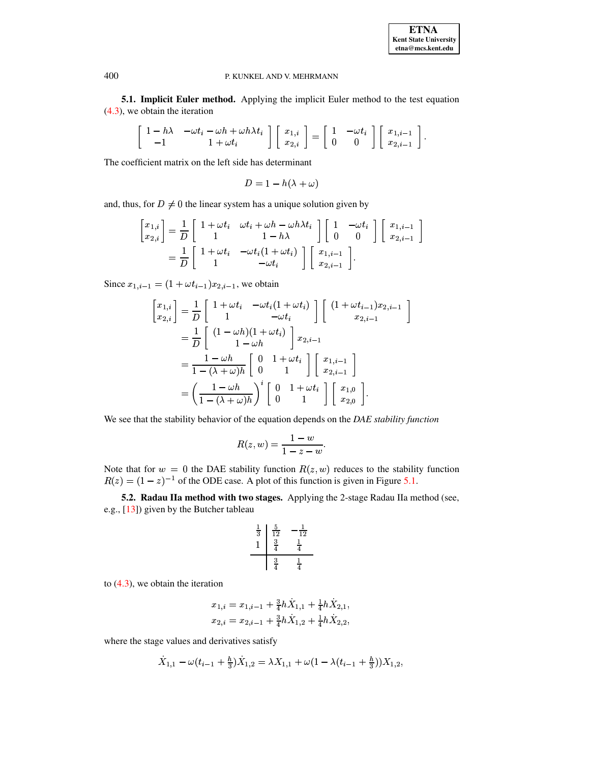### 5.1. Implicit Euler method.

Applying the implicit Euler method to the test equation (4.3), we obtain the iteration

$$\begin{bmatrix} 1-h\lambda & -\omega t_i - \omega h + \omega h \lambda t_i \\ -1 & 1+\omega t_i \end{bmatrix} \begin{bmatrix} x_{1,i} \\ x_{2,i} \end{bmatrix} = \begin{bmatrix} 1 & -\omega t_i \\ 0 & 0 \end{bmatrix} \begin{bmatrix} x_{1,i-1} \\ x_{2,i-1} \end{bmatrix}.$$

The coefficient matrix on the left side has determinant

$$D = 1 - h(\lambda + \omega)$$

and, thus, for $D \neq 0$ the linear system has a unique solution given by

$$\begin{aligned} \begin{bmatrix} x_{1,i} \\ x_{2,i} \end{bmatrix} &= \frac{1}{D} \begin{bmatrix} 1+\omega t_i & \omega t_i + \omega h - \omega h \lambda t_i \\ 1 & 1-h\lambda \end{bmatrix} \begin{bmatrix} 1 & -\omega t_i \\ 0 & 0 \end{bmatrix} \begin{bmatrix} x_{1,i-1} \\ x_{2,i-1} \end{bmatrix} \\ &= \frac{1}{D} \begin{bmatrix} 1+\omega t_i & -\omega t_i(1+\omega t_i) \\ 1 & -\omega t_i \end{bmatrix} \begin{bmatrix} x_{1,i-1} \\ x_{2,i-1} \end{bmatrix}. \end{aligned}$$

Since $x_{1,i-1} = (1+\omega t_{i-1}) x_{2,i-1}$, we obtain

$$\begin{aligned} \begin{bmatrix} x_{1,i} \\ x_{2,i} \end{bmatrix} &= \frac{1}{D} \begin{bmatrix} 1+\omega t_i & -\omega t_i(1+\omega t_i) \\ 1 & -\omega t_i \end{bmatrix} \begin{bmatrix} (1+\omega t_{i-1}) x_{2,i-1} \\ x_{2,i-1} \end{bmatrix} \\ &= \frac{1}{D} \begin{bmatrix} (1-\omega h)(1+\omega t_i) \\ 1-\omega h \end{bmatrix} x_{2,i-1} \\ &= \frac{1-\omega h}{1-(\lambda+\omega)h} \begin{bmatrix} 0 & 1+\omega t_i \\ 0 & 1 \end{bmatrix} \begin{bmatrix} x_{1,i-1} \\ x_{2,i-1} \end{bmatrix} \\ &= \left( \frac{1-\omega h}{1-(\lambda+\omega)h} \right)^i \begin{bmatrix} 0 & 1+\omega t_i \\ 0 & 1 \end{bmatrix} \begin{bmatrix} x_{1,0} \\ x_{2,0} \end{bmatrix}. \end{aligned}$$

We see that the stability behavior of the equation depends on the *DAE stability function*

$$R(z,w) = \frac{1-w}{1-z-w}.$$

Note that for $w = 0$ the DAE stability function $R(z,w)$ reduces to the stability function $R(z) = (1-z)^{-1}$ of the ODE case. A plot of this function is given in Figure 5.1.

### 5.2. Radau IIa method with two stages.

Applying the 2-stage Radau IIa method (see, e.g., [13]) given by the Butcher tableau

$$\begin{array}{c|cc} \frac{1}{3} & \frac{5}{12} & -\frac{1}{12} \\ 1 & \frac{3}{4} & \frac{1}{4} \\ \hline & \frac{3}{4} & \frac{1}{4} \end{array}$$

to (4.3), we obtain the iteration

$$\begin{aligned} x_{1,i} &= x_{1,i-1} + \tfrac{3}{4} h \dot{X}_{1,1} + \tfrac{1}{4} h \dot{X}_{2,1}, \\ x_{2,i} &= x_{2,i-1} + \tfrac{3}{4} h \dot{X}_{1,2} + \tfrac{1}{4} h \dot{X}_{2,2}, \end{aligned}$$

where the stage values and derivatives satisfy

$$\dot{X}_{1,1} - \omega(t_{i-1} + \tfrac{h}{3}) \dot{X}_{1,2} = \lambda X_{1,1} + \omega(1 - \lambda(t_{i-1} + \tfrac{h}{3})) X_{1,2},$$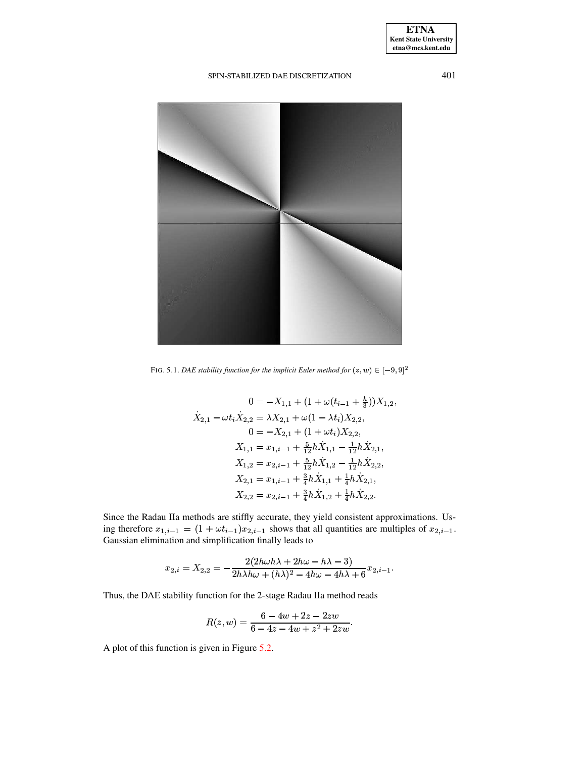FIG. 5.1. *DAE stability function for the implicit Euler method for* $(z,w) \in [-9,9]^2$

$$
\begin{aligned}
0 &= -X_{1,1} + (1 + \omega(t_{i-1} + \tfrac{h}{3}))X_{1,2}, \\
\dot{X}_{2,1} - \omega t_i \dot{X}_{2,2} &= \lambda X_{2,1} + \omega(1 - \lambda t_i) X_{2,2}, \\
0 &= -X_{2,1} + (1 + \omega t_i) X_{2,2}, \\
X_{1,1} &= x_{1,i-1} + \tfrac{5}{12} h \dot{X}_{1,1} - \tfrac{1}{12} h \dot{X}_{2,1}, \\
X_{1,2} &= x_{2,i-1} + \tfrac{5}{12} h \dot{X}_{1,2} - \tfrac{1}{12} h \dot{X}_{2,2}, \\
X_{2,1} &= x_{1,i-1} + \tfrac{3}{4} h \dot{X}_{1,1} + \tfrac{1}{4} h \dot{X}_{2,1}, \\
X_{2,2} &= x_{2,i-1} + \tfrac{3}{4} h \dot{X}_{1,2} + \tfrac{1}{4} h \dot{X}_{2,2}.
\end{aligned}
$$

Since the Radau IIa methods are stiffly accurate, they yield consistent approximations. Using therefore $x_{1,i-1} = (1 + \omega t_{i-1}) x_{2,i-1}$ shows that all quantities are multiples of $x_{2,i-1}$. Gaussian elimination and simplification finally leads to

$$
x_{2,i} = X_{2,2} = -\frac{2(2h\omega h\lambda + 2h\omega - h\lambda - 3)}{2h\lambda h\omega + (h\lambda)^2 - 4h\omega - 4h\lambda + 6} x_{2,i-1}.
$$

Thus, the DAE stability function for the 2-stage Radau IIa method reads

$$
R(z,w) = \frac{6 - 4w + 2z - 2zw}{6 - 4z - 4w + z^2 + 2zw}.
$$

A plot of this function is given in Figure 5.2.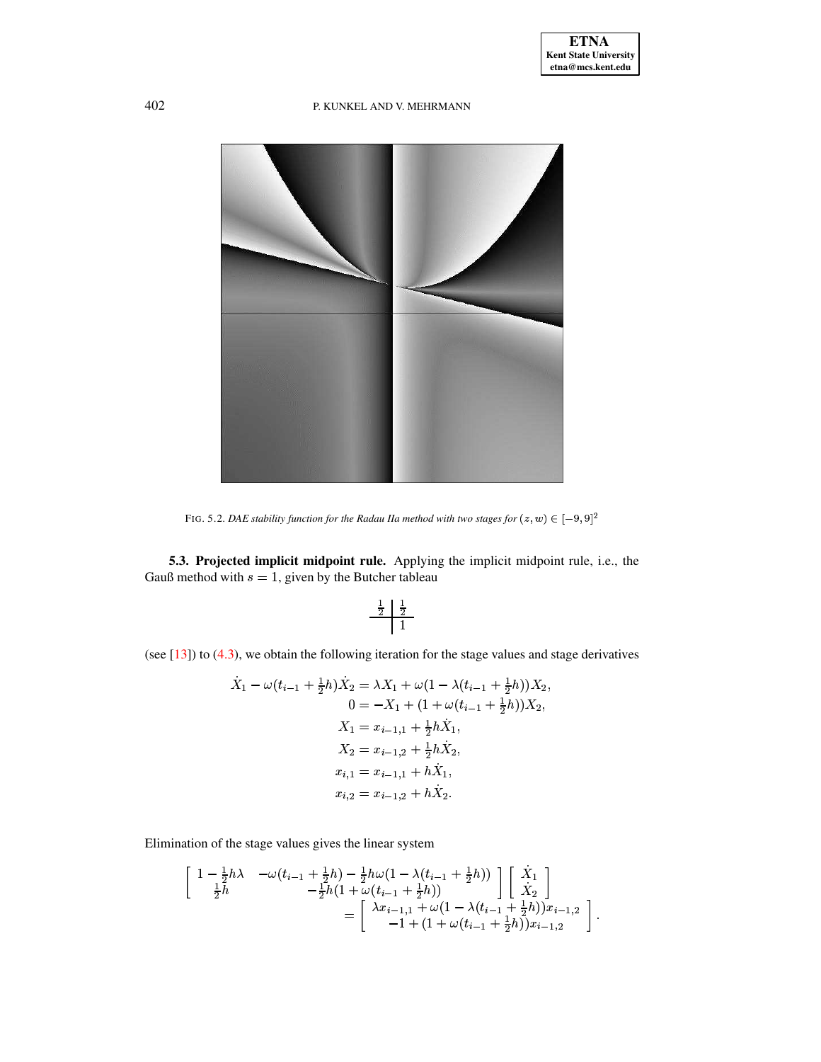FIG. 5.2. *DAE stability function for the Radau IIa method with two stages for $(z, w) \in [-9, 9]^2$*

**5.3. Projected implicit midpoint rule.** Applying the implicit midpoint rule, i.e., the Gauß method with $s = 1$, given by the Butcher tableau

$$\begin{array}{c|c} \frac{1}{2} & \frac{1}{2} \\ \hline & 1 \end{array}$$

(see [13]) to (4.3), we obtain the following iteration for the stage values and stage derivatives

$$\begin{aligned}
\dot{X}_1 - \omega(t_{i-1} + \tfrac{1}{2}h)\dot{X}_2 &= \lambda X_1 + \omega(1 - \lambda(t_{i-1} + \tfrac{1}{2}h))X_2, \\
0 &= -X_1 + (1 + \omega(t_{i-1} + \tfrac{1}{2}h))X_2, \\
X_1 &= x_{i-1,1} + \tfrac{1}{2}h\dot{X}_1, \\
X_2 &= x_{i-1,2} + \tfrac{1}{2}h\dot{X}_2, \\
x_{i,1} &= x_{i-1,1} + h\dot{X}_1, \\
x_{i,2} &= x_{i-1,2} + h\dot{X}_2.
\end{aligned}$$

Elimination of the stage values gives the linear system

$$\begin{bmatrix} 1 - \frac{1}{2}h\lambda & -\omega(t_{i-1} + \frac{1}{2}h) - \frac{1}{2}h\omega(1 - \lambda(t_{i-1} + \frac{1}{2}h)) \\ \frac{1}{2}h & -\frac{1}{2}h(1 + \omega(t_{i-1} + \frac{1}{2}h)) \end{bmatrix} \begin{bmatrix} \dot{X}_1 \\ \dot{X}_2 \end{bmatrix}
= \begin{bmatrix} \lambda x_{i-1,1} + \omega(1 - \lambda(t_{i-1} + \frac{1}{2}h))x_{i-1,2} \\ -1 + (1 + \omega(t_{i-1} + \frac{1}{2}h))x_{i-1,2} \end{bmatrix}.$$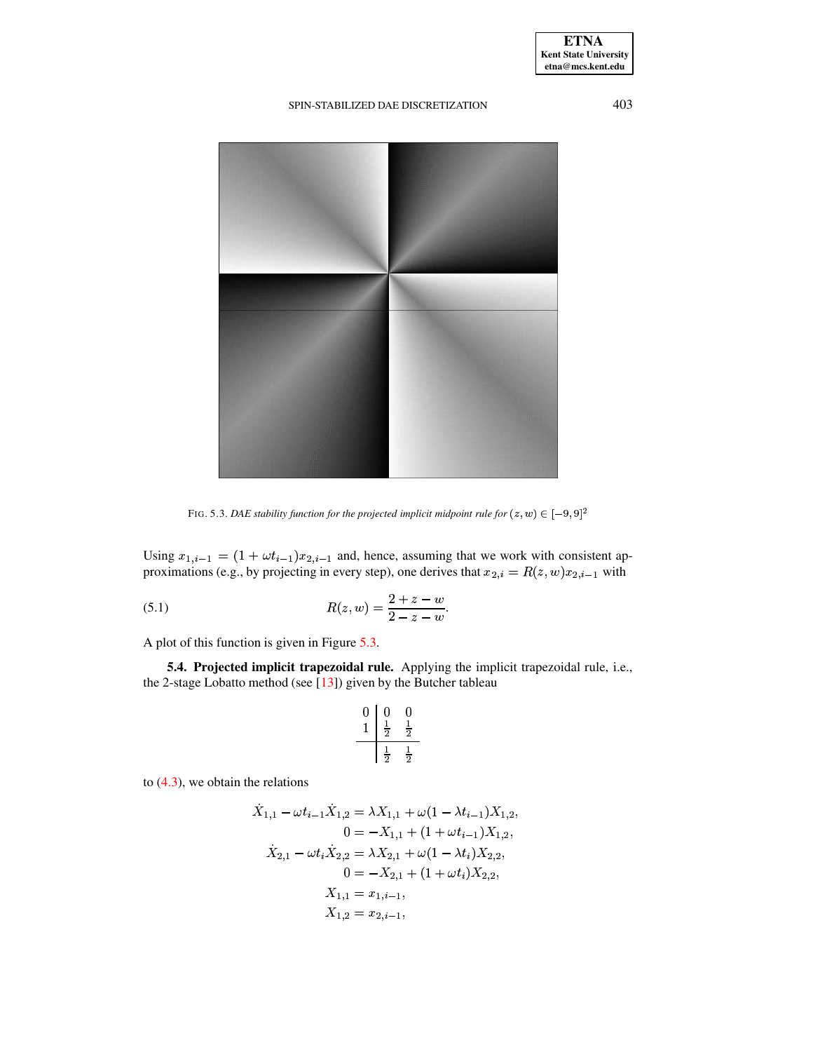FIG. 5.3. *DAE stability function for the projected implicit midpoint rule for* $(z,w) \in [-9,9]^2$

Using $x_{1,i-1} = (1+\omega t_{i-1})x_{2,i-1}$ and, hence, assuming that we work with consistent approximations (e.g., by projecting in every step), one derives that $x_{2,i} = R(z,w)x_{2,i-1}$ with

$$R(z,w) = \frac{2+z-w}{2-z-w}. \tag{5.1}$$

A plot of this function is given in Figure 5.3.

**5.4. Projected implicit trapezoidal rule.** Applying the implicit trapezoidal rule, i.e., the 2-stage Lobatto method (see [13]) given by the Butcher tableau

$$\begin{array}{c|cc} 0 & 0 & 0 \\ 1 & \frac{1}{2} & \frac{1}{2} \\ \hline & \frac{1}{2} & \frac{1}{2} \end{array}$$

to (4.3), we obtain the relations

$$\begin{aligned}
\dot{X}_{1,1} - \omega t_{i-1}\dot{X}_{1,2} &= \lambda X_{1,1} + \omega(1-\lambda t_{i-1})X_{1,2}, \\
0 &= -X_{1,1} + (1+\omega t_{i-1})X_{1,2}, \\
\dot{X}_{2,1} - \omega t_i \dot{X}_{2,2} &= \lambda X_{2,1} + \omega(1-\lambda t_i)X_{2,2}, \\
0 &= -X_{2,1} + (1+\omega t_i)X_{2,2}, \\
X_{1,1} &= x_{1,i-1}, \\
X_{1,2} &= x_{2,i-1},
\end{aligned}$$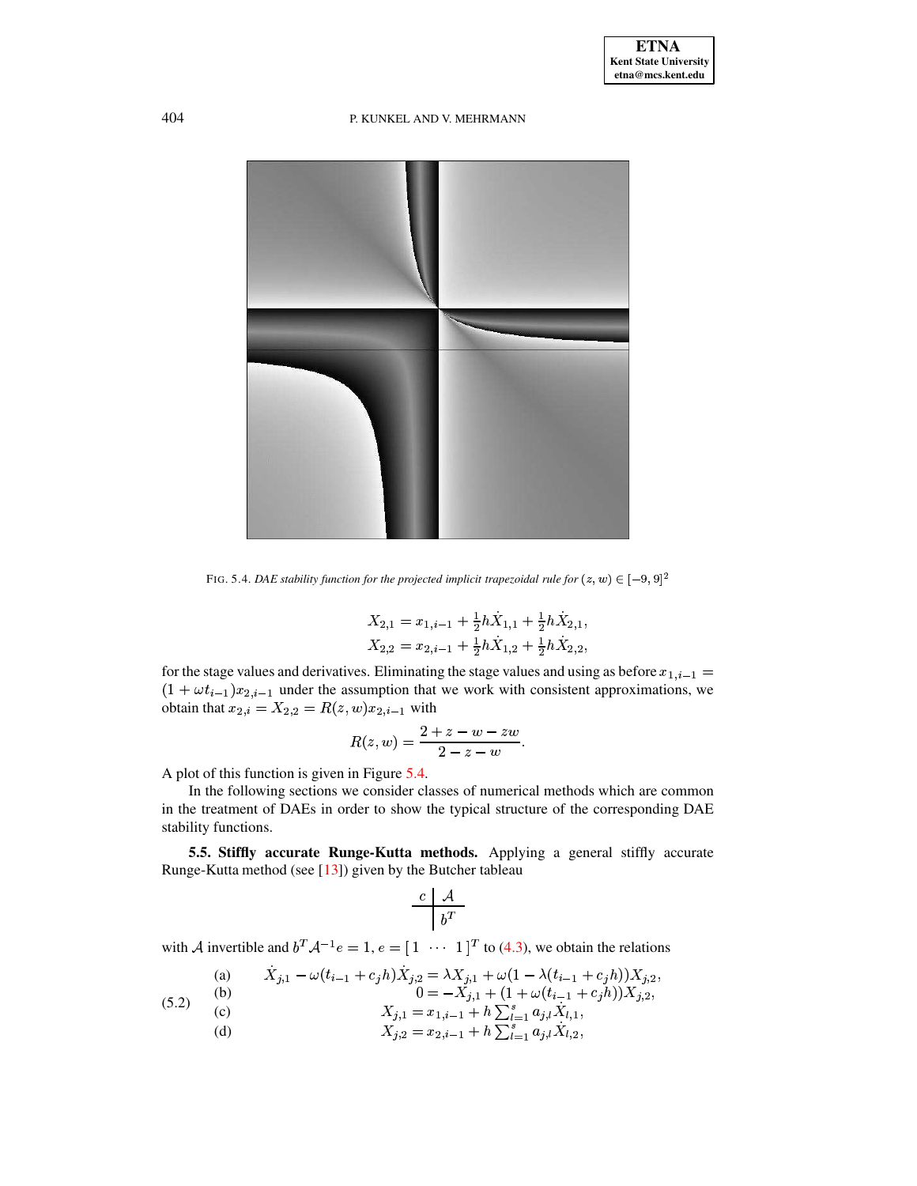FIG. 5.4. *DAE stability function for the projected implicit trapezoidal rule for* $(z, w) \in [-9, 9]^2$

$$
\begin{aligned}
X_{2,1} &= x_{1,i-1} + \tfrac{1}{2}h\dot{X}_{1,1} + \tfrac{1}{2}h\dot{X}_{2,1}, \\
X_{2,2} &= x_{2,i-1} + \tfrac{1}{2}h\dot{X}_{1,2} + \tfrac{1}{2}h\dot{X}_{2,2},
\end{aligned}
$$

for the stage values and derivatives. Eliminating the stage values and using as before $x_{1,i-1} = (1 + \omega t_{i-1})x_{2,i-1}$ under the assumption that we work with consistent approximations, we obtain that $x_{2,i} = X_{2,2} = R(z, w)x_{2,i-1}$ with

$$
R(z, w) = \frac{2 + z - w - zw}{2 - z - w}.
$$

A plot of this function is given in Figure 5.4.

In the following sections we consider classes of numerical methods which are common in the treatment of DAEs in order to show the typical structure of the corresponding DAE stability functions.

**5.5. Stiffly accurate Runge-Kutta methods.** Applying a general stiffly accurate Runge-Kutta method (see [13]) given by the Butcher tableau

$$
\begin{array}{c|c}
c & \mathcal{A} \\
\hline
 & b^T
\end{array}
$$

with $\mathcal{A}$ invertible and $b^T \mathcal{A}^{-1} e = 1$, $e = [\,1 \ \cdots \ 1\,]^T$ to (4.3), we obtain the relations

$$
\begin{aligned}
&\text{(a)} \quad & \dot{X}_{j,1} - \omega(t_{i-1} + c_j h)\dot{X}_{j,2} &= \lambda X_{j,1} + \omega(1 - \lambda(t_{i-1} + c_j h))X_{j,2}, \\
&\text{(b)} \quad & 0 &= -X_{j,1} + (1 + \omega(t_{i-1} + c_j h))X_{j,2}, \\
&\text{(c)} \quad & X_{j,1} &= x_{1,i-1} + h \textstyle\sum_{l=1}^{s} a_{j,l}\dot{X}_{l,1}, \\
&\text{(d)} \quad & X_{j,2} &= x_{2,i-1} + h \textstyle\sum_{l=1}^{s} a_{j,l}\dot{X}_{l,2},
\end{aligned} \tag{5.2}
$$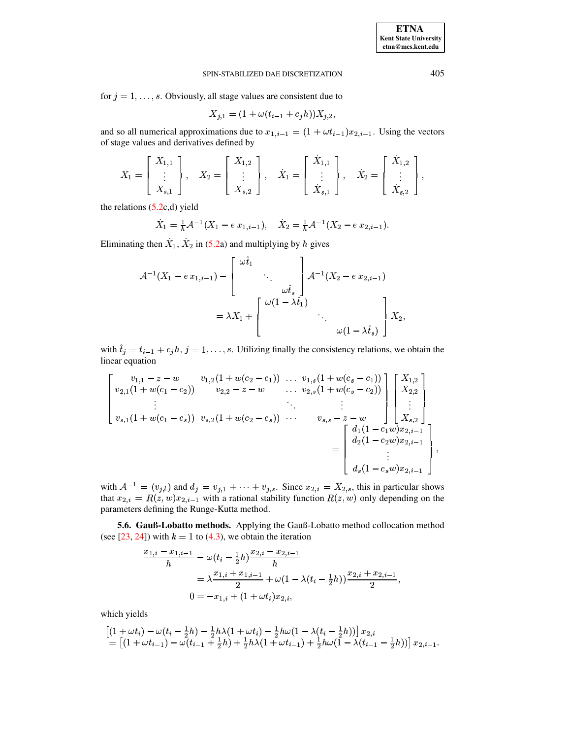for $j = 1, \ldots, s$. Obviously, all stage values are consistent due to

$$X_{j,1} = (1 + \omega(t_{i-1} + c_j h))X_{j,2},$$

and so all numerical approximations due to $x_{1,i-1} = (1 + \omega t_{i-1})x_{2,i-1}$. Using the vectors of stage values and derivatives defined by

$$X_1 = \begin{bmatrix} X_{1,1} \\ \vdots \\ X_{s,1} \end{bmatrix}, \quad X_2 = \begin{bmatrix} X_{1,2} \\ \vdots \\ X_{s,2} \end{bmatrix}, \quad \dot{X}_1 = \begin{bmatrix} \dot{X}_{1,1} \\ \vdots \\ \dot{X}_{s,1} \end{bmatrix}, \quad \dot{X}_2 = \begin{bmatrix} \dot{X}_{1,2} \\ \vdots \\ \dot{X}_{s,2} \end{bmatrix},$$

the relations (5.2c,d) yield

$$\dot{X}_1 = \tfrac{1}{h}\mathcal{A}^{-1}(X_1 - e\, x_{1,i-1}), \quad \dot{X}_2 = \tfrac{1}{h}\mathcal{A}^{-1}(X_2 - e\, x_{2,i-1}).$$

Eliminating then $\dot{X}_1$, $\dot{X}_2$ in (5.2a) and multiplying by $h$ gives

$$\begin{aligned}\mathcal{A}^{-1}(X_1 - e\, x_{1,i-1}) - \begin{bmatrix} \omega\hat{t}_1 & & \\ & \ddots & \\ & & \omega\hat{t}_s \end{bmatrix} \mathcal{A}^{-1}(X_2 - e\, x_{2,i-1}) \\ = \lambda X_1 + \begin{bmatrix} \omega(1-\lambda\hat{t}_1) & & \\ & \ddots & \\ & & \omega(1-\lambda\hat{t}_s) \end{bmatrix} X_2,\end{aligned}$$

with $\hat{t}_j = t_{i-1} + c_j h$, $j = 1, \ldots, s$. Utilizing finally the consistency relations, we obtain the linear equation

$$\begin{aligned}\begin{bmatrix} v_{1,1} - z - w & v_{1,2}(1 + w(c_2 - c_1)) & \ldots & v_{1,s}(1 + w(c_s - c_1)) \\ v_{2,1}(1 + w(c_1 - c_2)) & v_{2,2} - z - w & \ldots & v_{2,s}(1 + w(c_s - c_2)) \\ \vdots & & \ddots & \vdots \\ v_{s,1}(1 + w(c_1 - c_s)) & v_{s,2}(1 + w(c_2 - c_s)) & \cdots & v_{s,s} - z - w \end{bmatrix} \begin{bmatrix} X_{1,2} \\ X_{2,2} \\ \vdots \\ X_{s,2} \end{bmatrix} \\ = \begin{bmatrix} d_1(1 - c_1 w)x_{2,i-1} \\ d_2(1 - c_2 w)x_{2,i-1} \\ \vdots \\ d_s(1 - c_s w)x_{2,i-1} \end{bmatrix},\end{aligned}$$

with $\mathcal{A}^{-1} = (v_{j,l})$ and $d_j = v_{j,1} + \cdots + v_{j,s}$. Since $x_{2,i} = X_{2,s}$, this in particular shows that $x_{2,i} = R(z,w)x_{2,i-1}$ with a rational stability function $R(z,w)$ only depending on the parameters defining the Runge-Kutta method.

**5.6. Gauß-Lobatto methods.** Applying the Gauß-Lobatto method collocation method (see [23, 24]) with $k = 1$ to (4.3), we obtain the iteration

$$\begin{aligned}\frac{x_{1,i} - x_{1,i-1}}{h} - \omega(t_i - \tfrac{1}{2}h)\frac{x_{2,i} - x_{2,i-1}}{h} \\ = \lambda\frac{x_{1,i} + x_{1,i-1}}{2} + \omega(1 - \lambda(t_i - \tfrac{1}{2}h))\frac{x_{2,i} + x_{2,i-1}}{2}, \\ 0 = -x_{1,i} + (1 + \omega t_i)x_{2,i},\end{aligned}$$

which yields

$$\begin{aligned}&\left[(1 + \omega t_i) - \omega(t_i - \tfrac{1}{2}h) - \tfrac{1}{2}h\lambda(1 + \omega t_i) - \tfrac{1}{2}h\omega(1 - \lambda(t_i - \tfrac{1}{2}h))\right] x_{2,i} \\ &= \left[(1 + \omega t_{i-1}) - \omega(t_{i-1} + \tfrac{1}{2}h) + \tfrac{1}{2}h\lambda(1 + \omega t_{i-1}) + \tfrac{1}{2}h\omega(1 - \lambda(t_{i-1} - \tfrac{1}{2}h))\right] x_{2,i-1}.\end{aligned}$$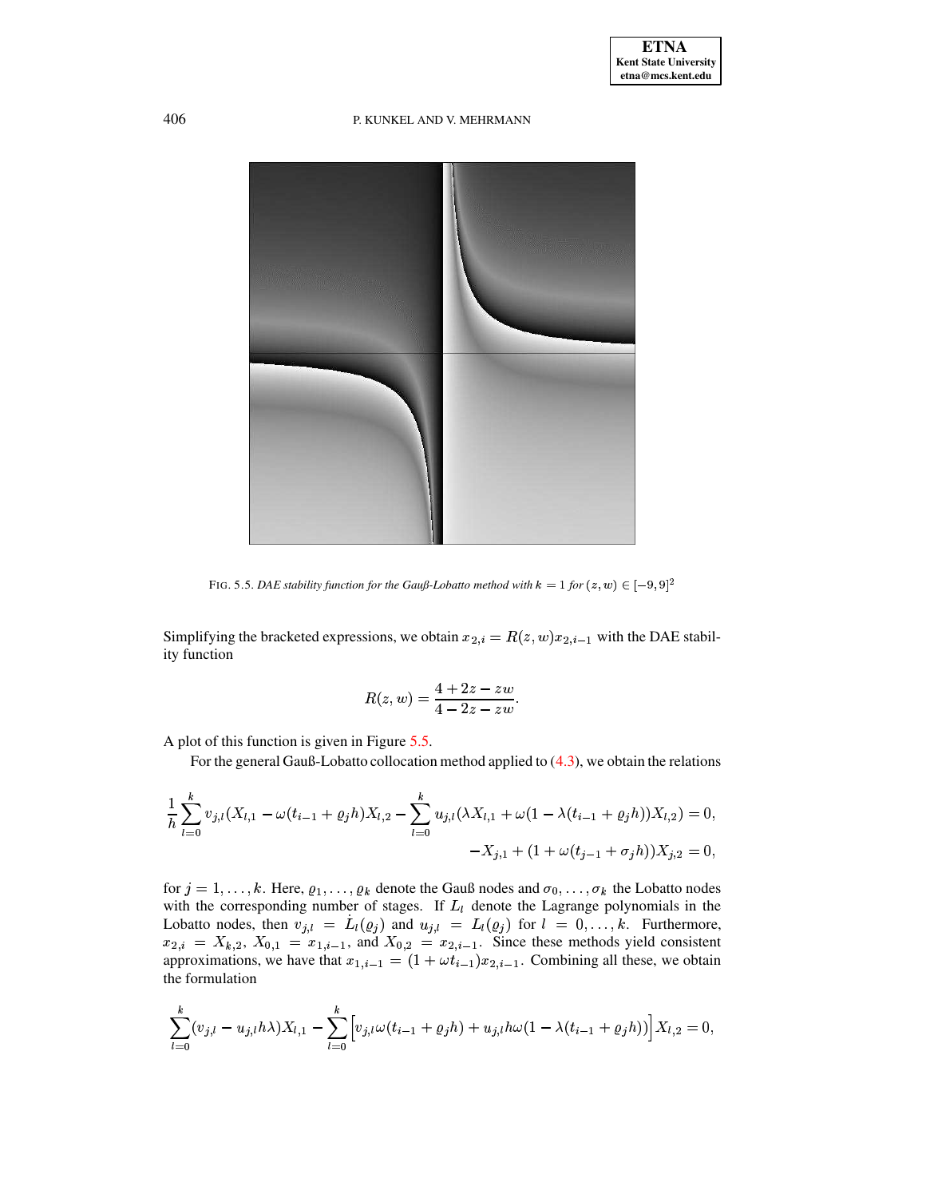FIG. 5.5. *DAE stability function for the Gauß-Lobatto method with $k = 1$ for $(z, w) \in [-9, 9]^2$*

Simplifying the bracketed expressions, we obtain $x_{2,i} = R(z, w)x_{2,i-1}$ with the DAE stability function

$$R(z, w) = \frac{4 + 2z - zw}{4 - 2z - zw}.$$

A plot of this function is given in Figure 5.5.

For the general Gauß-Lobatto collocation method applied to (4.3), we obtain the relations

$$\frac{1}{h}\sum_{l=0}^{k} v_{j,l}(X_{l,1} - \omega(t_{i-1} + \varrho_j h)X_{l,2} - \sum_{l=0}^{k} u_{j,l}(\lambda X_{l,1} + \omega(1 - \lambda(t_{i-1} + \varrho_j h))X_{l,2}) = 0,$$

$$-X_{j,1} + (1 + \omega(t_{j-1} + \sigma_j h))X_{j,2} = 0,$$

for $j = 1, \ldots, k$. Here, $\varrho_1, \ldots, \varrho_k$ denote the Gauß nodes and $\sigma_0, \ldots, \sigma_k$ the Lobatto nodes with the corresponding number of stages. If $L_l$ denote the Lagrange polynomials in the Lobatto nodes, then $v_{j,l} = \dot{L}_l(\varrho_j)$ and $u_{j,l} = L_l(\varrho_j)$ for $l = 0, \ldots, k$. Furthermore, $x_{2,i} = X_{k,2}$, $X_{0,1} = x_{1,i-1}$, and $X_{0,2} = x_{2,i-1}$. Since these methods yield consistent approximations, we have that $x_{1,i-1} = (1 + \omega t_{i-1})x_{2,i-1}$. Combining all these, we obtain the formulation

$$\sum_{l=0}^{k}(v_{j,l} - u_{j,l}h\lambda)X_{l,1} - \sum_{l=0}^{k}\Big[v_{j,l}\omega(t_{i-1} + \varrho_j h) + u_{j,l}h\omega(1 - \lambda(t_{i-1} + \varrho_j h))\Big]X_{l,2} = 0,$$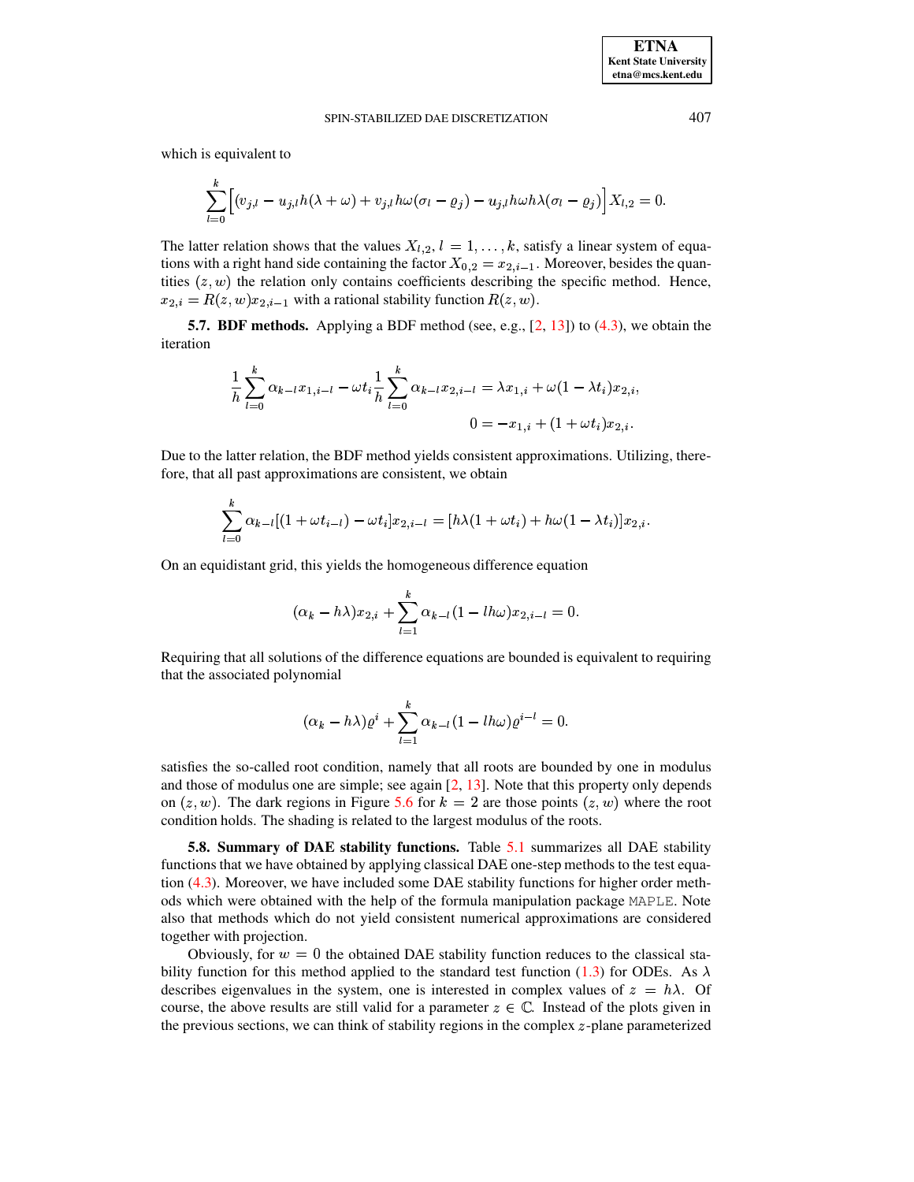which is equivalent to

$$\sum_{l=0}^{k}\Big[(v_{j,l}-u_{j,l}h(\lambda+\omega)+v_{j,l}h\omega(\sigma_l-\varrho_j)-u_{j,l}h\omega h\lambda(\sigma_l-\varrho_j)\Big]X_{l,2}=0.$$

The latter relation shows that the values $X_{l,2}$, $l=1,\ldots,k$, satisfy a linear system of equations with a right hand side containing the factor $X_{0,2}=x_{2,i-1}$. Moreover, besides the quantities $(z,w)$ the relation only contains coefficients describing the specific method. Hence, $x_{2,i}=R(z,w)x_{2,i-1}$ with a rational stability function $R(z,w)$.

**5.7. BDF methods.** Applying a BDF method (see, e.g., [2, 13]) to (4.3), we obtain the iteration

$$\frac{1}{h}\sum_{l=0}^{k}\alpha_{k-l}x_{1,i-l}-\omega t_i\frac{1}{h}\sum_{l=0}^{k}\alpha_{k-l}x_{2,i-l}=\lambda x_{1,i}+\omega(1-\lambda t_i)x_{2,i},$$

$$0=-x_{1,i}+(1+\omega t_i)x_{2,i}.$$

Due to the latter relation, the BDF method yields consistent approximations. Utilizing, therefore, that all past approximations are consistent, we obtain

$$\sum_{l=0}^{k}\alpha_{k-l}[(1+\omega t_{i-l})-\omega t_i]x_{2,i-l}=[h\lambda(1+\omega t_i)+h\omega(1-\lambda t_i)]x_{2,i}.$$

On an equidistant grid, this yields the homogeneous difference equation

$$(\alpha_k-h\lambda)x_{2,i}+\sum_{l=1}^{k}\alpha_{k-l}(1-lh\omega)x_{2,i-l}=0.$$

Requiring that all solutions of the difference equations are bounded is equivalent to requiring that the associated polynomial

$$(\alpha_k-h\lambda)\varrho^i+\sum_{l=1}^{k}\alpha_{k-l}(1-lh\omega)\varrho^{i-l}=0.$$

satisfies the so-called root condition, namely that all roots are bounded by one in modulus and those of modulus one are simple; see again [2, 13]. Note that this property only depends on $(z,w)$. The dark regions in Figure 5.6 for $k=2$ are those points $(z,w)$ where the root condition holds. The shading is related to the largest modulus of the roots.

**5.8. Summary of DAE stability functions.** Table 5.1 summarizes all DAE stability functions that we have obtained by applying classical DAE one-step methods to the test equation (4.3). Moreover, we have included some DAE stability functions for higher order methods which were obtained with the help of the formula manipulation package MAPLE. Note also that methods which do not yield consistent numerical approximations are considered together with projection.

Obviously, for $w=0$ the obtained DAE stability function reduces to the classical stability function for this method applied to the standard test function (1.3) for ODEs. As $\lambda$ describes eigenvalues in the system, one is interested in complex values of $z=h\lambda$. Of course, the above results are still valid for a parameter $z\in\mathbb{C}$. Instead of the plots given in the previous sections, we can think of stability regions in the complex $z$-plane parameterized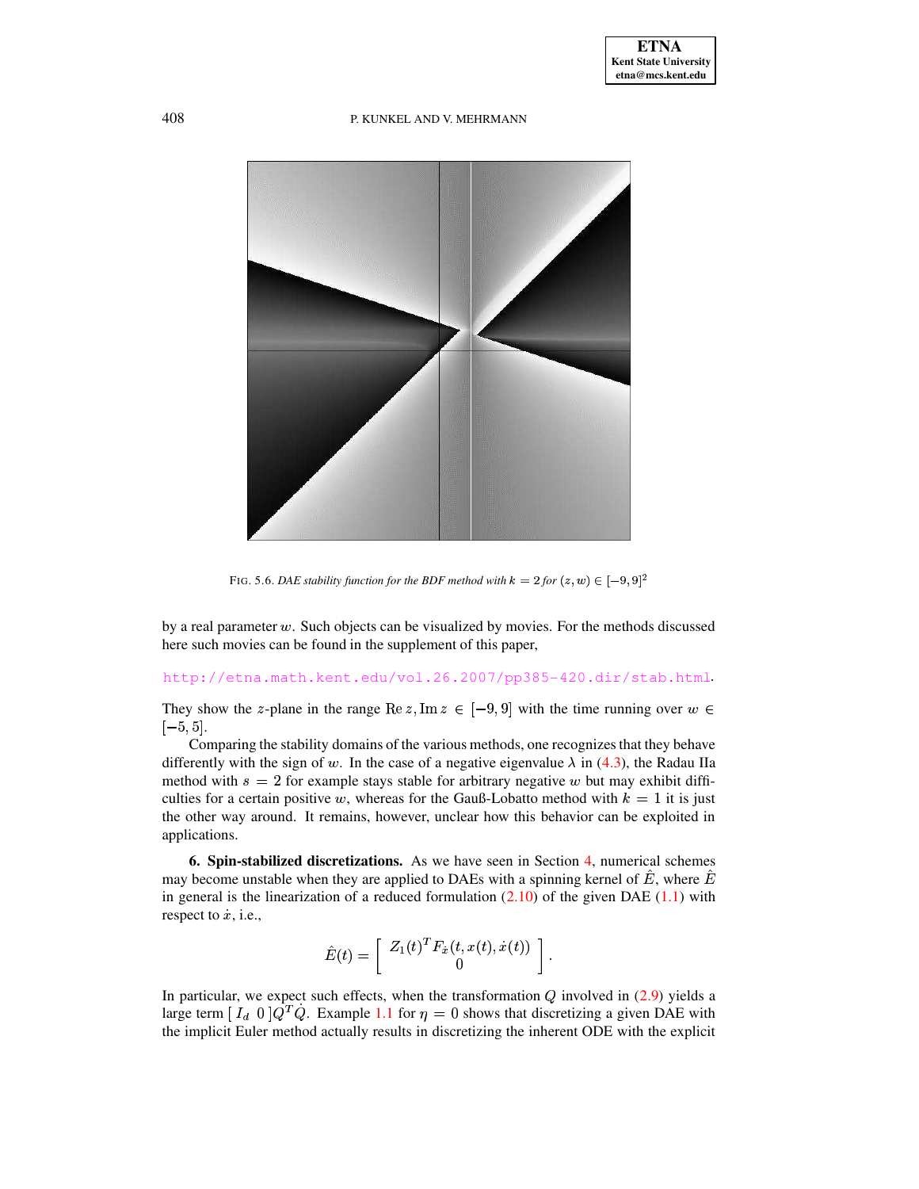FIG. 5.6. *DAE stability function for the BDF method with $k = 2$ for $(z, w) \in [-9, 9]^2$*

by a real parameter $w$. Such objects can be visualized by movies. For the methods discussed here such movies can be found in the supplement of this paper,

http://etna.math.kent.edu/vol.26.2007/pp385-420.dir/stab.html.

They show the $z$-plane in the range $\operatorname{Re} z, \operatorname{Im} z \in [-9, 9]$ with the time running over $w \in [-5, 5]$.

Comparing the stability domains of the various methods, one recognizes that they behave differently with the sign of $w$. In the case of a negative eigenvalue $\lambda$ in (4.3), the Radau IIa method with $s = 2$ for example stays stable for arbitrary negative $w$ but may exhibit difficulties for a certain positive $w$, whereas for the Gauß-Lobatto method with $k = 1$ it is just the other way around. It remains, however, unclear how this behavior can be exploited in applications.

**6. Spin-stabilized discretizations.** As we have seen in Section 4, numerical schemes may become unstable when they are applied to DAEs with a spinning kernel of $\hat{E}$, where $\hat{E}$ in general is the linearization of a reduced formulation (2.10) of the given DAE (1.1) with respect to $\dot{x}$, i.e.,

$$\hat{E}(t) = \begin{bmatrix} Z_1(t)^T F_{\dot{x}}(t, x(t), \dot{x}(t)) \\ 0 \end{bmatrix}.$$

In particular, we expect such effects, when the transformation $Q$ involved in (2.9) yields a large term $[\, I_d \;\; 0 \,]Q^T\dot{Q}$. Example 1.1 for $\eta = 0$ shows that discretizing a given DAE with the implicit Euler method actually results in discretizing the inherent ODE with the explicit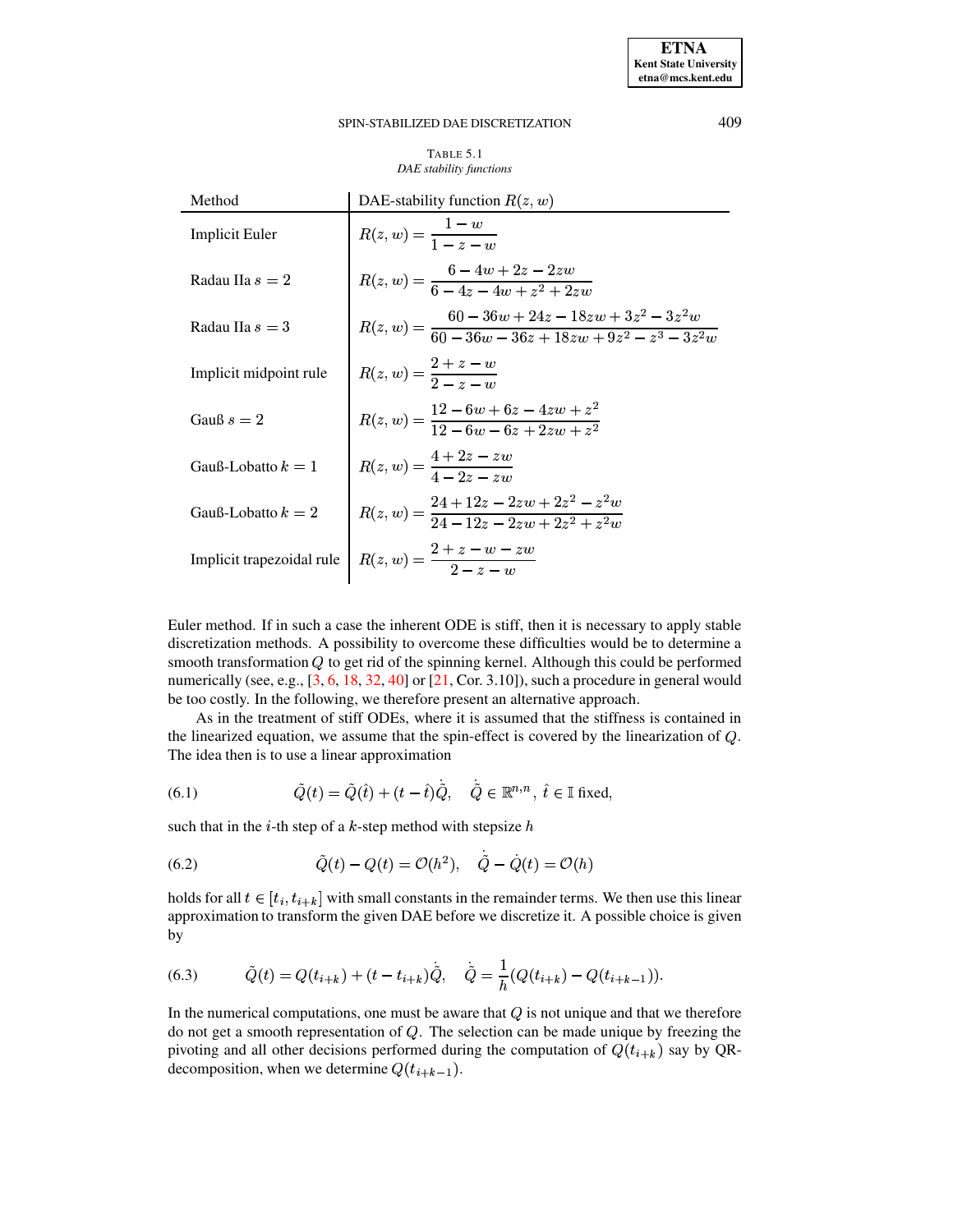TABLE 5.1
*DAE stability functions*

| Method | DAE-stability function $R(z, w)$ |
|---|---|
| Implicit Euler | $R(z,w) = \dfrac{1-w}{1-z-w}$ |
| Radau IIa $s=2$ | $R(z,w) = \dfrac{6-4w+2z-2zw}{6-4z-4w+z^2+2zw}$ |
| Radau IIa $s=3$ | $R(z,w) = \dfrac{60-36w+24z-18zw+3z^2-3z^2w}{60-36w-36z+18zw+9z^2-z^3-3z^2w}$ |
| Implicit midpoint rule | $R(z,w) = \dfrac{2+z-w}{2-z-w}$ |
| Gauß $s=2$ | $R(z,w) = \dfrac{12-6w+6z-4zw+z^2}{12-6w-6z+2zw+z^2}$ |
| Gauß-Lobatto $k=1$ | $R(z,w) = \dfrac{4+2z-zw}{4-2z-zw}$ |
| Gauß-Lobatto $k=2$ | $R(z,w) = \dfrac{24+12z-2zw+2z^2-z^2w}{24-12z-2zw+2z^2+z^2w}$ |
| Implicit trapezoidal rule | $R(z,w) = \dfrac{2+z-w-zw}{2-z-w}$ |

Euler method. If in such a case the inherent ODE is stiff, then it is necessary to apply stable discretization methods. A possibility to overcome these difficulties would be to determine a smooth transformation $Q$ to get rid of the spinning kernel. Although this could be performed numerically (see, e.g., [3, 6, 18, 32, 40] or [21, Cor. 3.10]), such a procedure in general would be too costly. In the following, we therefore present an alternative approach.

As in the treatment of stiff ODEs, where it is assumed that the stiffness is contained in the linearized equation, we assume that the spin-effect is covered by the linearization of $Q$. The idea then is to use a linear approximation

$$\tilde{Q}(t) = \tilde{Q}(\hat{t}) + (t-\hat{t})\dot{\tilde{Q}}, \quad \dot{\tilde{Q}} \in \mathbb{R}^{n,n},\ \hat{t} \in \mathbb{I} \text{ fixed}, \tag{6.1}$$

such that in the $i$-th step of a $k$-step method with stepsize $h$

$$\tilde{Q}(t) - Q(t) = \mathcal{O}(h^2), \quad \dot{\tilde{Q}} - \dot{Q}(t) = \mathcal{O}(h) \tag{6.2}$$

holds for all $t \in [t_i, t_{i+k}]$ with small constants in the remainder terms. We then use this linear approximation to transform the given DAE before we discretize it. A possible choice is given by

$$\tilde{Q}(t) = Q(t_{i+k}) + (t - t_{i+k})\dot{\tilde{Q}}, \quad \dot{\tilde{Q}} = \frac{1}{h}(Q(t_{i+k}) - Q(t_{i+k-1})). \tag{6.3}$$

In the numerical computations, one must be aware that $Q$ is not unique and that we therefore do not get a smooth representation of $Q$. The selection can be made unique by freezing the pivoting and all other decisions performed during the computation of $Q(t_{i+k})$ say by QR-decomposition, when we determine $Q(t_{i+k-1})$.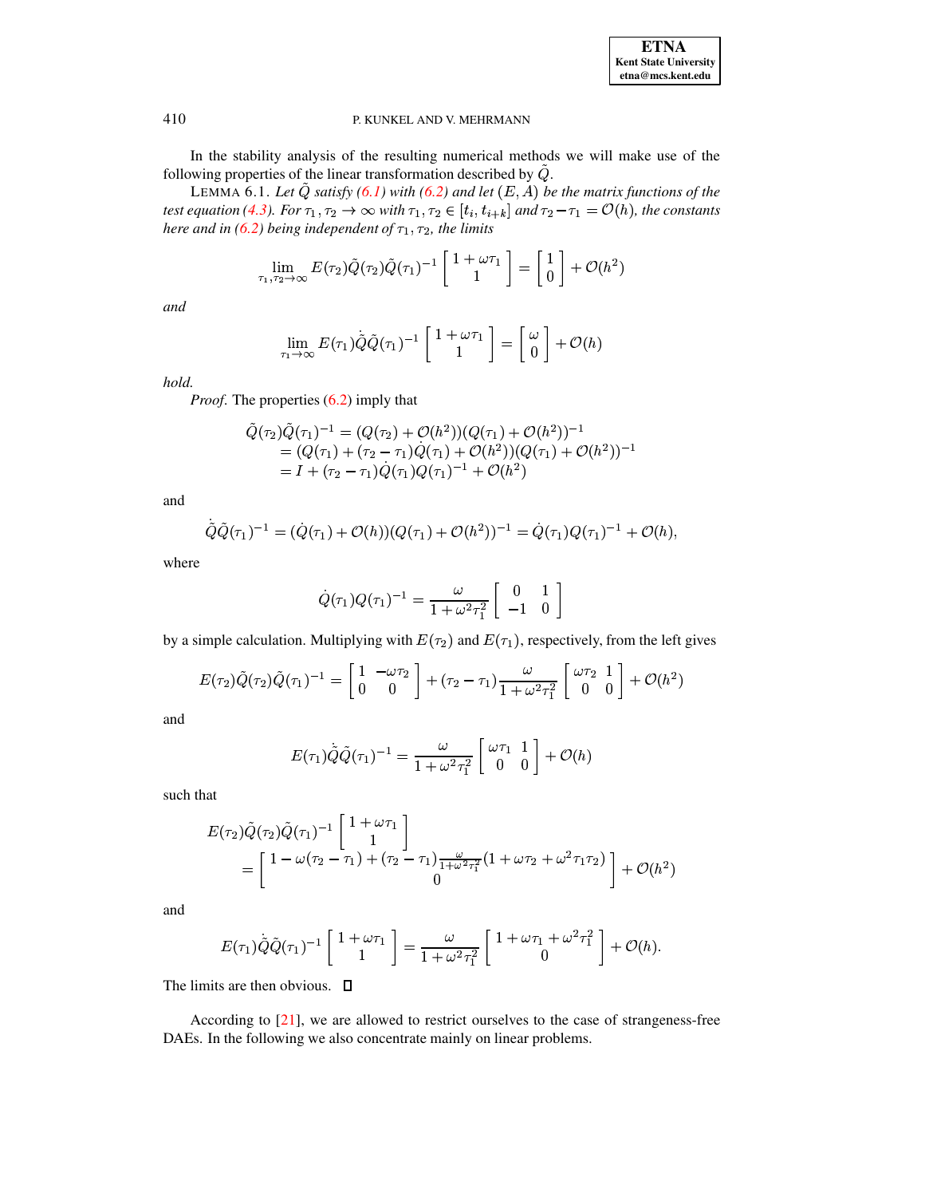In the stability analysis of the resulting numerical methods we will make use of the following properties of the linear transformation described by $\tilde{Q}$.

LEMMA 6.1. *Let $\tilde{Q}$ satisfy (6.1) with (6.2) and let $(E, A)$ be the matrix functions of the test equation (4.3). For $\tau_1, \tau_2 \to \infty$ with $\tau_1, \tau_2 \in [t_i, t_{i+k}]$ and $\tau_2 - \tau_1 = \mathcal{O}(h)$, the constants here and in (6.2) being independent of $\tau_1, \tau_2$, the limits*

$$\lim_{\tau_1, \tau_2 \to \infty} E(\tau_2)\tilde{Q}(\tau_2)\tilde{Q}(\tau_1)^{-1} \begin{bmatrix} 1 + \omega\tau_1 \\ 1 \end{bmatrix} = \begin{bmatrix} 1 \\ 0 \end{bmatrix} + \mathcal{O}(h^2)$$

*and*

$$\lim_{\tau_1 \to \infty} E(\tau_1)\dot{\tilde{Q}}\tilde{Q}(\tau_1)^{-1} \begin{bmatrix} 1 + \omega\tau_1 \\ 1 \end{bmatrix} = \begin{bmatrix} \omega \\ 0 \end{bmatrix} + \mathcal{O}(h)$$

*hold.*

*Proof.* The properties (6.2) imply that

$$\begin{aligned}
\tilde{Q}(\tau_2)\tilde{Q}(\tau_1)^{-1} &= (Q(\tau_2) + \mathcal{O}(h^2))(Q(\tau_1) + \mathcal{O}(h^2))^{-1} \\
&= (Q(\tau_1) + (\tau_2 - \tau_1)\dot{Q}(\tau_1) + \mathcal{O}(h^2))(Q(\tau_1) + \mathcal{O}(h^2))^{-1} \\
&= I + (\tau_2 - \tau_1)\dot{Q}(\tau_1)Q(\tau_1)^{-1} + \mathcal{O}(h^2)
\end{aligned}$$

and

$$\dot{\tilde{Q}}\tilde{Q}(\tau_1)^{-1} = (\dot{Q}(\tau_1) + \mathcal{O}(h))(Q(\tau_1) + \mathcal{O}(h^2))^{-1} = \dot{Q}(\tau_1)Q(\tau_1)^{-1} + \mathcal{O}(h),$$

where

$$\dot{Q}(\tau_1)Q(\tau_1)^{-1} = \frac{\omega}{1 + \omega^2\tau_1^2} \begin{bmatrix} 0 & 1 \\ -1 & 0 \end{bmatrix}$$

by a simple calculation. Multiplying with $E(\tau_2)$ and $E(\tau_1)$, respectively, from the left gives

$$E(\tau_2)\tilde{Q}(\tau_2)\tilde{Q}(\tau_1)^{-1} = \begin{bmatrix} 1 & -\omega\tau_2 \\ 0 & 0 \end{bmatrix} + (\tau_2 - \tau_1)\frac{\omega}{1 + \omega^2\tau_1^2} \begin{bmatrix} \omega\tau_2 & 1 \\ 0 & 0 \end{bmatrix} + \mathcal{O}(h^2)$$

and

$$E(\tau_1)\dot{\tilde{Q}}\tilde{Q}(\tau_1)^{-1} = \frac{\omega}{1 + \omega^2\tau_1^2} \begin{bmatrix} \omega\tau_1 & 1 \\ 0 & 0 \end{bmatrix} + \mathcal{O}(h)$$

such that

$$\begin{aligned}
&E(\tau_2)\tilde{Q}(\tau_2)\tilde{Q}(\tau_1)^{-1} \begin{bmatrix} 1 + \omega\tau_1 \\ 1 \end{bmatrix} \\
&\quad = \begin{bmatrix} 1 - \omega(\tau_2 - \tau_1) + (\tau_2 - \tau_1)\frac{\omega}{1 + \omega^2\tau_1^2}(1 + \omega\tau_2 + \omega^2\tau_1\tau_2) \\ 0 \end{bmatrix} + \mathcal{O}(h^2)
\end{aligned}$$

and

$$E(\tau_1)\dot{\tilde{Q}}\tilde{Q}(\tau_1)^{-1} \begin{bmatrix} 1 + \omega\tau_1 \\ 1 \end{bmatrix} = \frac{\omega}{1 + \omega^2\tau_1^2} \begin{bmatrix} 1 + \omega\tau_1 + \omega^2\tau_1^2 \\ 0 \end{bmatrix} + \mathcal{O}(h).$$

The limits are then obvious. $\square$

According to [21], we are allowed to restrict ourselves to the case of strangeness-free DAEs. In the following we also concentrate mainly on linear problems.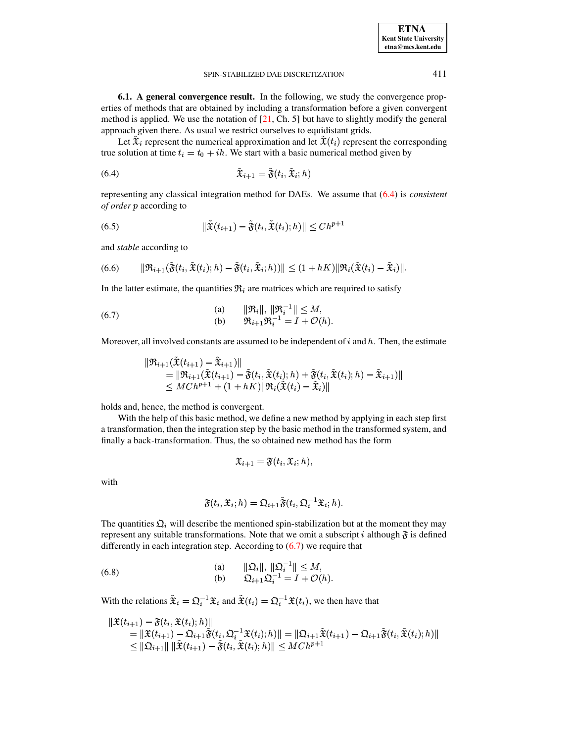**6.1. A general convergence result.** In the following, we study the convergence properties of methods that are obtained by including a transformation before a given convergent method is applied. We use the notation of [21, Ch. 5] but have to slightly modify the general approach given there. As usual we restrict ourselves to equidistant grids.

Let $\tilde{\mathfrak{X}}_i$ represent the numerical approximation and let $\tilde{\mathfrak{X}}(t_i)$ represent the corresponding true solution at time $t_i = t_0 + ih$. We start with a basic numerical method given by

$$\tilde{\mathfrak{X}}_{i+1} = \tilde{\mathfrak{F}}(t_i, \tilde{\mathfrak{X}}_i; h) \tag{6.4}$$

representing any classical integration method for DAEs. We assume that (6.4) is *consistent of order* $p$ according to

$$\|\tilde{\mathfrak{X}}(t_{i+1}) - \tilde{\mathfrak{F}}(t_i, \tilde{\mathfrak{X}}(t_i); h)\| \leq Ch^{p+1} \tag{6.5}$$

and *stable* according to

$$\|\mathfrak{R}_{i+1}(\tilde{\mathfrak{F}}(t_i, \tilde{\mathfrak{X}}(t_i); h) - \tilde{\mathfrak{F}}(t_i, \tilde{\mathfrak{X}}_i; h))\| \leq (1 + hK)\|\mathfrak{R}_i(\tilde{\mathfrak{X}}(t_i) - \tilde{\mathfrak{X}}_i)\|. \tag{6.6}$$

In the latter estimate, the quantities $\mathfrak{R}_i$ are matrices which are required to satisfy

$$\begin{array}{ll} \text{(a)} & \|\mathfrak{R}_i\|,\ \|\mathfrak{R}_i^{-1}\| \leq M, \\ \text{(b)} & \mathfrak{R}_{i+1}\mathfrak{R}_i^{-1} = I + \mathcal{O}(h). \end{array} \tag{6.7}$$

Moreover, all involved constants are assumed to be independent of $i$ and $h$. Then, the estimate

$$\begin{aligned} &\|\mathfrak{R}_{i+1}(\tilde{\mathfrak{X}}(t_{i+1}) - \tilde{\mathfrak{X}}_{i+1})\| \\ &\quad = \|\mathfrak{R}_{i+1}(\tilde{\mathfrak{X}}(t_{i+1}) - \tilde{\mathfrak{F}}(t_i, \tilde{\mathfrak{X}}(t_i); h) + \tilde{\mathfrak{F}}(t_i, \tilde{\mathfrak{X}}(t_i); h) - \tilde{\mathfrak{X}}_{i+1})\| \\ &\quad \leq MCh^{p+1} + (1 + hK)\|\mathfrak{R}_i(\tilde{\mathfrak{X}}(t_i) - \tilde{\mathfrak{X}}_i)\| \end{aligned}$$

holds and, hence, the method is convergent.

With the help of this basic method, we define a new method by applying in each step first a transformation, then the integration step by the basic method in the transformed system, and finally a back-transformation. Thus, the so obtained new method has the form

$$\mathfrak{X}_{i+1} = \mathfrak{F}(t_i, \mathfrak{X}_i; h),$$

with

$$\mathfrak{F}(t_i, \mathfrak{X}_i; h) = \mathfrak{Q}_{i+1}\tilde{\mathfrak{F}}(t_i, \mathfrak{Q}_i^{-1}\mathfrak{X}_i; h).$$

The quantities $\mathfrak{Q}_i$ will describe the mentioned spin-stabilization but at the moment they may represent any suitable transformations. Note that we omit a subscript $i$ although $\mathfrak{F}$ is defined differently in each integration step. According to (6.7) we require that

$$\begin{array}{ll} \text{(a)} & \|\mathfrak{Q}_i\|,\ \|\mathfrak{Q}_i^{-1}\| \leq M, \\ \text{(b)} & \mathfrak{Q}_{i+1}\mathfrak{Q}_i^{-1} = I + \mathcal{O}(h). \end{array} \tag{6.8}$$

With the relations $\tilde{\mathfrak{X}}_i = \mathfrak{Q}_i^{-1}\mathfrak{X}_i$ and $\tilde{\mathfrak{X}}(t_i) = \mathfrak{Q}_i^{-1}\mathfrak{X}(t_i)$, we then have that

$$\begin{aligned} &\|\mathfrak{X}(t_{i+1}) - \mathfrak{F}(t_i, \mathfrak{X}(t_i); h)\| \\ &\quad = \|\mathfrak{X}(t_{i+1}) - \mathfrak{Q}_{i+1}\tilde{\mathfrak{F}}(t_i, \mathfrak{Q}_i^{-1}\mathfrak{X}(t_i); h)\| = \|\mathfrak{Q}_{i+1}\tilde{\mathfrak{X}}(t_{i+1}) - \mathfrak{Q}_{i+1}\tilde{\mathfrak{F}}(t_i, \tilde{\mathfrak{X}}(t_i); h)\| \\ &\quad \leq \|\mathfrak{Q}_{i+1}\|\,\|\tilde{\mathfrak{X}}(t_{i+1}) - \tilde{\mathfrak{F}}(t_i, \tilde{\mathfrak{X}}(t_i); h)\| \leq MCh^{p+1} \end{aligned}$$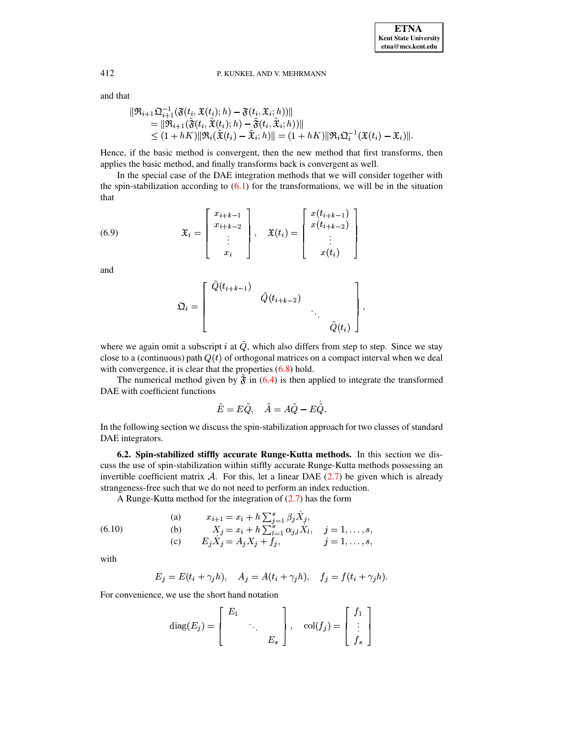and that

$$
\begin{aligned}
&\|\mathfrak{R}_{i+1}\mathfrak{Q}_{i+1}^{-1}(\mathfrak{F}(t_i,\mathfrak{X}(t_i);h)-\mathfrak{F}(t_i,\mathfrak{X}_i;h))\| \\
&\quad = \|\mathfrak{R}_{i+1}(\tilde{\mathfrak{F}}(t_i,\tilde{\mathfrak{X}}(t_i);h)-\tilde{\mathfrak{F}}(t_i,\tilde{\mathfrak{X}}_i;h))\| \\
&\quad \le (1+hK)\|\mathfrak{R}_i(\tilde{\mathfrak{X}}(t_i)-\tilde{\mathfrak{X}}_i;h)\| = (1+hK)\|\mathfrak{R}_i\mathfrak{Q}_i^{-1}(\mathfrak{X}(t_i)-\mathfrak{X}_i)\|.
\end{aligned}
$$

Hence, if the basic method is convergent, then the new method that first transforms, then applies the basic method, and finally transforms back is convergent as well.

In the special case of the DAE integration methods that we will consider together with the spin-stabilization according to (6.1) for the transformations, we will be in the situation that

$$
\mathfrak{X}_i = \begin{bmatrix} x_{i+k-1} \\ x_{i+k-2} \\ \vdots \\ x_i \end{bmatrix}, \quad \mathfrak{X}(t_i) = \begin{bmatrix} x(t_{i+k-1}) \\ x(t_{i+k-2}) \\ \vdots \\ x(t_i) \end{bmatrix} \tag{6.9}
$$

and

$$
\mathfrak{Q}_i = \begin{bmatrix} \tilde{Q}(t_{i+k-1}) & & & \\ & \tilde{Q}(t_{i+k-2}) & & \\ & & \ddots & \\ & & & \tilde{Q}(t_i) \end{bmatrix},
$$

where we again omit a subscript $i$ at $\tilde{Q}$, which also differs from step to step. Since we stay close to a (continuous) path $Q(t)$ of orthogonal matrices on a compact interval when we deal with convergence, it is clear that the properties (6.8) hold.

The numerical method given by $\tilde{\mathfrak{F}}$ in (6.4) is then applied to integrate the transformed DAE with coefficient functions

$$
\tilde{E} = E\tilde{Q}, \quad \tilde{A} = A\tilde{Q} - E\dot{\tilde{Q}}.
$$

In the following section we discuss the spin-stabilization approach for two classes of standard DAE integrators.

**6.2. Spin-stabilized stiffly accurate Runge-Kutta methods.** In this section we discuss the use of spin-stabilization within stiffly accurate Runge-Kutta methods possessing an invertible coefficient matrix $\mathcal{A}$. For this, let a linear DAE (2.7) be given which is already strangeness-free such that we do not need to perform an index reduction.

A Runge-Kutta method for the integration of (2.7) has the form

$$
\begin{array}{llll}
\text{(a)} & x_{i+1} = x_i + h\sum_{j=1}^{s}\beta_j\dot{X}_j, & \\
\text{(b)} & X_j = x_i + h\sum_{l=1}^{s}\alpha_{j,l}\dot{X}_l, & j=1,\ldots,s, \\
\text{(c)} & E_j\dot{X}_j = A_jX_j + f_j, & j=1,\ldots,s,
\end{array} \tag{6.10}
$$

with

$$
E_j = E(t_i+\gamma_j h), \quad A_j = A(t_i+\gamma_j h), \quad f_j = f(t_i+\gamma_j h).
$$

For convenience, we use the short hand notation

$$
\operatorname{diag}(E_j) = \begin{bmatrix} E_1 & & \\ & \ddots & \\ & & E_s \end{bmatrix}, \quad \operatorname{col}(f_j) = \begin{bmatrix} f_1 \\ \vdots \\ f_s \end{bmatrix}
$$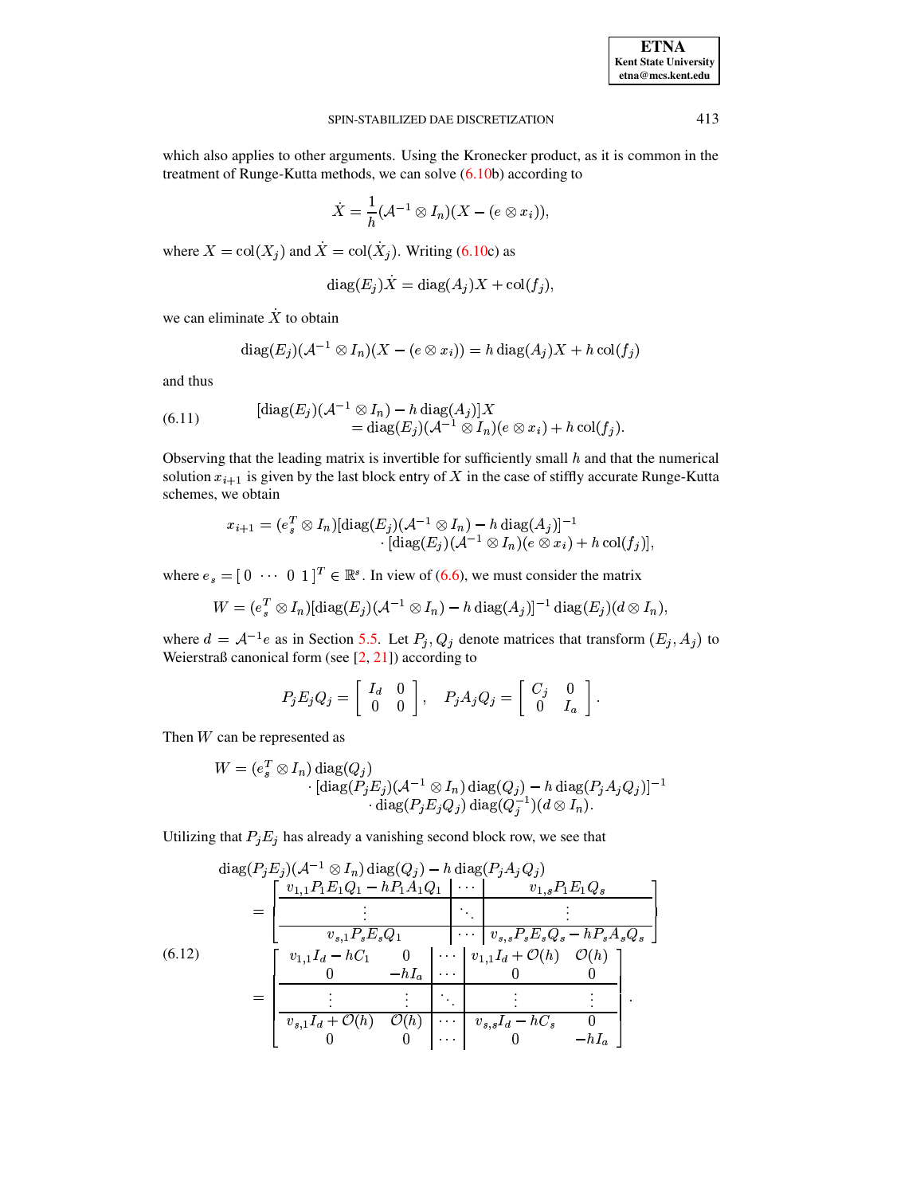which also applies to other arguments. Using the Kronecker product, as it is common in the treatment of Runge-Kutta methods, we can solve (6.10b) according to

$$\dot{X} = \frac{1}{h}(\mathcal{A}^{-1} \otimes I_n)(X - (e \otimes x_i)),$$

where $X = \operatorname{col}(X_j)$ and $\dot{X} = \operatorname{col}(\dot{X}_j)$. Writing (6.10c) as

$$\operatorname{diag}(E_j)\dot{X} = \operatorname{diag}(A_j)X + \operatorname{col}(f_j),$$

we can eliminate $\dot{X}$ to obtain

$$\operatorname{diag}(E_j)(\mathcal{A}^{-1} \otimes I_n)(X - (e \otimes x_i)) = h \operatorname{diag}(A_j)X + h \operatorname{col}(f_j)$$

and thus

$$\begin{aligned}(6.11) \qquad & [\operatorname{diag}(E_j)(\mathcal{A}^{-1} \otimes I_n) - h \operatorname{diag}(A_j)]X \\ & \quad = \operatorname{diag}(E_j)(\mathcal{A}^{-1} \otimes I_n)(e \otimes x_i) + h \operatorname{col}(f_j).\end{aligned}$$

Observing that the leading matrix is invertible for sufficiently small $h$ and that the numerical solution $x_{i+1}$ is given by the last block entry of $X$ in the case of stiffly accurate Runge-Kutta schemes, we obtain

$$\begin{aligned}x_{i+1} = (e_s^T \otimes I_n)&[\operatorname{diag}(E_j)(\mathcal{A}^{-1} \otimes I_n) - h \operatorname{diag}(A_j)]^{-1} \\ &\cdot [\operatorname{diag}(E_j)(\mathcal{A}^{-1} \otimes I_n)(e \otimes x_i) + h \operatorname{col}(f_j)],\end{aligned}$$

where $e_s = [\,0 \ \cdots \ 0 \ 1\,]^T \in \mathbb{R}^s$. In view of (6.6), we must consider the matrix

$$W = (e_s^T \otimes I_n)[\operatorname{diag}(E_j)(\mathcal{A}^{-1} \otimes I_n) - h \operatorname{diag}(A_j)]^{-1} \operatorname{diag}(E_j)(d \otimes I_n),$$

where $d = \mathcal{A}^{-1}e$ as in Section 5.5. Let $P_j, Q_j$ denote matrices that transform $(E_j, A_j)$ to Weierstraß canonical form (see [2, 21]) according to

$$P_j E_j Q_j = \begin{bmatrix} I_d & 0 \\ 0 & 0 \end{bmatrix}, \quad P_j A_j Q_j = \begin{bmatrix} C_j & 0 \\ 0 & I_a \end{bmatrix}.$$

Then $W$ can be represented as

$$\begin{aligned}W = (e_s^T \otimes I_n) \operatorname{diag}(Q_j) &\\ \cdot [\operatorname{diag}(P_j E_j)&(\mathcal{A}^{-1} \otimes I_n) \operatorname{diag}(Q_j) - h \operatorname{diag}(P_j A_j Q_j)]^{-1} \\ &\cdot \operatorname{diag}(P_j E_j Q_j) \operatorname{diag}(Q_j^{-1})(d \otimes I_n).\end{aligned}$$

Utilizing that $P_j E_j$ has already a vanishing second block row, we see that

$$\begin{aligned}&\operatorname{diag}(P_j E_j)(\mathcal{A}^{-1} \otimes I_n) \operatorname{diag}(Q_j) - h \operatorname{diag}(P_j A_j Q_j) \\ &= \left[\begin{array}{c|c|c} v_{1,1}P_1E_1Q_1 - hP_1A_1Q_1 & \cdots & v_{1,s}P_1E_1Q_s \\ \hline \vdots & \ddots & \vdots \\ \hline v_{s,1}P_sE_sQ_1 & \cdots & v_{s,s}P_sE_sQ_s - hP_sA_sQ_s \end{array}\right] \\ (6.12) \qquad &= \left[\begin{array}{cc|c|cc} v_{1,1}I_d - hC_1 & 0 & \cdots & v_{1,1}I_d + \mathcal{O}(h) & \mathcal{O}(h) \\ 0 & -hI_a & \cdots & 0 & 0 \\ \hline \vdots & \vdots & \ddots & \vdots & \vdots \\ \hline v_{s,1}I_d + \mathcal{O}(h) & \mathcal{O}(h) & \cdots & v_{s,s}I_d - hC_s & 0 \\ 0 & 0 & \cdots & 0 & -hI_a \end{array}\right].\end{aligned}$$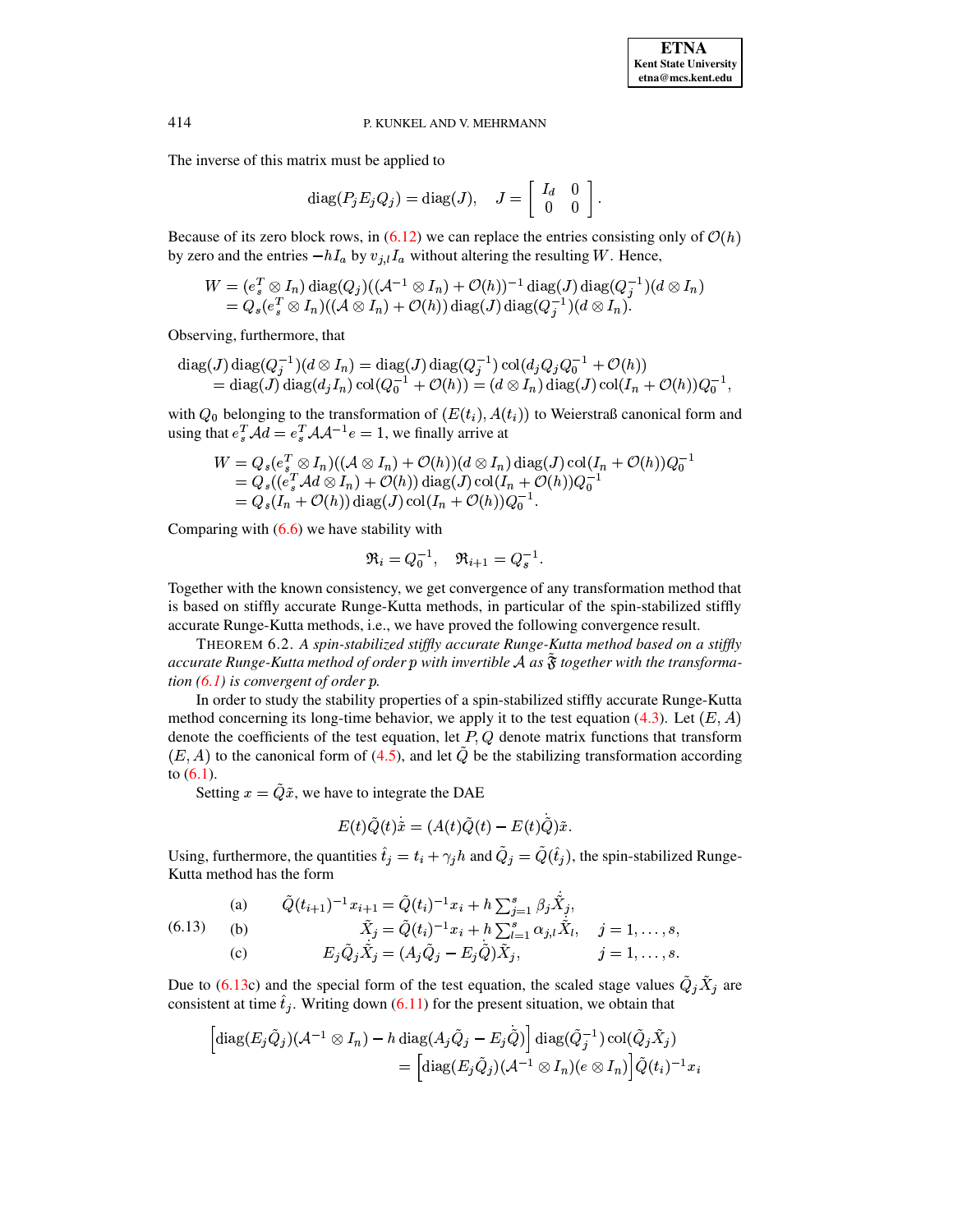The inverse of this matrix must be applied to

$$\operatorname{diag}(P_j E_j Q_j) = \operatorname{diag}(J), \quad J = \begin{bmatrix} I_d & 0 \\ 0 & 0 \end{bmatrix}.$$

Because of its zero block rows, in (6.12) we can replace the entries consisting only of $\mathcal{O}(h)$ by zero and the entries $-hI_a$ by $v_{j,l}I_a$ without altering the resulting $W$. Hence,

$$\begin{aligned} W &= (e_s^T \otimes I_n)\operatorname{diag}(Q_j)((\mathcal{A}^{-1}\otimes I_n) + \mathcal{O}(h))^{-1}\operatorname{diag}(J)\operatorname{diag}(Q_j^{-1})(d\otimes I_n) \\ &= Q_s(e_s^T \otimes I_n)((\mathcal{A}\otimes I_n) + \mathcal{O}(h))\operatorname{diag}(J)\operatorname{diag}(Q_j^{-1})(d\otimes I_n). \end{aligned}$$

Observing, furthermore, that

$$\begin{aligned} \operatorname{diag}(J)\operatorname{diag}(Q_j^{-1})(d\otimes I_n) &= \operatorname{diag}(J)\operatorname{diag}(Q_j^{-1})\operatorname{col}(d_j Q_j Q_0^{-1} + \mathcal{O}(h)) \\ &= \operatorname{diag}(J)\operatorname{diag}(d_j I_n)\operatorname{col}(Q_0^{-1} + \mathcal{O}(h)) = (d\otimes I_n)\operatorname{diag}(J)\operatorname{col}(I_n + \mathcal{O}(h))Q_0^{-1}, \end{aligned}$$

with $Q_0$ belonging to the transformation of $(E(t_i), A(t_i))$ to Weierstraß canonical form and using that $e_s^T\mathcal{A}d = e_s^T\mathcal{A}\mathcal{A}^{-1}e = 1$, we finally arrive at

$$\begin{aligned} W &= Q_s(e_s^T\otimes I_n)((\mathcal{A}\otimes I_n) + \mathcal{O}(h))(d\otimes I_n)\operatorname{diag}(J)\operatorname{col}(I_n + \mathcal{O}(h))Q_0^{-1} \\ &= Q_s((e_s^T\mathcal{A}d\otimes I_n) + \mathcal{O}(h))\operatorname{diag}(J)\operatorname{col}(I_n + \mathcal{O}(h))Q_0^{-1} \\ &= Q_s(I_n + \mathcal{O}(h))\operatorname{diag}(J)\operatorname{col}(I_n + \mathcal{O}(h))Q_0^{-1}. \end{aligned}$$

Comparing with (6.6) we have stability with

$$\mathfrak{R}_i = Q_0^{-1}, \quad \mathfrak{R}_{i+1} = Q_s^{-1}.$$

Together with the known consistency, we get convergence of any transformation method that is based on stiffly accurate Runge-Kutta methods, in particular of the spin-stabilized stiffly accurate Runge-Kutta methods, i.e., we have proved the following convergence result.

THEOREM 6.2. *A spin-stabilized stiffly accurate Runge-Kutta method based on a stiffly accurate Runge-Kutta method of order $p$ with invertible $\mathcal{A}$ as $\tilde{\mathfrak{F}}$ together with the transformation (6.1) is convergent of order $p$.*

In order to study the stability properties of a spin-stabilized stiffly accurate Runge-Kutta method concerning its long-time behavior, we apply it to the test equation (4.3). Let $(E, A)$ denote the coefficients of the test equation, let $P, Q$ denote matrix functions that transform $(E, A)$ to the canonical form of (4.5), and let $\tilde{Q}$ be the stabilizing transformation according to (6.1).

Setting $x = \tilde{Q}\tilde{x}$, we have to integrate the DAE

$$E(t)\tilde{Q}(t)\dot{\tilde{x}} = (A(t)\tilde{Q}(t) - E(t)\dot{\tilde{Q}})\tilde{x}.$$

Using, furthermore, the quantities $\hat{t}_j = t_i + \gamma_j h$ and $\tilde{Q}_j = \tilde{Q}(\hat{t}_j)$, the spin-stabilized Runge-Kutta method has the form

$$\begin{aligned} &\text{(a)} \qquad \tilde{Q}(t_{i+1})^{-1}x_{i+1} = \tilde{Q}(t_i)^{-1}x_i + h\textstyle\sum_{j=1}^s \beta_j \dot{\tilde{X}}_j, \\ (6.13) \quad &\text{(b)} \qquad \tilde{X}_j = \tilde{Q}(t_i)^{-1}x_i + h\textstyle\sum_{l=1}^s \alpha_{j,l}\dot{\tilde{X}}_l, \quad j = 1,\ldots,s, \\ &\text{(c)} \qquad E_j\tilde{Q}_j\dot{\tilde{X}}_j = (A_j\tilde{Q}_j - E_j\dot{\tilde{Q}})\tilde{X}_j, \qquad j = 1,\ldots,s. \end{aligned}$$

Due to (6.13c) and the special form of the test equation, the scaled stage values $\tilde{Q}_j\tilde{X}_j$ are consistent at time $\hat{t}_j$. Writing down (6.11) for the present situation, we obtain that

$$\begin{aligned} \Big[\operatorname{diag}(E_j\tilde{Q}_j)(\mathcal{A}^{-1}\otimes I_n) - h\operatorname{diag}(A_j\tilde{Q}_j - E_j\dot{\tilde{Q}})\Big]\operatorname{diag}(\tilde{Q}_j^{-1})\operatorname{col}(\tilde{Q}_j\tilde{X}_j) \\ = \Big[\operatorname{diag}(E_j\tilde{Q}_j)(\mathcal{A}^{-1}\otimes I_n)(e\otimes I_n)\Big]\tilde{Q}(t_i)^{-1}x_i \end{aligned}$$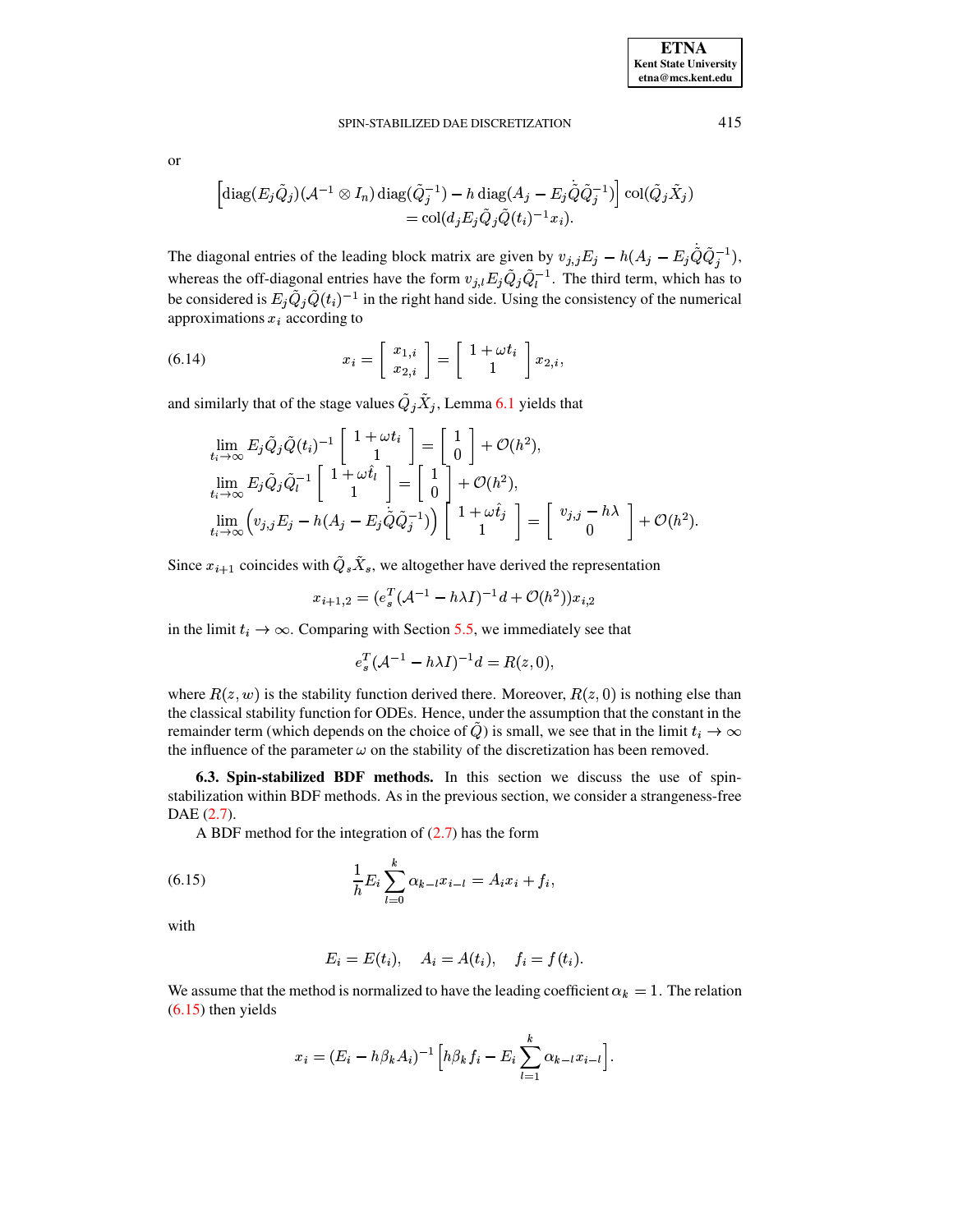or

$$\Big[\operatorname{diag}(E_j\tilde{Q}_j)(\mathcal{A}^{-1}\otimes I_n)\operatorname{diag}(\tilde{Q}_j^{-1}) - h\operatorname{diag}(A_j - E_j\dot{\tilde{Q}}\tilde{Q}_j^{-1})\Big]\operatorname{col}(\tilde{Q}_j\tilde{X}_j)$$
$$= \operatorname{col}(d_j E_j\tilde{Q}_j\tilde{Q}(t_i)^{-1}x_i).$$

The diagonal entries of the leading block matrix are given by $v_{j,j}E_j - h(A_j - E_j\dot{\tilde{Q}}\tilde{Q}_j^{-1})$, whereas the off-diagonal entries have the form $v_{j,l}E_j\tilde{Q}_j\tilde{Q}_l^{-1}$. The third term, which has to be considered is $E_j\tilde{Q}_j\tilde{Q}(t_i)^{-1}$ in the right hand side. Using the consistency of the numerical approximations $x_i$ according to

$$x_i = \begin{bmatrix} x_{1,i} \\ x_{2,i} \end{bmatrix} = \begin{bmatrix} 1+\omega t_i \\ 1 \end{bmatrix} x_{2,i}, \tag{6.14}$$

and similarly that of the stage values $\tilde{Q}_j\tilde{X}_j$, Lemma 6.1 yields that

$$\begin{aligned}
&\lim_{t_i\to\infty} E_j\tilde{Q}_j\tilde{Q}(t_i)^{-1}\begin{bmatrix} 1+\omega t_i \\ 1 \end{bmatrix} = \begin{bmatrix} 1 \\ 0 \end{bmatrix} + \mathcal{O}(h^2),\\
&\lim_{t_i\to\infty} E_j\tilde{Q}_j\tilde{Q}_l^{-1}\begin{bmatrix} 1+\omega \hat{t}_l \\ 1 \end{bmatrix} = \begin{bmatrix} 1 \\ 0 \end{bmatrix} + \mathcal{O}(h^2),\\
&\lim_{t_i\to\infty} \Big(v_{j,j}E_j - h(A_j - E_j\dot{\tilde{Q}}\tilde{Q}_j^{-1})\Big)\begin{bmatrix} 1+\omega \hat{t}_j \\ 1 \end{bmatrix} = \begin{bmatrix} v_{j,j} - h\lambda \\ 0 \end{bmatrix} + \mathcal{O}(h^2).
\end{aligned}$$

Since $x_{i+1}$ coincides with $\tilde{Q}_s\tilde{X}_s$, we altogether have derived the representation

$$x_{i+1,2} = (e_s^T(\mathcal{A}^{-1} - h\lambda I)^{-1}d + \mathcal{O}(h^2))x_{i,2}$$

in the limit $t_i \to \infty$. Comparing with Section 5.5, we immediately see that

$$e_s^T(\mathcal{A}^{-1} - h\lambda I)^{-1}d = R(z,0),$$

where $R(z,w)$ is the stability function derived there. Moreover, $R(z,0)$ is nothing else than the classical stability function for ODEs. Hence, under the assumption that the constant in the remainder term (which depends on the choice of $\tilde{Q}$) is small, we see that in the limit $t_i \to \infty$ the influence of the parameter $\omega$ on the stability of the discretization has been removed.

**6.3. Spin-stabilized BDF methods.** In this section we discuss the use of spin-stabilization within BDF methods. As in the previous section, we consider a strangeness-free DAE (2.7).

A BDF method for the integration of (2.7) has the form

$$\frac{1}{h}E_i\sum_{l=0}^{k}\alpha_{k-l}x_{i-l} = A_i x_i + f_i, \tag{6.15}$$

with

$$E_i = E(t_i), \quad A_i = A(t_i), \quad f_i = f(t_i).$$

We assume that the method is normalized to have the leading coefficient $\alpha_k = 1$. The relation (6.15) then yields

$$x_i = (E_i - h\beta_k A_i)^{-1}\Big[h\beta_k f_i - E_i\sum_{l=1}^{k}\alpha_{k-l}x_{i-l}\Big].$$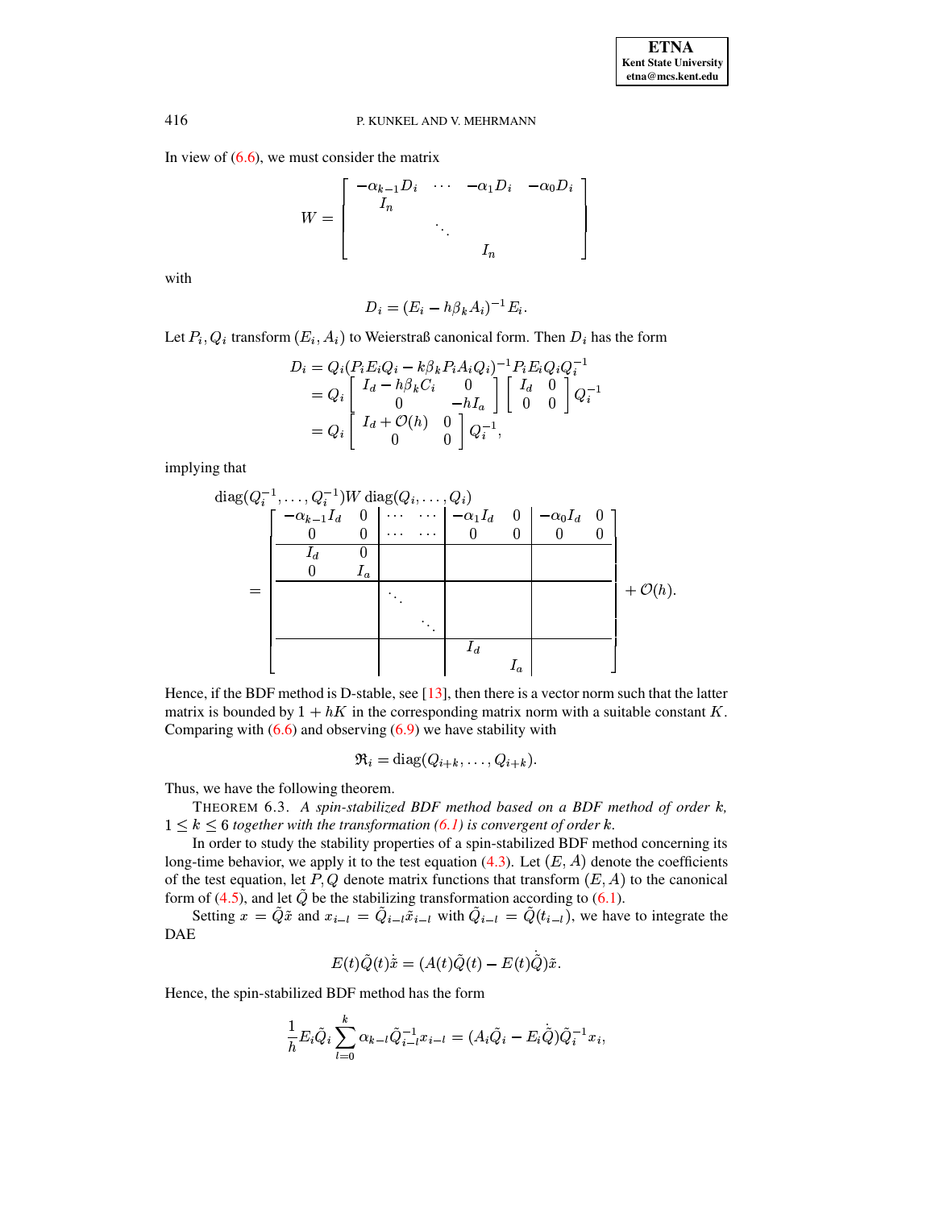In view of (6.6), we must consider the matrix

$$W = \begin{bmatrix} -\alpha_{k-1}D_i & \cdots & -\alpha_1 D_i & -\alpha_0 D_i \\ I_n & & & \\ & \ddots & & \\ & & I_n & \end{bmatrix}$$

with

$$D_i = (E_i - h\beta_k A_i)^{-1} E_i.$$

Let $P_i, Q_i$ transform $(E_i, A_i)$ to Weierstraß canonical form. Then $D_i$ has the form

$$\begin{aligned} D_i &= Q_i (P_i E_i Q_i - k\beta_k P_i A_i Q_i)^{-1} P_i E_i Q_i Q_i^{-1} \\ &= Q_i \begin{bmatrix} I_d - h\beta_k C_i & 0 \\ 0 & -hI_a \end{bmatrix} \begin{bmatrix} I_d & 0 \\ 0 & 0 \end{bmatrix} Q_i^{-1} \\ &= Q_i \begin{bmatrix} I_d + \mathcal{O}(h) & 0 \\ 0 & 0 \end{bmatrix} Q_i^{-1}, \end{aligned}$$

implying that

$$\operatorname{diag}(Q_i^{-1}, \ldots, Q_i^{-1}) W \operatorname{diag}(Q_i, \ldots, Q_i)$$
$$= \left[\begin{array}{cc|cc|cc|cc} -\alpha_{k-1} I_d & 0 & \cdots & \cdots & -\alpha_1 I_d & 0 & -\alpha_0 I_d & 0 \\ 0 & 0 & \cdots & \cdots & 0 & 0 & 0 & 0 \\ \hline I_d & 0 & & & & & & \\ 0 & I_a & & & & & & \\ \hline & & \ddots & & & & & \\ & & & \ddots & & & & \\ \hline & & & & I_d & & & \\ & & & & & I_a & & \end{array}\right] + \mathcal{O}(h).$$

Hence, if the BDF method is D-stable, see [13], then there is a vector norm such that the latter matrix is bounded by $1 + hK$ in the corresponding matrix norm with a suitable constant $K$. Comparing with (6.6) and observing (6.9) we have stability with

$$\mathfrak{R}_i = \operatorname{diag}(Q_{i+k}, \ldots, Q_{i+k}).$$

Thus, we have the following theorem.

THEOREM 6.3. *A spin-stabilized BDF method based on a BDF method of order $k$, $1 \le k \le 6$ together with the transformation (6.1) is convergent of order $k$.*

In order to study the stability properties of a spin-stabilized BDF method concerning its long-time behavior, we apply it to the test equation (4.3). Let $(E, A)$ denote the coefficients of the test equation, let $P, Q$ denote matrix functions that transform $(E, A)$ to the canonical form of (4.5), and let $\tilde{Q}$ be the stabilizing transformation according to (6.1).

Setting $x = \tilde{Q}\tilde{x}$ and $x_{i-l} = \tilde{Q}_{i-l}\tilde{x}_{i-l}$ with $\tilde{Q}_{i-l} = \tilde{Q}(t_{i-l})$, we have to integrate the DAE

$$E(t)\tilde{Q}(t)\dot{\tilde{x}} = (A(t)\tilde{Q}(t) - E(t)\dot{\tilde{Q}})\tilde{x}.$$

Hence, the spin-stabilized BDF method has the form

$$\frac{1}{h} E_i \tilde{Q}_i \sum_{l=0}^{k} \alpha_{k-l} \tilde{Q}_{i-l}^{-1} x_{i-l} = (A_i \tilde{Q}_i - E_i \dot{\tilde{Q}}) \tilde{Q}_i^{-1} x_i,$$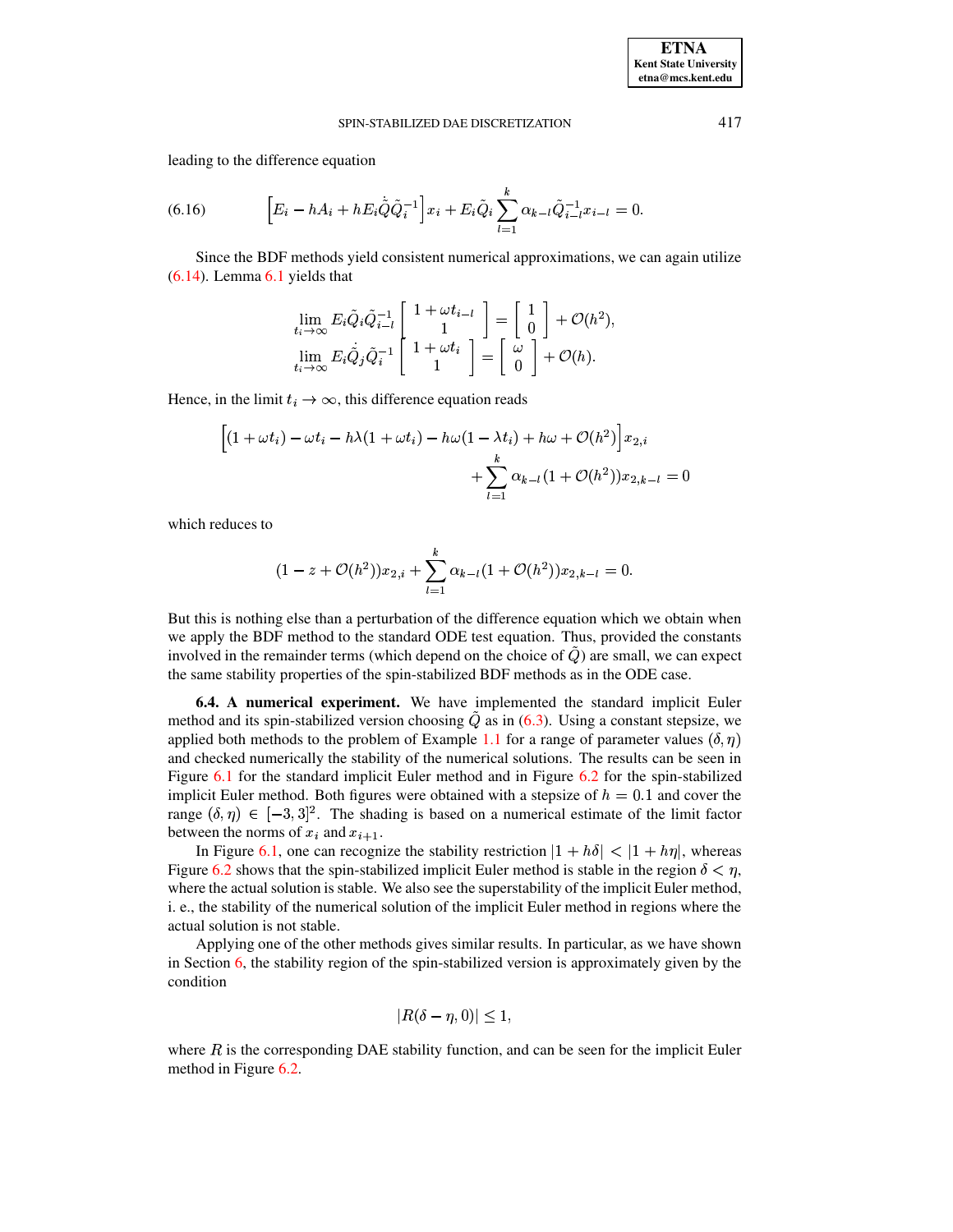leading to the difference equation

$$\left[E_i - hA_i + hE_i\dot{\tilde{Q}}\tilde{Q}_i^{-1}\right]x_i + E_i\tilde{Q}_i\sum_{l=1}^{k}\alpha_{k-l}\tilde{Q}_{i-l}^{-1}x_{i-l} = 0. \tag{6.16}$$

Since the BDF methods yield consistent numerical approximations, we can again utilize (6.14). Lemma 6.1 yields that

$$\lim_{t_i\to\infty} E_i\tilde{Q}_i\tilde{Q}_{i-l}^{-1}\begin{bmatrix} 1+\omega t_{i-l} \\ 1 \end{bmatrix} = \begin{bmatrix} 1 \\ 0 \end{bmatrix} + \mathcal{O}(h^2),$$
$$\lim_{t_i\to\infty} E_i\dot{\tilde{Q}}_j\tilde{Q}_i^{-1}\begin{bmatrix} 1+\omega t_i \\ 1 \end{bmatrix} = \begin{bmatrix} \omega \\ 0 \end{bmatrix} + \mathcal{O}(h).$$

Hence, in the limit $t_i \to \infty$, this difference equation reads

$$\Big[(1+\omega t_i) - \omega t_i - h\lambda(1+\omega t_i) - h\omega(1-\lambda t_i) + h\omega + \mathcal{O}(h^2)\Big]x_{2,i} + \sum_{l=1}^{k}\alpha_{k-l}(1+\mathcal{O}(h^2))x_{2,k-l} = 0$$

which reduces to

$$(1 - z + \mathcal{O}(h^2))x_{2,i} + \sum_{l=1}^{k}\alpha_{k-l}(1+\mathcal{O}(h^2))x_{2,k-l} = 0.$$

But this is nothing else than a perturbation of the difference equation which we obtain when we apply the BDF method to the standard ODE test equation. Thus, provided the constants involved in the remainder terms (which depend on the choice of $\tilde{Q}$) are small, we can expect the same stability properties of the spin-stabilized BDF methods as in the ODE case.

**6.4. A numerical experiment.** We have implemented the standard implicit Euler method and its spin-stabilized version choosing $\tilde{Q}$ as in (6.3). Using a constant stepsize, we applied both methods to the problem of Example 1.1 for a range of parameter values $(\delta, \eta)$ and checked numerically the stability of the numerical solutions. The results can be seen in Figure 6.1 for the standard implicit Euler method and in Figure 6.2 for the spin-stabilized implicit Euler method. Both figures were obtained with a stepsize of $h = 0.1$ and cover the range $(\delta, \eta) \in [-3, 3]^2$. The shading is based on a numerical estimate of the limit factor between the norms of $x_i$ and $x_{i+1}$.

In Figure 6.1, one can recognize the stability restriction $|1 + h\delta| < |1 + h\eta|$, whereas Figure 6.2 shows that the spin-stabilized implicit Euler method is stable in the region $\delta < \eta$, where the actual solution is stable. We also see the superstability of the implicit Euler method, i. e., the stability of the numerical solution of the implicit Euler method in regions where the actual solution is not stable.

Applying one of the other methods gives similar results. In particular, as we have shown in Section 6, the stability region of the spin-stabilized version is approximately given by the condition

$$|R(\delta - \eta, 0)| \leq 1,$$

where $R$ is the corresponding DAE stability function, and can be seen for the implicit Euler method in Figure 6.2.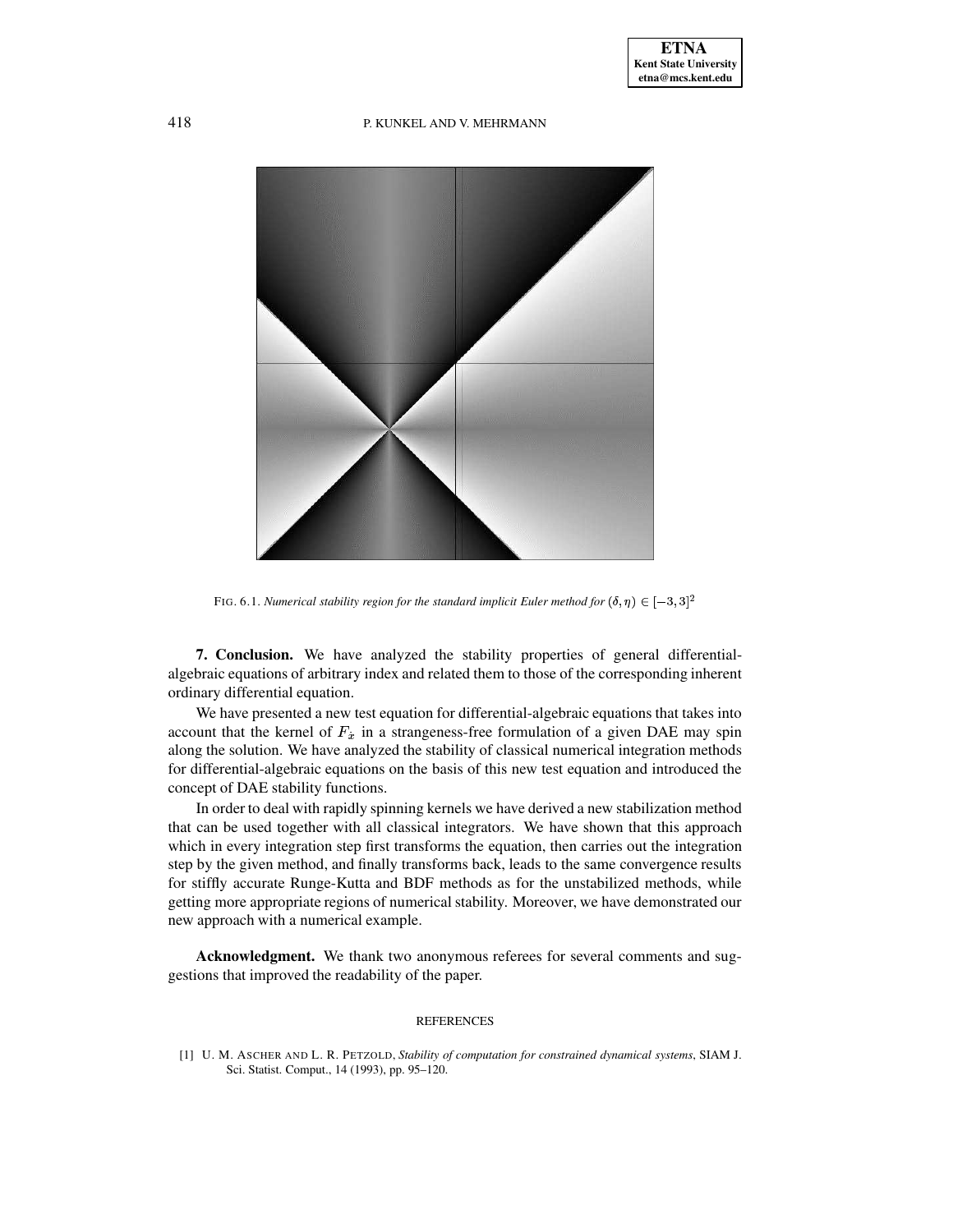FIG. 6.1. *Numerical stability region for the standard implicit Euler method for* $(\delta, \eta) \in [-3, 3]^2$

## 7. Conclusion.

We have analyzed the stability properties of general differential-algebraic equations of arbitrary index and related them to those of the corresponding inherent ordinary differential equation.

We have presented a new test equation for differential-algebraic equations that takes into account that the kernel of $F_{\dot{x}}$ in a strangeness-free formulation of a given DAE may spin along the solution. We have analyzed the stability of classical numerical integration methods for differential-algebraic equations on the basis of this new test equation and introduced the concept of DAE stability functions.

In order to deal with rapidly spinning kernels we have derived a new stabilization method that can be used together with all classical integrators. We have shown that this approach which in every integration step first transforms the equation, then carries out the integration step by the given method, and finally transforms back, leads to the same convergence results for stiffly accurate Runge-Kutta and BDF methods as for the unstabilized methods, while getting more appropriate regions of numerical stability. Moreover, we have demonstrated our new approach with a numerical example.

**Acknowledgment.** We thank two anonymous referees for several comments and suggestions that improved the readability of the paper.

## REFERENCES

[1] U. M. ASCHER AND L. R. PETZOLD, *Stability of computation for constrained dynamical systems*, SIAM J. Sci. Statist. Comput., 14 (1993), pp. 95–120.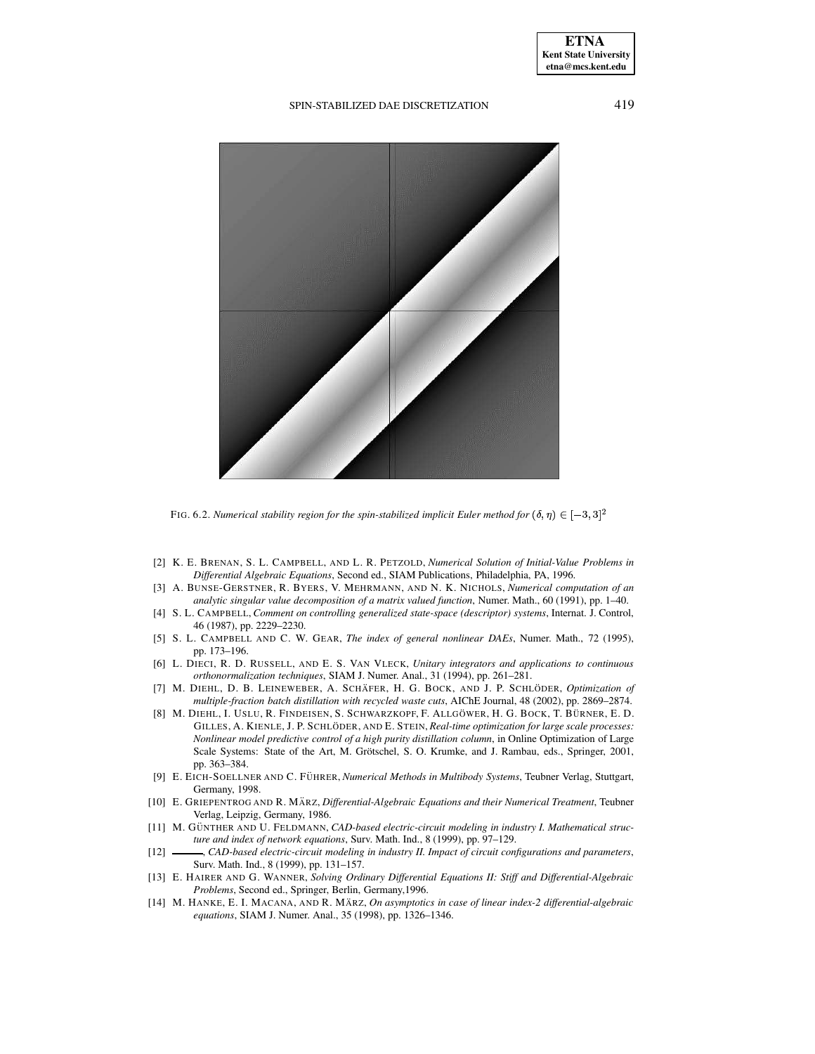FIG. 6.2. *Numerical stability region for the spin-stabilized implicit Euler method for* $(\delta, \eta) \in [-3, 3]^2$

[2] K. E. BRENAN, S. L. CAMPBELL, AND L. R. PETZOLD, *Numerical Solution of Initial-Value Problems in Differential Algebraic Equations*, Second ed., SIAM Publications, Philadelphia, PA, 1996.

[3] A. BUNSE-GERSTNER, R. BYERS, V. MEHRMANN, AND N. K. NICHOLS, *Numerical computation of an analytic singular value decomposition of a matrix valued function*, Numer. Math., 60 (1991), pp. 1–40.

[4] S. L. CAMPBELL, *Comment on controlling generalized state-space (descriptor) systems*, Internat. J. Control, 46 (1987), pp. 2229–2230.

[5] S. L. CAMPBELL AND C. W. GEAR, *The index of general nonlinear DAEs*, Numer. Math., 72 (1995), pp. 173–196.

[6] L. DIECI, R. D. RUSSELL, AND E. S. VAN VLECK, *Unitary integrators and applications to continuous orthonormalization techniques*, SIAM J. Numer. Anal., 31 (1994), pp. 261–281.

[7] M. DIEHL, D. B. LEINEWEBER, A. SCHÄFER, H. G. BOCK, AND J. P. SCHLÖDER, *Optimization of multiple-fraction batch distillation with recycled waste cuts*, AIChE Journal, 48 (2002), pp. 2869–2874.

[8] M. DIEHL, I. USLU, R. FINDEISEN, S. SCHWARZKOPF, F. ALLGÖWER, H. G. BOCK, T. BÜRNER, E. D. GILLES, A. KIENLE, J. P. SCHLÖDER, AND E. STEIN, *Real-time optimization for large scale processes: Nonlinear model predictive control of a high purity distillation column*, in Online Optimization of Large Scale Systems: State of the Art, M. Grötschel, S. O. Krumke, and J. Rambau, eds., Springer, 2001, pp. 363–384.

[9] E. EICH-SOELLNER AND C. FÜHRER, *Numerical Methods in Multibody Systems*, Teubner Verlag, Stuttgart, Germany, 1998.

[10] E. GRIEPENTROG AND R. MÄRZ, *Differential-Algebraic Equations and their Numerical Treatment*, Teubner Verlag, Leipzig, Germany, 1986.

[11] M. GÜNTHER AND U. FELDMANN, *CAD-based electric-circuit modeling in industry I. Mathematical structure and index of network equations*, Surv. Math. Ind., 8 (1999), pp. 97–129.

[12] ———, *CAD-based electric-circuit modeling in industry II. Impact of circuit configurations and parameters*, Surv. Math. Ind., 8 (1999), pp. 131–157.

[13] E. HAIRER AND G. WANNER, *Solving Ordinary Differential Equations II: Stiff and Differential-Algebraic Problems*, Second ed., Springer, Berlin, Germany,1996.

[14] M. HANKE, E. I. MACANA, AND R. MÄRZ, *On asymptotics in case of linear index-2 differential-algebraic equations*, SIAM J. Numer. Anal., 35 (1998), pp. 1326–1346.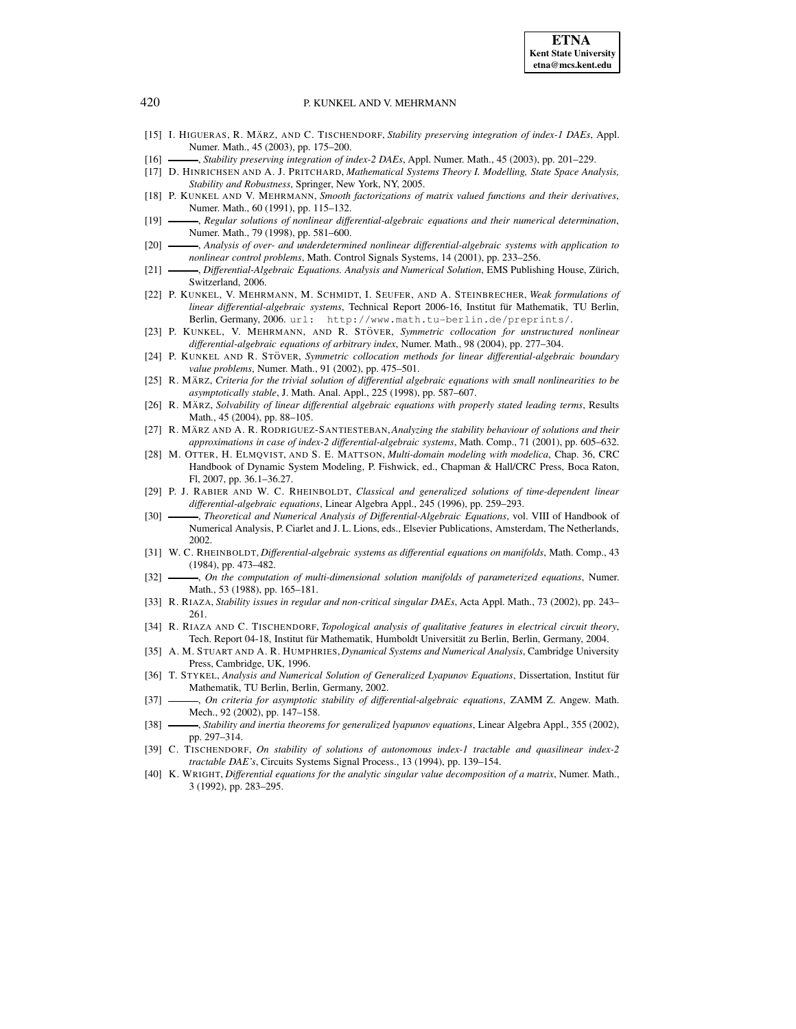[15] I. HIGUERAS, R. MÄRZ, AND C. TISCHENDORF, *Stability preserving integration of index-1 DAEs*, Appl. Numer. Math., 45 (2003), pp. 175–200.

[16] ———, *Stability preserving integration of index-2 DAEs*, Appl. Numer. Math., 45 (2003), pp. 201–229.

[17] D. HINRICHSEN AND A. J. PRITCHARD, *Mathematical Systems Theory I. Modelling, State Space Analysis, Stability and Robustness*, Springer, New York, NY, 2005.

[18] P. KUNKEL AND V. MEHRMANN, *Smooth factorizations of matrix valued functions and their derivatives*, Numer. Math., 60 (1991), pp. 115–132.

[19] ———, *Regular solutions of nonlinear differential-algebraic equations and their numerical determination*, Numer. Math., 79 (1998), pp. 581–600.

[20] ———, *Analysis of over- and underdetermined nonlinear differential-algebraic systems with application to nonlinear control problems*, Math. Control Signals Systems, 14 (2001), pp. 233–256.

[21] ———, *Differential-Algebraic Equations. Analysis and Numerical Solution*, EMS Publishing House, Zürich, Switzerland, 2006.

[22] P. KUNKEL, V. MEHRMANN, M. SCHMIDT, I. SEUFER, AND A. STEINBRECHER, *Weak formulations of linear differential-algebraic systems*, Technical Report 2006-16, Institut für Mathematik, TU Berlin, Berlin, Germany, 2006. url: http://www.math.tu-berlin.de/preprints/.

[23] P. KUNKEL, V. MEHRMANN, AND R. STÖVER, *Symmetric collocation for unstructured nonlinear differential-algebraic equations of arbitrary index*, Numer. Math., 98 (2004), pp. 277–304.

[24] P. KUNKEL AND R. STÖVER, *Symmetric collocation methods for linear differential-algebraic boundary value problems*, Numer. Math., 91 (2002), pp. 475–501.

[25] R. MÄRZ, *Criteria for the trivial solution of differential algebraic equations with small nonlinearities to be asymptotically stable*, J. Math. Anal. Appl., 225 (1998), pp. 587–607.

[26] R. MÄRZ, *Solvability of linear differential algebraic equations with properly stated leading terms*, Results Math., 45 (2004), pp. 88–105.

[27] R. MÄRZ AND A. R. RODRIGUEZ-SANTIESTEBAN, *Analyzing the stability behaviour of solutions and their approximations in case of index-2 differential-algebraic systems*, Math. Comp., 71 (2001), pp. 605–632.

[28] M. OTTER, H. ELMQVIST, AND S. E. MATTSON, *Multi-domain modeling with modelica*, Chap. 36, CRC Handbook of Dynamic System Modeling, P. Fishwick, ed., Chapman & Hall/CRC Press, Boca Raton, Fl, 2007, pp. 36.1–36.27.

[29] P. J. RABIER AND W. C. RHEINBOLDT, *Classical and generalized solutions of time-dependent linear differential-algebraic equations*, Linear Algebra Appl., 245 (1996), pp. 259–293.

[30] ———, *Theoretical and Numerical Analysis of Differential-Algebraic Equations*, vol. VIII of Handbook of Numerical Analysis, P. Ciarlet and J. L. Lions, eds., Elsevier Publications, Amsterdam, The Netherlands, 2002.

[31] W. C. RHEINBOLDT, *Differential-algebraic systems as differential equations on manifolds*, Math. Comp., 43 (1984), pp. 473–482.

[32] ———, *On the computation of multi-dimensional solution manifolds of parameterized equations*, Numer. Math., 53 (1988), pp. 165–181.

[33] R. RIAZA, *Stability issues in regular and non-critical singular DAEs*, Acta Appl. Math., 73 (2002), pp. 243–261.

[34] R. RIAZA AND C. TISCHENDORF, *Topological analysis of qualitative features in electrical circuit theory*, Tech. Report 04-18, Institut für Mathematik, Humboldt Universität zu Berlin, Berlin, Germany, 2004.

[35] A. M. STUART AND A. R. HUMPHRIES, *Dynamical Systems and Numerical Analysis*, Cambridge University Press, Cambridge, UK, 1996.

[36] T. STYKEL, *Analysis and Numerical Solution of Generalized Lyapunov Equations*, Dissertation, Institut für Mathematik, TU Berlin, Berlin, Germany, 2002.

[37] ———, *On criteria for asymptotic stability of differential-algebraic equations*, ZAMM Z. Angew. Math. Mech., 92 (2002), pp. 147–158.

[38] ———, *Stability and inertia theorems for generalized lyapunov equations*, Linear Algebra Appl., 355 (2002), pp. 297–314.

[39] C. TISCHENDORF, *On stability of solutions of autonomous index-1 tractable and quasilinear index-2 tractable DAE's*, Circuits Systems Signal Process., 13 (1994), pp. 139–154.

[40] K. WRIGHT, *Differential equations for the analytic singular value decomposition of a matrix*, Numer. Math., 3 (1992), pp. 283–295.